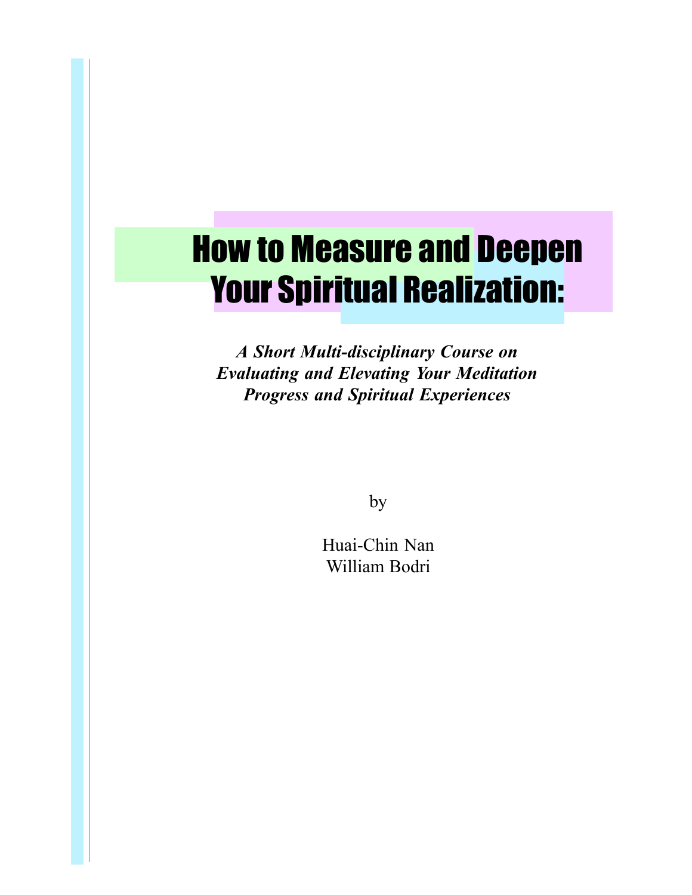# How to Measure and Deepen Your Spiritual Realization:

***A Short Multi-disciplinary Course on Evaluating and Elevating Your Meditation Progress and Spiritual Experiences***

by

Huai-Chin Nan
William Bodri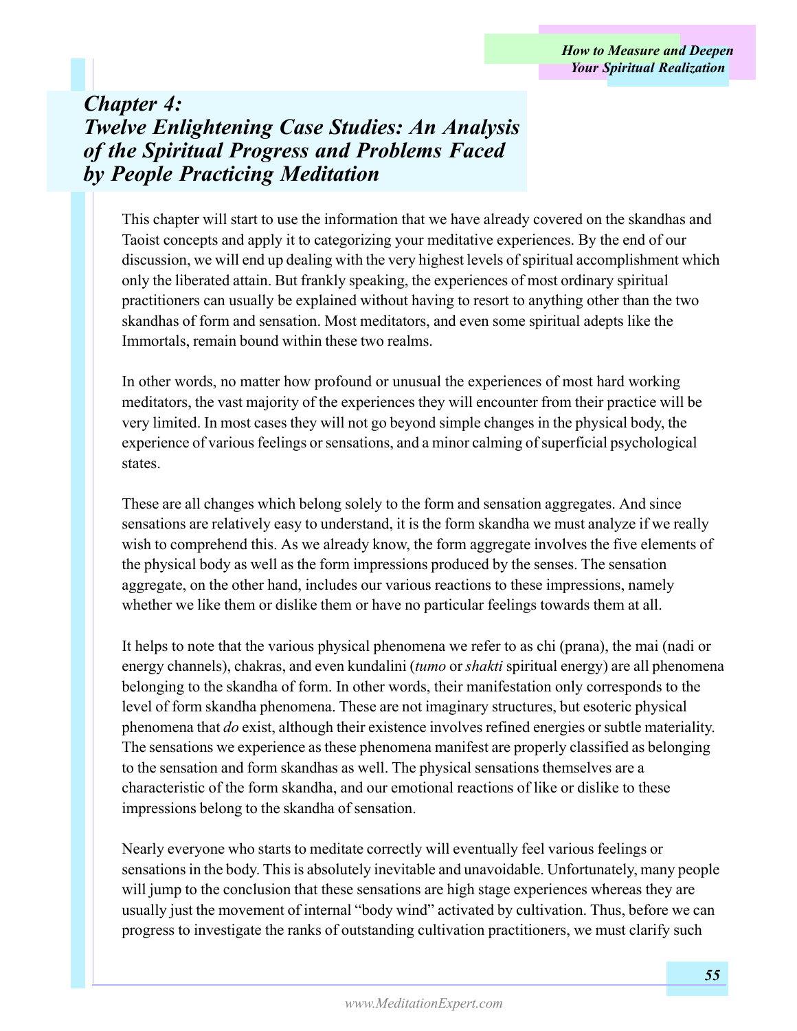# *Chapter 4: Twelve Enlightening Case Studies: An Analysis of the Spiritual Progress and Problems Faced by People Practicing Meditation*

This chapter will start to use the information that we have already covered on the skandhas and Taoist concepts and apply it to categorizing your meditative experiences. By the end of our discussion, we will end up dealing with the very highest levels of spiritual accomplishment which only the liberated attain. But frankly speaking, the experiences of most ordinary spiritual practitioners can usually be explained without having to resort to anything other than the two skandhas of form and sensation. Most meditators, and even some spiritual adepts like the Immortals, remain bound within these two realms.

In other words, no matter how profound or unusual the experiences of most hard working meditators, the vast majority of the experiences they will encounter from their practice will be very limited. In most cases they will not go beyond simple changes in the physical body, the experience of various feelings or sensations, and a minor calming of superficial psychological states.

These are all changes which belong solely to the form and sensation aggregates. And since sensations are relatively easy to understand, it is the form skandha we must analyze if we really wish to comprehend this. As we already know, the form aggregate involves the five elements of the physical body as well as the form impressions produced by the senses. The sensation aggregate, on the other hand, includes our various reactions to these impressions, namely whether we like them or dislike them or have no particular feelings towards them at all.

It helps to note that the various physical phenomena we refer to as chi (prana), the mai (nadi or energy channels), chakras, and even kundalini (*tumo* or *shakti* spiritual energy) are all phenomena belonging to the skandha of form. In other words, their manifestation only corresponds to the level of form skandha phenomena. These are not imaginary structures, but esoteric physical phenomena that *do* exist, although their existence involves refined energies or subtle materiality. The sensations we experience as these phenomena manifest are properly classified as belonging to the sensation and form skandhas as well. The physical sensations themselves are a characteristic of the form skandha, and our emotional reactions of like or dislike to these impressions belong to the skandha of sensation.

Nearly everyone who starts to meditate correctly will eventually feel various feelings or sensations in the body. This is absolutely inevitable and unavoidable. Unfortunately, many people will jump to the conclusion that these sensations are high stage experiences whereas they are usually just the movement of internal "body wind" activated by cultivation. Thus, before we can progress to investigate the ranks of outstanding cultivation practitioners, we must clarify such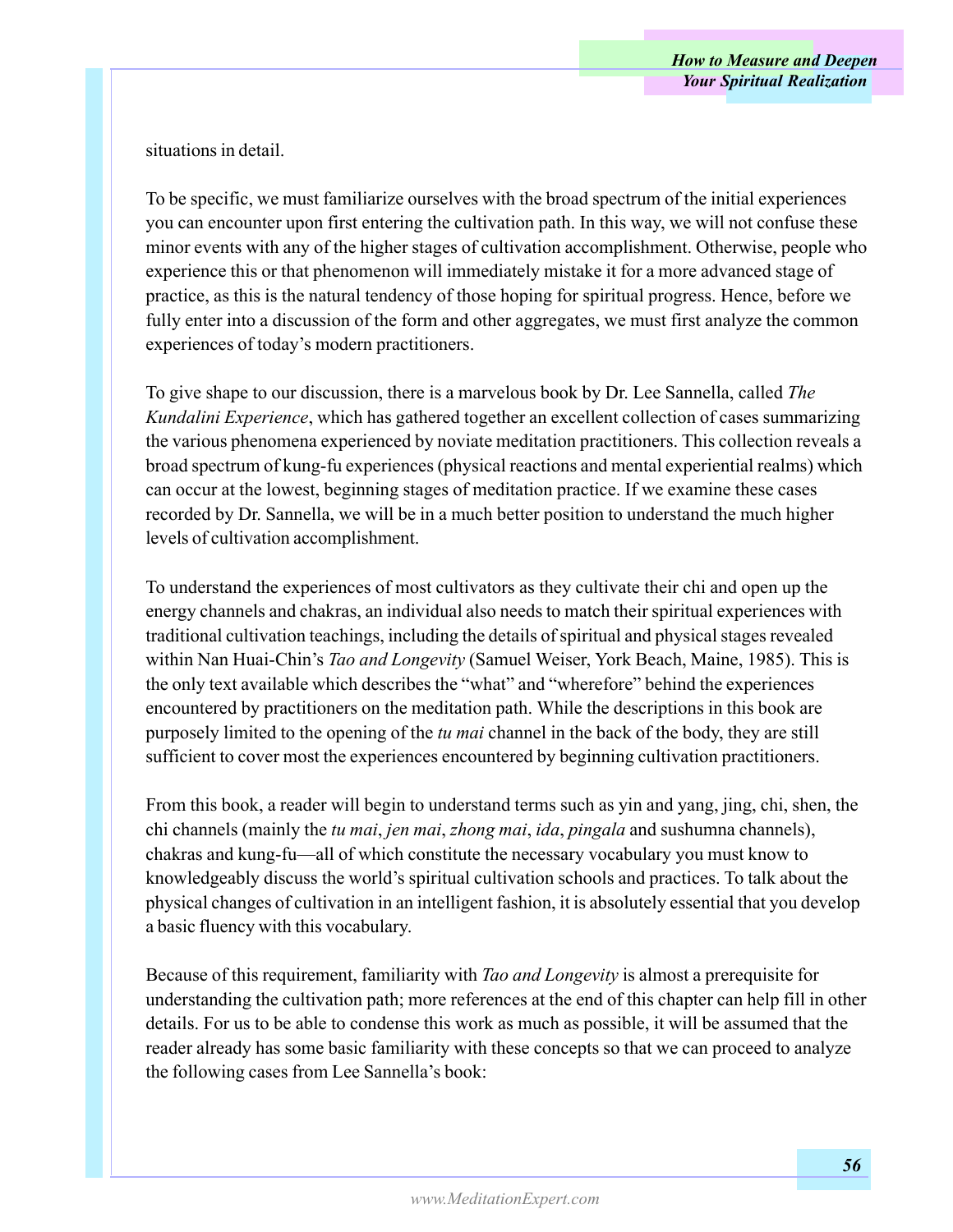situations in detail.

To be specific, we must familiarize ourselves with the broad spectrum of the initial experiences you can encounter upon first entering the cultivation path. In this way, we will not confuse these minor events with any of the higher stages of cultivation accomplishment. Otherwise, people who experience this or that phenomenon will immediately mistake it for a more advanced stage of practice, as this is the natural tendency of those hoping for spiritual progress. Hence, before we fully enter into a discussion of the form and other aggregates, we must first analyze the common experiences of today's modern practitioners.

To give shape to our discussion, there is a marvelous book by Dr. Lee Sannella, called *The Kundalini Experience*, which has gathered together an excellent collection of cases summarizing the various phenomena experienced by noviate meditation practitioners. This collection reveals a broad spectrum of kung-fu experiences (physical reactions and mental experiential realms) which can occur at the lowest, beginning stages of meditation practice. If we examine these cases recorded by Dr. Sannella, we will be in a much better position to understand the much higher levels of cultivation accomplishment.

To understand the experiences of most cultivators as they cultivate their chi and open up the energy channels and chakras, an individual also needs to match their spiritual experiences with traditional cultivation teachings, including the details of spiritual and physical stages revealed within Nan Huai-Chin's *Tao and Longevity* (Samuel Weiser, York Beach, Maine, 1985). This is the only text available which describes the "what" and "wherefore" behind the experiences encountered by practitioners on the meditation path. While the descriptions in this book are purposely limited to the opening of the *tu mai* channel in the back of the body, they are still sufficient to cover most the experiences encountered by beginning cultivation practitioners.

From this book, a reader will begin to understand terms such as yin and yang, jing, chi, shen, the chi channels (mainly the *tu mai*, *jen mai*, *zhong mai*, *ida*, *pingala* and sushumna channels), chakras and kung-fu—all of which constitute the necessary vocabulary you must know to knowledgeably discuss the world's spiritual cultivation schools and practices. To talk about the physical changes of cultivation in an intelligent fashion, it is absolutely essential that you develop a basic fluency with this vocabulary.

Because of this requirement, familiarity with *Tao and Longevity* is almost a prerequisite for understanding the cultivation path; more references at the end of this chapter can help fill in other details. For us to be able to condense this work as much as possible, it will be assumed that the reader already has some basic familiarity with these concepts so that we can proceed to analyze the following cases from Lee Sannella's book: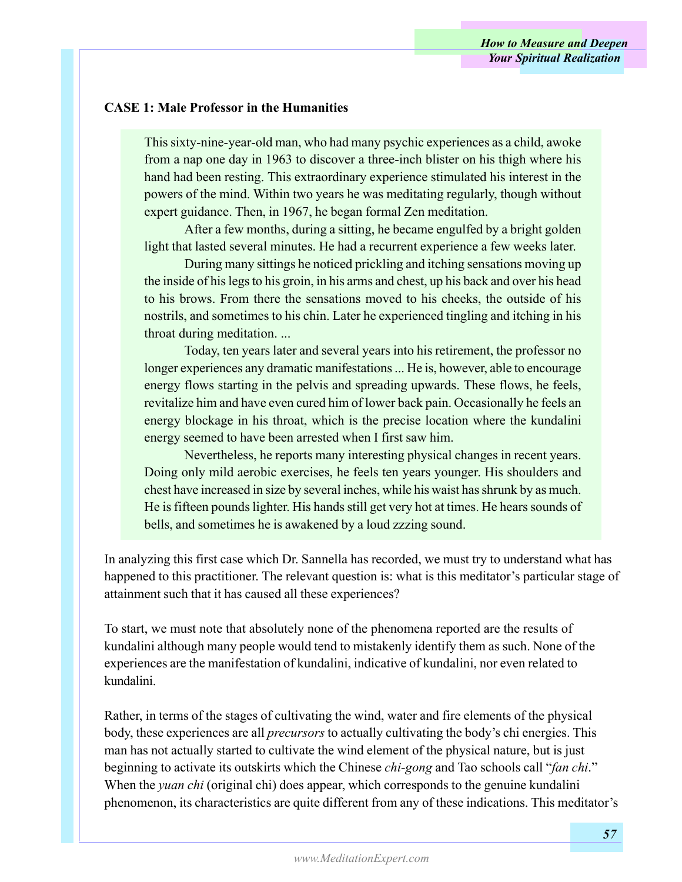**CASE 1: Male Professor in the Humanities**

> This sixty-nine-year-old man, who had many psychic experiences as a child, awoke from a nap one day in 1963 to discover a three-inch blister on his thigh where his hand had been resting. This extraordinary experience stimulated his interest in the powers of the mind. Within two years he was meditating regularly, though without expert guidance. Then, in 1967, he began formal Zen meditation.
>
> After a few months, during a sitting, he became engulfed by a bright golden light that lasted several minutes. He had a recurrent experience a few weeks later.
>
> During many sittings he noticed prickling and itching sensations moving up the inside of his legs to his groin, in his arms and chest, up his back and over his head to his brows. From there the sensations moved to his cheeks, the outside of his nostrils, and sometimes to his chin. Later he experienced tingling and itching in his throat during meditation. ...
>
> Today, ten years later and several years into his retirement, the professor no longer experiences any dramatic manifestations ... He is, however, able to encourage energy flows starting in the pelvis and spreading upwards. These flows, he feels, revitalize him and have even cured him of lower back pain. Occasionally he feels an energy blockage in his throat, which is the precise location where the kundalini energy seemed to have been arrested when I first saw him.
>
> Nevertheless, he reports many interesting physical changes in recent years. Doing only mild aerobic exercises, he feels ten years younger. His shoulders and chest have increased in size by several inches, while his waist has shrunk by as much. He is fifteen pounds lighter. His hands still get very hot at times. He hears sounds of bells, and sometimes he is awakened by a loud zzzing sound.

In analyzing this first case which Dr. Sannella has recorded, we must try to understand what has happened to this practitioner. The relevant question is: what is this meditator's particular stage of attainment such that it has caused all these experiences?

To start, we must note that absolutely none of the phenomena reported are the results of kundalini although many people would tend to mistakenly identify them as such. None of the experiences are the manifestation of kundalini, indicative of kundalini, nor even related to kundalini.

Rather, in terms of the stages of cultivating the wind, water and fire elements of the physical body, these experiences are all *precursors* to actually cultivating the body's chi energies. This man has not actually started to cultivate the wind element of the physical nature, but is just beginning to activate its outskirts which the Chinese *chi-gong* and Tao schools call "*fan chi*." When the *yuan chi* (original chi) does appear, which corresponds to the genuine kundalini phenomenon, its characteristics are quite different from any of these indications. This meditator's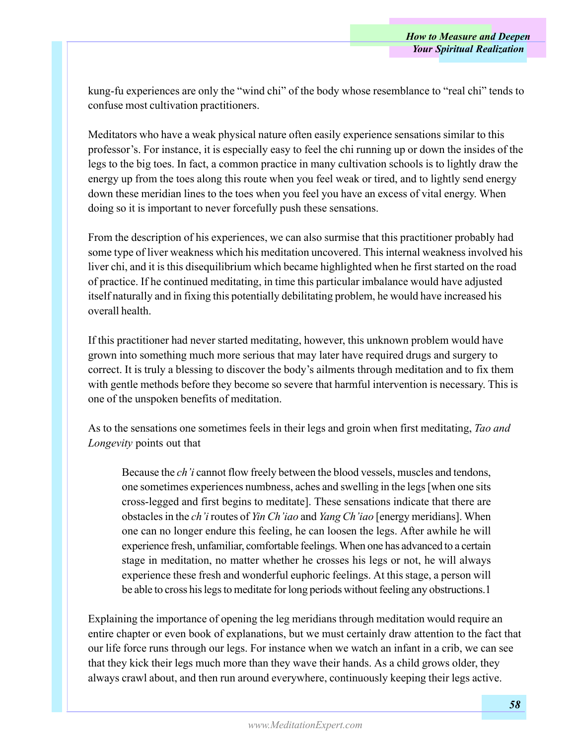kung-fu experiences are only the "wind chi" of the body whose resemblance to "real chi" tends to confuse most cultivation practitioners.

Meditators who have a weak physical nature often easily experience sensations similar to this professor's. For instance, it is especially easy to feel the chi running up or down the insides of the legs to the big toes. In fact, a common practice in many cultivation schools is to lightly draw the energy up from the toes along this route when you feel weak or tired, and to lightly send energy down these meridian lines to the toes when you feel you have an excess of vital energy. When doing so it is important to never forcefully push these sensations.

From the description of his experiences, we can also surmise that this practitioner probably had some type of liver weakness which his meditation uncovered. This internal weakness involved his liver chi, and it is this disequilibrium which became highlighted when he first started on the road of practice. If he continued meditating, in time this particular imbalance would have adjusted itself naturally and in fixing this potentially debilitating problem, he would have increased his overall health.

If this practitioner had never started meditating, however, this unknown problem would have grown into something much more serious that may later have required drugs and surgery to correct. It is truly a blessing to discover the body's ailments through meditation and to fix them with gentle methods before they become so severe that harmful intervention is necessary. This is one of the unspoken benefits of meditation.

As to the sensations one sometimes feels in their legs and groin when first meditating, *Tao and Longevity* points out that

> Because the *ch'i* cannot flow freely between the blood vessels, muscles and tendons, one sometimes experiences numbness, aches and swelling in the legs [when one sits cross-legged and first begins to meditate]. These sensations indicate that there are obstacles in the *ch'i* routes of *Yin Ch'iao* and *Yang Ch'iao* [energy meridians]. When one can no longer endure this feeling, he can loosen the legs. After awhile he will experience fresh, unfamiliar, comfortable feelings. When one has advanced to a certain stage in meditation, no matter whether he crosses his legs or not, he will always experience these fresh and wonderful euphoric feelings. At this stage, a person will be able to cross his legs to meditate for long periods without feeling any obstructions.[1]

Explaining the importance of opening the leg meridians through meditation would require an entire chapter or even book of explanations, but we must certainly draw attention to the fact that our life force runs through our legs. For instance when we watch an infant in a crib, we can see that they kick their legs much more than they wave their hands. As a child grows older, they always crawl about, and then run around everywhere, continuously keeping their legs active.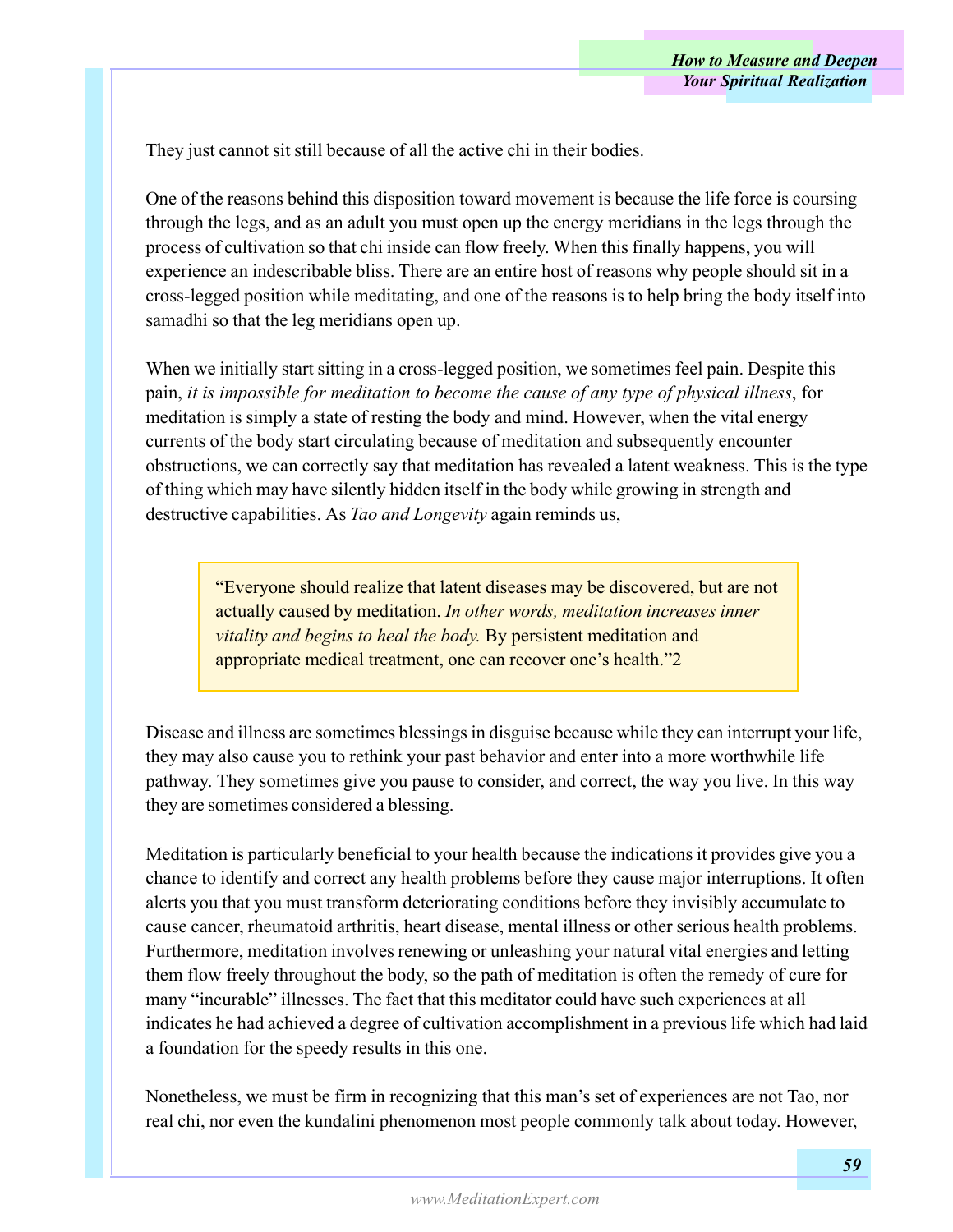They just cannot sit still because of all the active chi in their bodies.

One of the reasons behind this disposition toward movement is because the life force is coursing through the legs, and as an adult you must open up the energy meridians in the legs through the process of cultivation so that chi inside can flow freely. When this finally happens, you will experience an indescribable bliss. There are an entire host of reasons why people should sit in a cross-legged position while meditating, and one of the reasons is to help bring the body itself into samadhi so that the leg meridians open up.

When we initially start sitting in a cross-legged position, we sometimes feel pain. Despite this pain, *it is impossible for meditation to become the cause of any type of physical illness*, for meditation is simply a state of resting the body and mind. However, when the vital energy currents of the body start circulating because of meditation and subsequently encounter obstructions, we can correctly say that meditation has revealed a latent weakness. This is the type of thing which may have silently hidden itself in the body while growing in strength and destructive capabilities. As *Tao and Longevity* again reminds us,

> "Everyone should realize that latent diseases may be discovered, but are not actually caused by meditation. *In other words, meditation increases inner vitality and begins to heal the body.* By persistent meditation and appropriate medical treatment, one can recover one's health."[2]

Disease and illness are sometimes blessings in disguise because while they can interrupt your life, they may also cause you to rethink your past behavior and enter into a more worthwhile life pathway. They sometimes give you pause to consider, and correct, the way you live. In this way they are sometimes considered a blessing.

Meditation is particularly beneficial to your health because the indications it provides give you a chance to identify and correct any health problems before they cause major interruptions. It often alerts you that you must transform deteriorating conditions before they invisibly accumulate to cause cancer, rheumatoid arthritis, heart disease, mental illness or other serious health problems. Furthermore, meditation involves renewing or unleashing your natural vital energies and letting them flow freely throughout the body, so the path of meditation is often the remedy of cure for many "incurable" illnesses. The fact that this meditator could have such experiences at all indicates he had achieved a degree of cultivation accomplishment in a previous life which had laid a foundation for the speedy results in this one.

Nonetheless, we must be firm in recognizing that this man's set of experiences are not Tao, nor real chi, nor even the kundalini phenomenon most people commonly talk about today. However,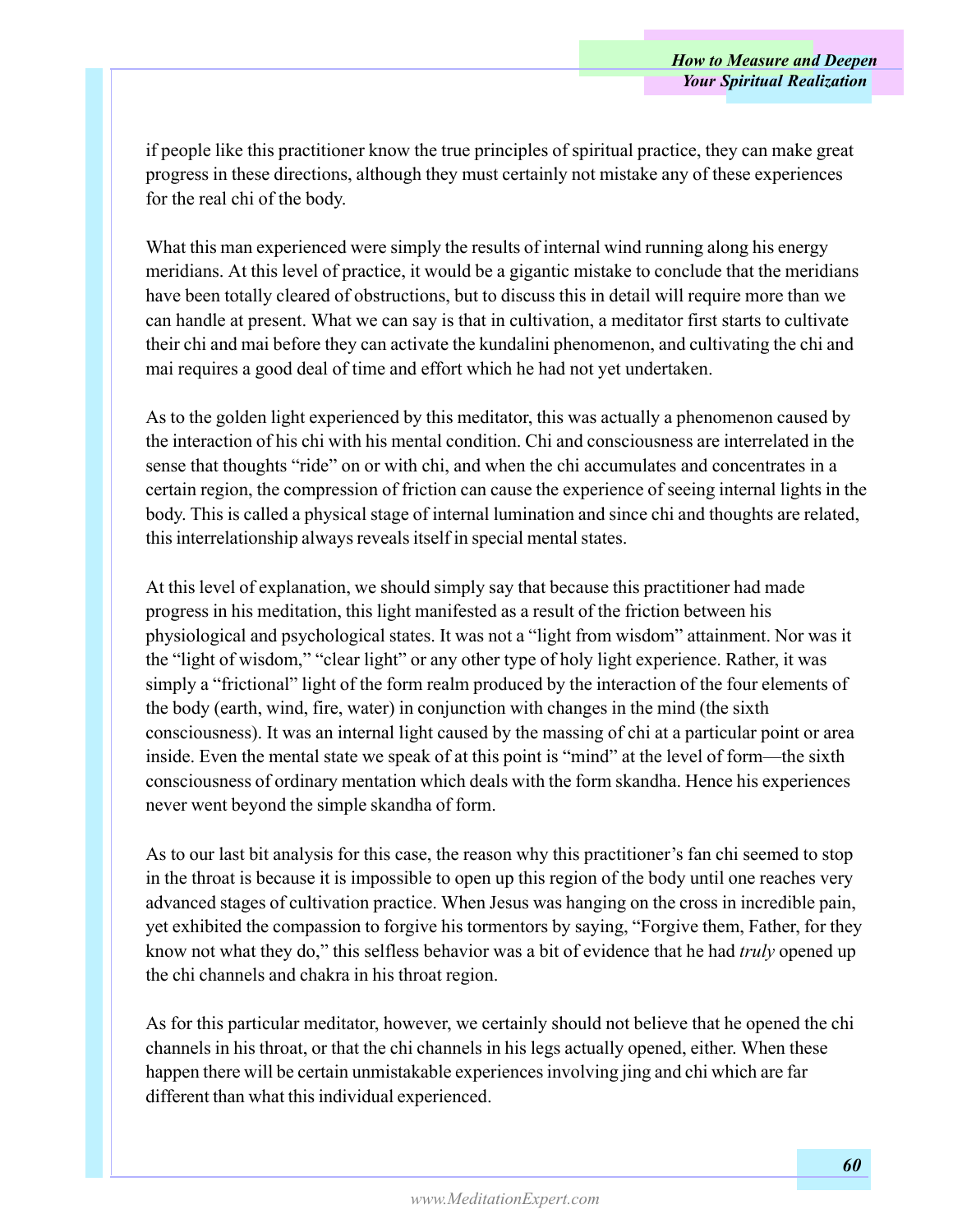if people like this practitioner know the true principles of spiritual practice, they can make great progress in these directions, although they must certainly not mistake any of these experiences for the real chi of the body.

What this man experienced were simply the results of internal wind running along his energy meridians. At this level of practice, it would be a gigantic mistake to conclude that the meridians have been totally cleared of obstructions, but to discuss this in detail will require more than we can handle at present. What we can say is that in cultivation, a meditator first starts to cultivate their chi and mai before they can activate the kundalini phenomenon, and cultivating the chi and mai requires a good deal of time and effort which he had not yet undertaken.

As to the golden light experienced by this meditator, this was actually a phenomenon caused by the interaction of his chi with his mental condition. Chi and consciousness are interrelated in the sense that thoughts "ride" on or with chi, and when the chi accumulates and concentrates in a certain region, the compression of friction can cause the experience of seeing internal lights in the body. This is called a physical stage of internal lumination and since chi and thoughts are related, this interrelationship always reveals itself in special mental states.

At this level of explanation, we should simply say that because this practitioner had made progress in his meditation, this light manifested as a result of the friction between his physiological and psychological states. It was not a "light from wisdom" attainment. Nor was it the "light of wisdom," "clear light" or any other type of holy light experience. Rather, it was simply a "frictional" light of the form realm produced by the interaction of the four elements of the body (earth, wind, fire, water) in conjunction with changes in the mind (the sixth consciousness). It was an internal light caused by the massing of chi at a particular point or area inside. Even the mental state we speak of at this point is "mind" at the level of form—the sixth consciousness of ordinary mentation which deals with the form skandha. Hence his experiences never went beyond the simple skandha of form.

As to our last bit analysis for this case, the reason why this practitioner's fan chi seemed to stop in the throat is because it is impossible to open up this region of the body until one reaches very advanced stages of cultivation practice. When Jesus was hanging on the cross in incredible pain, yet exhibited the compassion to forgive his tormentors by saying, "Forgive them, Father, for they know not what they do," this selfless behavior was a bit of evidence that he had *truly* opened up the chi channels and chakra in his throat region.

As for this particular meditator, however, we certainly should not believe that he opened the chi channels in his throat, or that the chi channels in his legs actually opened, either. When these happen there will be certain unmistakable experiences involving jing and chi which are far different than what this individual experienced.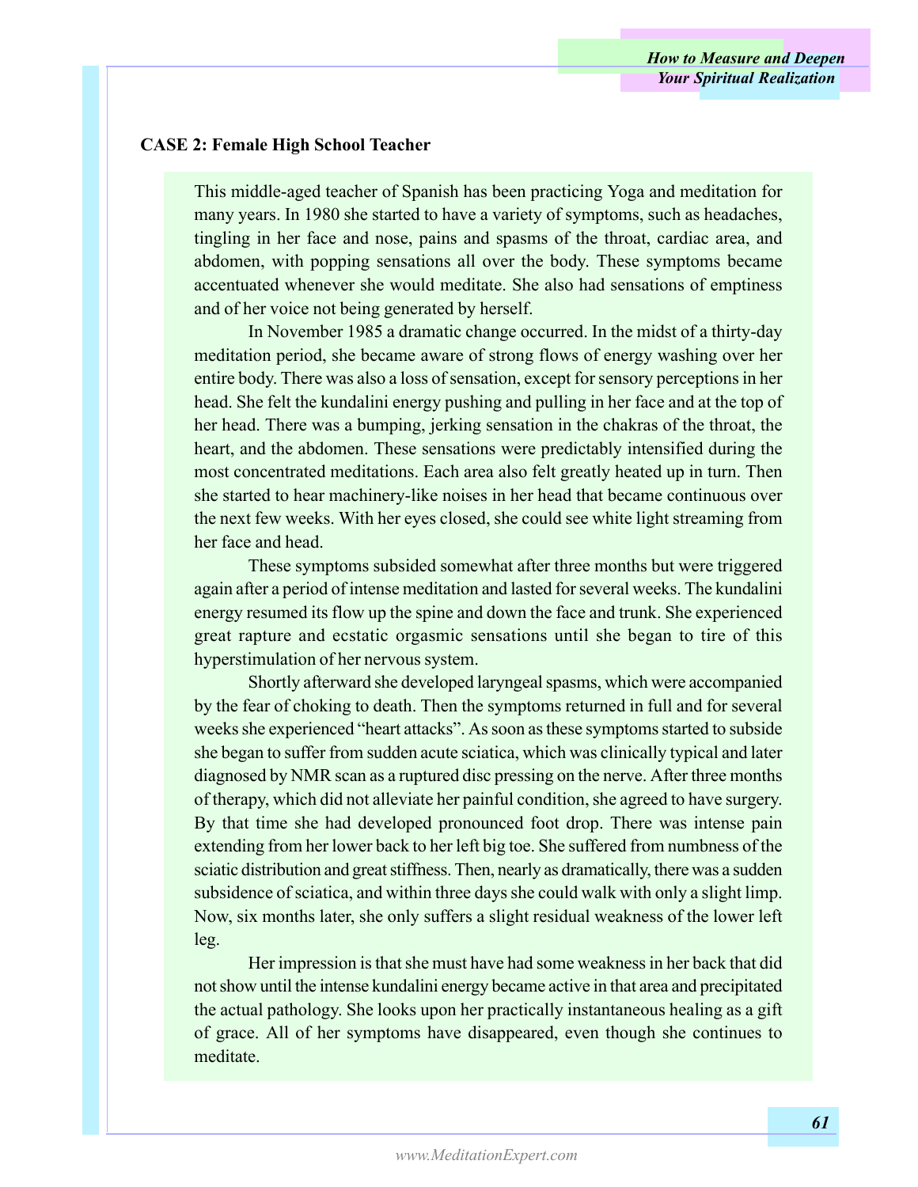**CASE 2: Female High School Teacher**

This middle-aged teacher of Spanish has been practicing Yoga and meditation for many years. In 1980 she started to have a variety of symptoms, such as headaches, tingling in her face and nose, pains and spasms of the throat, cardiac area, and abdomen, with popping sensations all over the body. These symptoms became accentuated whenever she would meditate. She also had sensations of emptiness and of her voice not being generated by herself.

In November 1985 a dramatic change occurred. In the midst of a thirty-day meditation period, she became aware of strong flows of energy washing over her entire body. There was also a loss of sensation, except for sensory perceptions in her head. She felt the kundalini energy pushing and pulling in her face and at the top of her head. There was a bumping, jerking sensation in the chakras of the throat, the heart, and the abdomen. These sensations were predictably intensified during the most concentrated meditations. Each area also felt greatly heated up in turn. Then she started to hear machinery-like noises in her head that became continuous over the next few weeks. With her eyes closed, she could see white light streaming from her face and head.

These symptoms subsided somewhat after three months but were triggered again after a period of intense meditation and lasted for several weeks. The kundalini energy resumed its flow up the spine and down the face and trunk. She experienced great rapture and ecstatic orgasmic sensations until she began to tire of this hyperstimulation of her nervous system.

Shortly afterward she developed laryngeal spasms, which were accompanied by the fear of choking to death. Then the symptoms returned in full and for several weeks she experienced "heart attacks". As soon as these symptoms started to subside she began to suffer from sudden acute sciatica, which was clinically typical and later diagnosed by NMR scan as a ruptured disc pressing on the nerve. After three months of therapy, which did not alleviate her painful condition, she agreed to have surgery. By that time she had developed pronounced foot drop. There was intense pain extending from her lower back to her left big toe. She suffered from numbness of the sciatic distribution and great stiffness. Then, nearly as dramatically, there was a sudden subsidence of sciatica, and within three days she could walk with only a slight limp. Now, six months later, she only suffers a slight residual weakness of the lower left leg.

Her impression is that she must have had some weakness in her back that did not show until the intense kundalini energy became active in that area and precipitated the actual pathology. She looks upon her practically instantaneous healing as a gift of grace. All of her symptoms have disappeared, even though she continues to meditate.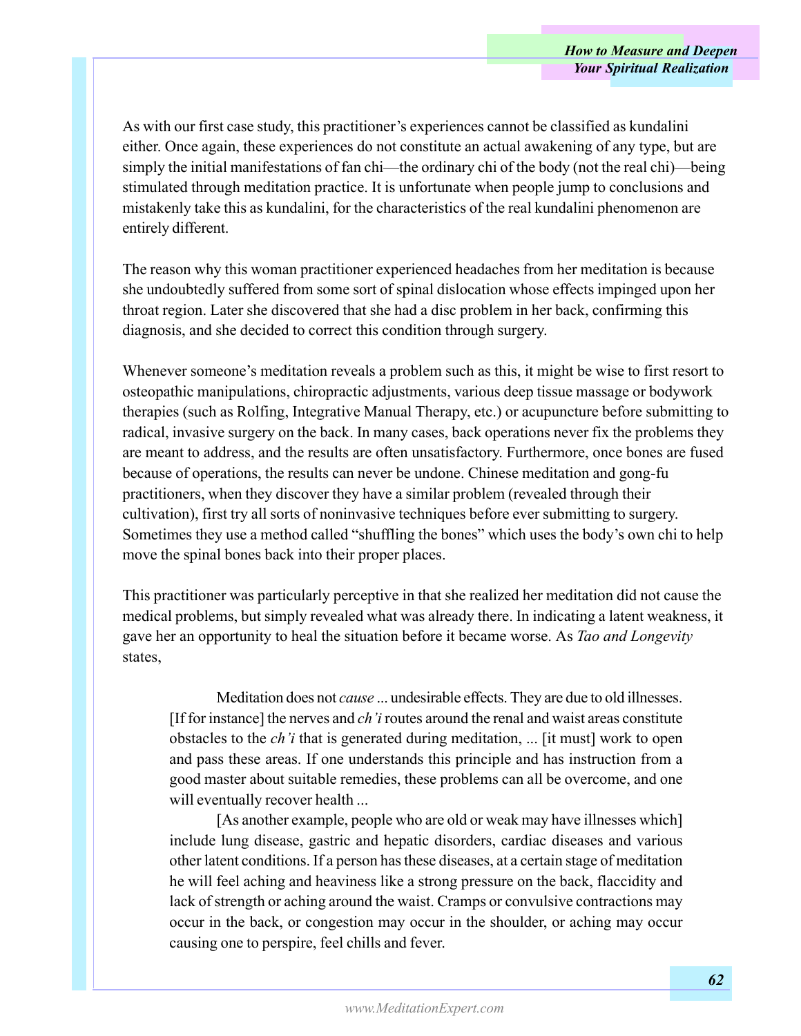As with our first case study, this practitioner's experiences cannot be classified as kundalini either. Once again, these experiences do not constitute an actual awakening of any type, but are simply the initial manifestations of fan chi—the ordinary chi of the body (not the real chi)—being stimulated through meditation practice. It is unfortunate when people jump to conclusions and mistakenly take this as kundalini, for the characteristics of the real kundalini phenomenon are entirely different.

The reason why this woman practitioner experienced headaches from her meditation is because she undoubtedly suffered from some sort of spinal dislocation whose effects impinged upon her throat region. Later she discovered that she had a disc problem in her back, confirming this diagnosis, and she decided to correct this condition through surgery.

Whenever someone's meditation reveals a problem such as this, it might be wise to first resort to osteopathic manipulations, chiropractic adjustments, various deep tissue massage or bodywork therapies (such as Rolfing, Integrative Manual Therapy, etc.) or acupuncture before submitting to radical, invasive surgery on the back. In many cases, back operations never fix the problems they are meant to address, and the results are often unsatisfactory. Furthermore, once bones are fused because of operations, the results can never be undone. Chinese meditation and gong-fu practitioners, when they discover they have a similar problem (revealed through their cultivation), first try all sorts of noninvasive techniques before ever submitting to surgery. Sometimes they use a method called "shuffling the bones" which uses the body's own chi to help move the spinal bones back into their proper places.

This practitioner was particularly perceptive in that she realized her meditation did not cause the medical problems, but simply revealed what was already there. In indicating a latent weakness, it gave her an opportunity to heal the situation before it became worse. As *Tao and Longevity* states,

> Meditation does not *cause* ... undesirable effects. They are due to old illnesses. [If for instance] the nerves and *ch'i* routes around the renal and waist areas constitute obstacles to the *ch'i* that is generated during meditation, ... [it must] work to open and pass these areas. If one understands this principle and has instruction from a good master about suitable remedies, these problems can all be overcome, and one will eventually recover health ...
>
> [As another example, people who are old or weak may have illnesses which] include lung disease, gastric and hepatic disorders, cardiac diseases and various other latent conditions. If a person has these diseases, at a certain stage of meditation he will feel aching and heaviness like a strong pressure on the back, flaccidity and lack of strength or aching around the waist. Cramps or convulsive contractions may occur in the back, or congestion may occur in the shoulder, or aching may occur causing one to perspire, feel chills and fever.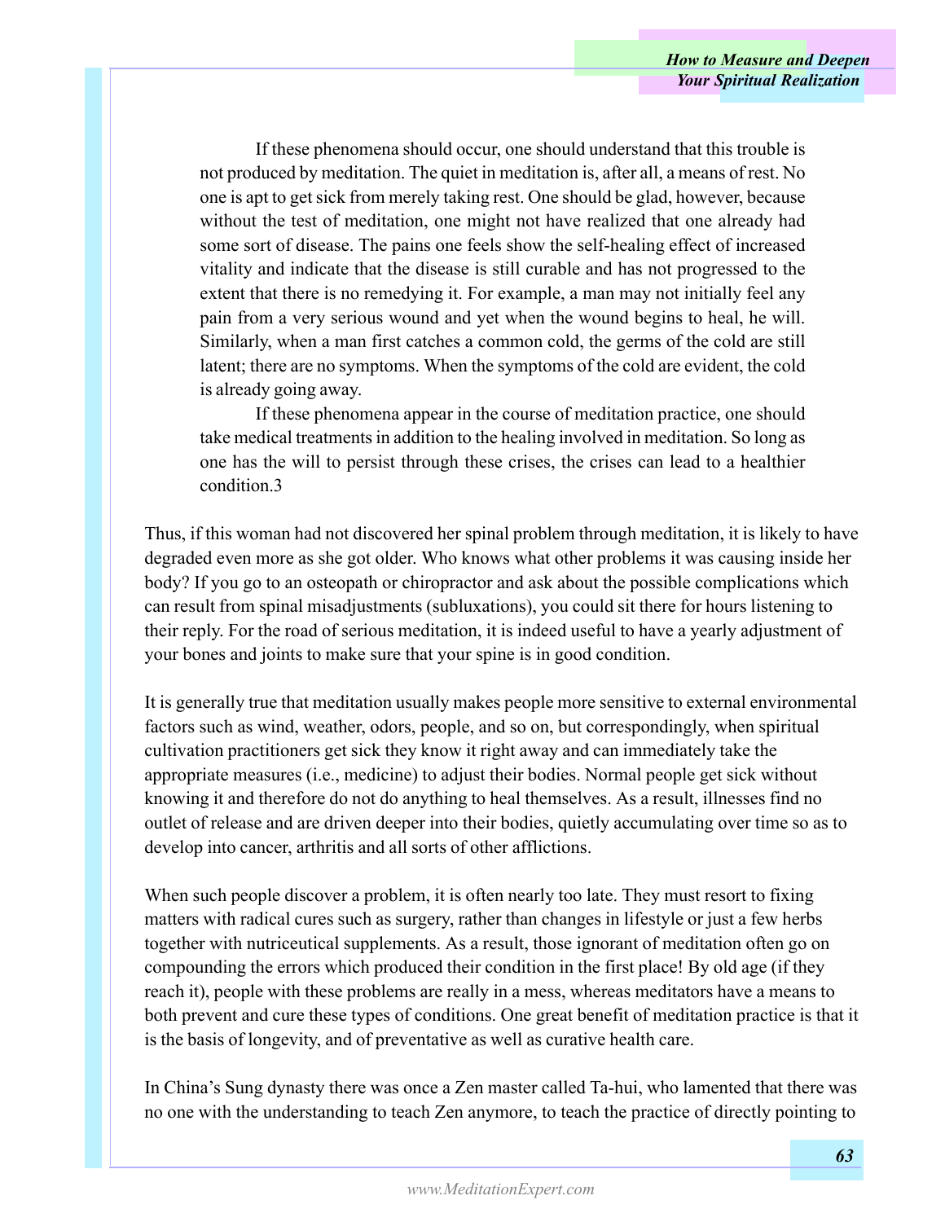> If these phenomena should occur, one should understand that this trouble is not produced by meditation. The quiet in meditation is, after all, a means of rest. No one is apt to get sick from merely taking rest. One should be glad, however, because without the test of meditation, one might not have realized that one already had some sort of disease. The pains one feels show the self-healing effect of increased vitality and indicate that the disease is still curable and has not progressed to the extent that there is no remedying it. For example, a man may not initially feel any pain from a very serious wound and yet when the wound begins to heal, he will. Similarly, when a man first catches a common cold, the germs of the cold are still latent; there are no symptoms. When the symptoms of the cold are evident, the cold is already going away.
>
> If these phenomena appear in the course of meditation practice, one should take medical treatments in addition to the healing involved in meditation. So long as one has the will to persist through these crises, the crises can lead to a healthier condition.[3]

Thus, if this woman had not discovered her spinal problem through meditation, it is likely to have degraded even more as she got older. Who knows what other problems it was causing inside her body? If you go to an osteopath or chiropractor and ask about the possible complications which can result from spinal misadjustments (subluxations), you could sit there for hours listening to their reply. For the road of serious meditation, it is indeed useful to have a yearly adjustment of your bones and joints to make sure that your spine is in good condition.

It is generally true that meditation usually makes people more sensitive to external environmental factors such as wind, weather, odors, people, and so on, but correspondingly, when spiritual cultivation practitioners get sick they know it right away and can immediately take the appropriate measures (i.e., medicine) to adjust their bodies. Normal people get sick without knowing it and therefore do not do anything to heal themselves. As a result, illnesses find no outlet of release and are driven deeper into their bodies, quietly accumulating over time so as to develop into cancer, arthritis and all sorts of other afflictions.

When such people discover a problem, it is often nearly too late. They must resort to fixing matters with radical cures such as surgery, rather than changes in lifestyle or just a few herbs together with nutriceutical supplements. As a result, those ignorant of meditation often go on compounding the errors which produced their condition in the first place! By old age (if they reach it), people with these problems are really in a mess, whereas meditators have a means to both prevent and cure these types of conditions. One great benefit of meditation practice is that it is the basis of longevity, and of preventative as well as curative health care.

In China's Sung dynasty there was once a Zen master called Ta-hui, who lamented that there was no one with the understanding to teach Zen anymore, to teach the practice of directly pointing to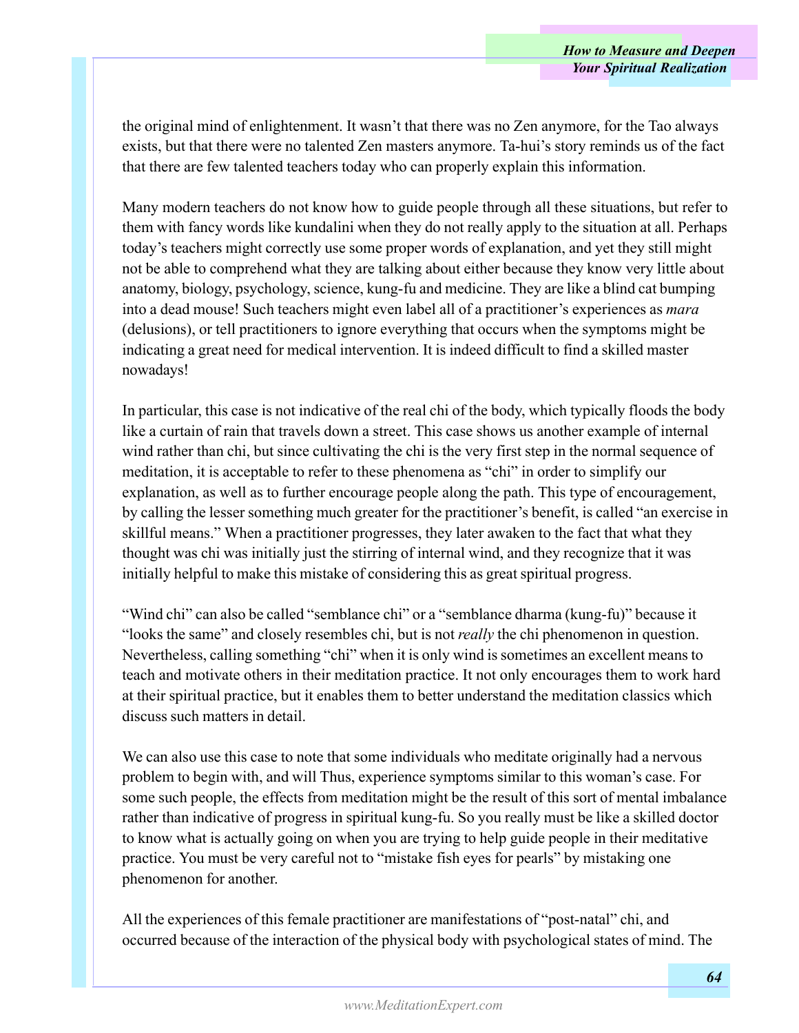the original mind of enlightenment. It wasn't that there was no Zen anymore, for the Tao always exists, but that there were no talented Zen masters anymore. Ta-hui's story reminds us of the fact that there are few talented teachers today who can properly explain this information.

Many modern teachers do not know how to guide people through all these situations, but refer to them with fancy words like kundalini when they do not really apply to the situation at all. Perhaps today's teachers might correctly use some proper words of explanation, and yet they still might not be able to comprehend what they are talking about either because they know very little about anatomy, biology, psychology, science, kung-fu and medicine. They are like a blind cat bumping into a dead mouse! Such teachers might even label all of a practitioner's experiences as *mara* (delusions), or tell practitioners to ignore everything that occurs when the symptoms might be indicating a great need for medical intervention. It is indeed difficult to find a skilled master nowadays!

In particular, this case is not indicative of the real chi of the body, which typically floods the body like a curtain of rain that travels down a street. This case shows us another example of internal wind rather than chi, but since cultivating the chi is the very first step in the normal sequence of meditation, it is acceptable to refer to these phenomena as "chi" in order to simplify our explanation, as well as to further encourage people along the path. This type of encouragement, by calling the lesser something much greater for the practitioner's benefit, is called "an exercise in skillful means." When a practitioner progresses, they later awaken to the fact that what they thought was chi was initially just the stirring of internal wind, and they recognize that it was initially helpful to make this mistake of considering this as great spiritual progress.

"Wind chi" can also be called "semblance chi" or a "semblance dharma (kung-fu)" because it "looks the same" and closely resembles chi, but is not *really* the chi phenomenon in question. Nevertheless, calling something "chi" when it is only wind is sometimes an excellent means to teach and motivate others in their meditation practice. It not only encourages them to work hard at their spiritual practice, but it enables them to better understand the meditation classics which discuss such matters in detail.

We can also use this case to note that some individuals who meditate originally had a nervous problem to begin with, and will Thus, experience symptoms similar to this woman's case. For some such people, the effects from meditation might be the result of this sort of mental imbalance rather than indicative of progress in spiritual kung-fu. So you really must be like a skilled doctor to know what is actually going on when you are trying to help guide people in their meditative practice. You must be very careful not to "mistake fish eyes for pearls" by mistaking one phenomenon for another.

All the experiences of this female practitioner are manifestations of "post-natal" chi, and occurred because of the interaction of the physical body with psychological states of mind. The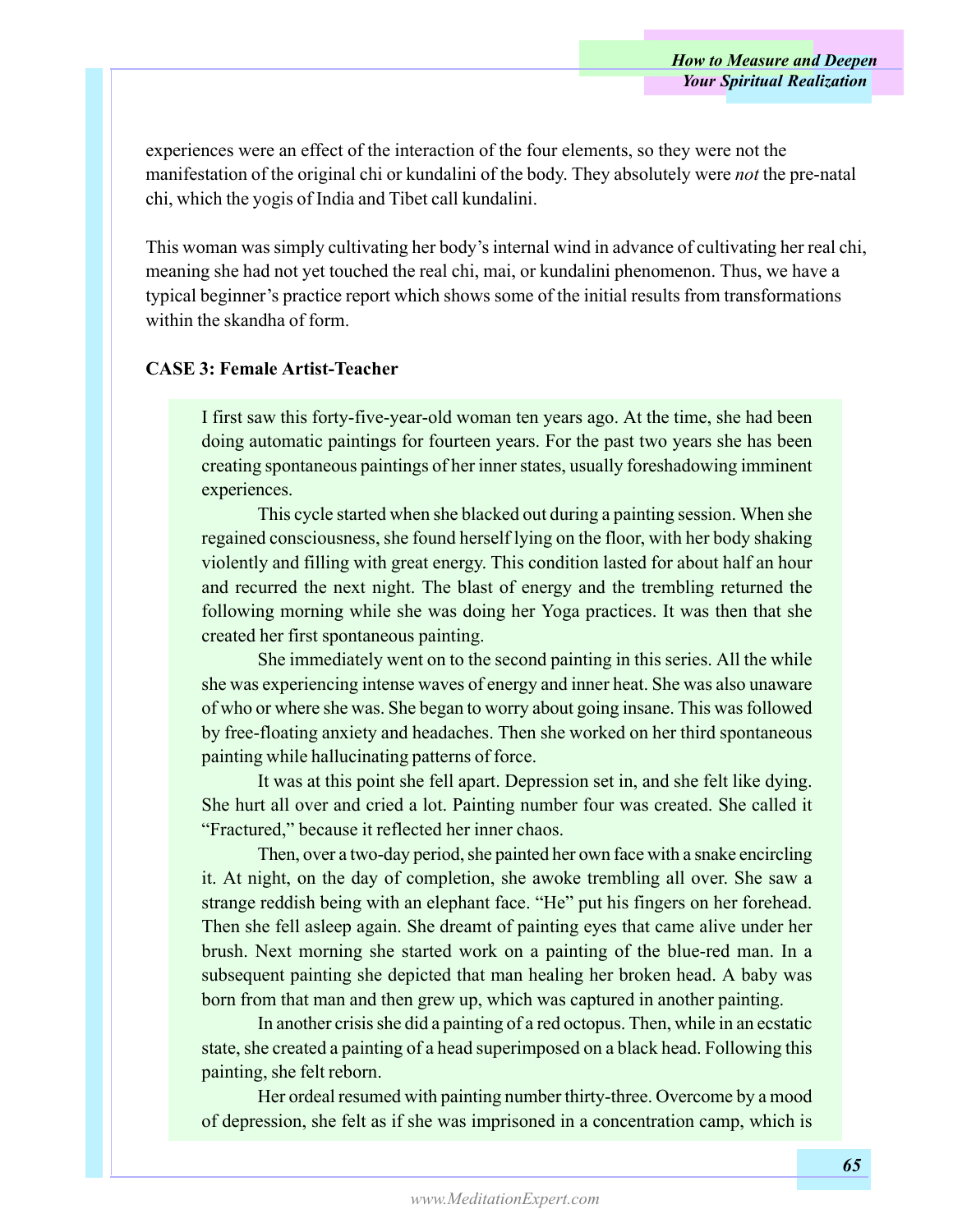experiences were an effect of the interaction of the four elements, so they were not the manifestation of the original chi or kundalini of the body. They absolutely were *not* the pre-natal chi, which the yogis of India and Tibet call kundalini.

This woman was simply cultivating her body's internal wind in advance of cultivating her real chi, meaning she had not yet touched the real chi, mai, or kundalini phenomenon. Thus, we have a typical beginner's practice report which shows some of the initial results from transformations within the skandha of form.

**CASE 3: Female Artist-Teacher**

> I first saw this forty-five-year-old woman ten years ago. At the time, she had been doing automatic paintings for fourteen years. For the past two years she has been creating spontaneous paintings of her inner states, usually foreshadowing imminent experiences.
>
> This cycle started when she blacked out during a painting session. When she regained consciousness, she found herself lying on the floor, with her body shaking violently and filling with great energy. This condition lasted for about half an hour and recurred the next night. The blast of energy and the trembling returned the following morning while she was doing her Yoga practices. It was then that she created her first spontaneous painting.
>
> She immediately went on to the second painting in this series. All the while she was experiencing intense waves of energy and inner heat. She was also unaware of who or where she was. She began to worry about going insane. This was followed by free-floating anxiety and headaches. Then she worked on her third spontaneous painting while hallucinating patterns of force.
>
> It was at this point she fell apart. Depression set in, and she felt like dying. She hurt all over and cried a lot. Painting number four was created. She called it "Fractured," because it reflected her inner chaos.
>
> Then, over a two-day period, she painted her own face with a snake encircling it. At night, on the day of completion, she awoke trembling all over. She saw a strange reddish being with an elephant face. "He" put his fingers on her forehead. Then she fell asleep again. She dreamt of painting eyes that came alive under her brush. Next morning she started work on a painting of the blue-red man. In a subsequent painting she depicted that man healing her broken head. A baby was born from that man and then grew up, which was captured in another painting.
>
> In another crisis she did a painting of a red octopus. Then, while in an ecstatic state, she created a painting of a head superimposed on a black head. Following this painting, she felt reborn.
>
> Her ordeal resumed with painting number thirty-three. Overcome by a mood of depression, she felt as if she was imprisoned in a concentration camp, which is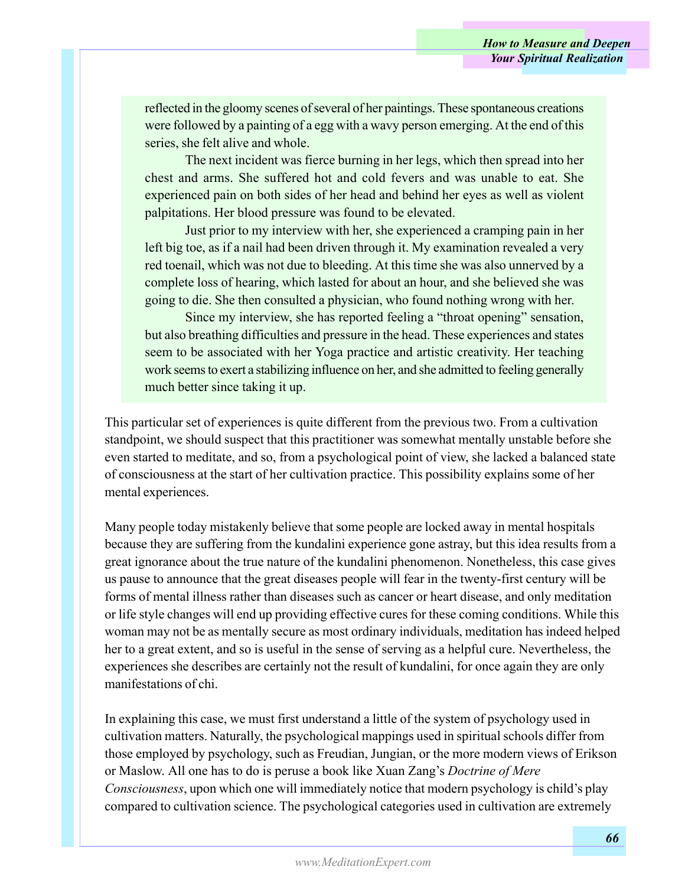> reflected in the gloomy scenes of several of her paintings. These spontaneous creations were followed by a painting of a egg with a wavy person emerging. At the end of this series, she felt alive and whole.
>
> The next incident was fierce burning in her legs, which then spread into her chest and arms. She suffered hot and cold fevers and was unable to eat. She experienced pain on both sides of her head and behind her eyes as well as violent palpitations. Her blood pressure was found to be elevated.
>
> Just prior to my interview with her, she experienced a cramping pain in her left big toe, as if a nail had been driven through it. My examination revealed a very red toenail, which was not due to bleeding. At this time she was also unnerved by a complete loss of hearing, which lasted for about an hour, and she believed she was going to die. She then consulted a physician, who found nothing wrong with her.
>
> Since my interview, she has reported feeling a "throat opening" sensation, but also breathing difficulties and pressure in the head. These experiences and states seem to be associated with her Yoga practice and artistic creativity. Her teaching work seems to exert a stabilizing influence on her, and she admitted to feeling generally much better since taking it up.

This particular set of experiences is quite different from the previous two. From a cultivation standpoint, we should suspect that this practitioner was somewhat mentally unstable before she even started to meditate, and so, from a psychological point of view, she lacked a balanced state of consciousness at the start of her cultivation practice. This possibility explains some of her mental experiences.

Many people today mistakenly believe that some people are locked away in mental hospitals because they are suffering from the kundalini experience gone astray, but this idea results from a great ignorance about the true nature of the kundalini phenomenon. Nonetheless, this case gives us pause to announce that the great diseases people will fear in the twenty-first century will be forms of mental illness rather than diseases such as cancer or heart disease, and only meditation or life style changes will end up providing effective cures for these coming conditions. While this woman may not be as mentally secure as most ordinary individuals, meditation has indeed helped her to a great extent, and so is useful in the sense of serving as a helpful cure. Nevertheless, the experiences she describes are certainly not the result of kundalini, for once again they are only manifestations of chi.

In explaining this case, we must first understand a little of the system of psychology used in cultivation matters. Naturally, the psychological mappings used in spiritual schools differ from those employed by psychology, such as Freudian, Jungian, or the more modern views of Erikson or Maslow. All one has to do is peruse a book like Xuan Zang's *Doctrine of Mere Consciousness*, upon which one will immediately notice that modern psychology is child's play compared to cultivation science. The psychological categories used in cultivation are extremely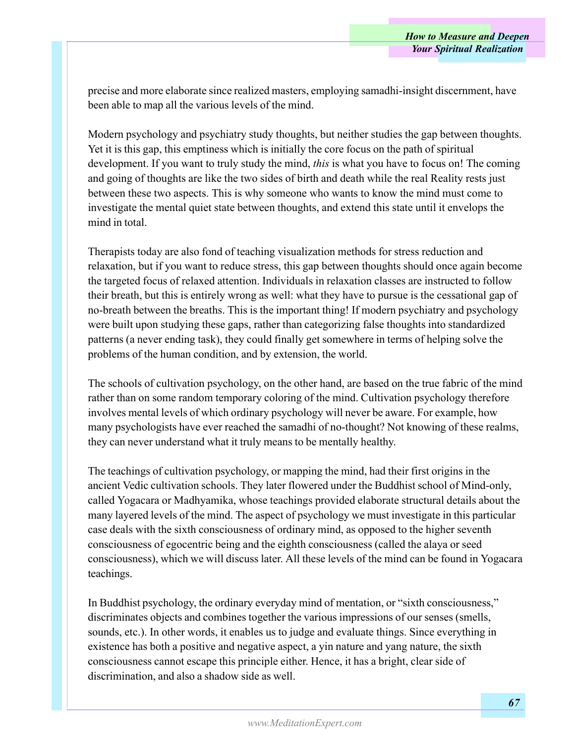precise and more elaborate since realized masters, employing samadhi-insight discernment, have been able to map all the various levels of the mind.

Modern psychology and psychiatry study thoughts, but neither studies the gap between thoughts. Yet it is this gap, this emptiness which is initially the core focus on the path of spiritual development. If you want to truly study the mind, *this* is what you have to focus on! The coming and going of thoughts are like the two sides of birth and death while the real Reality rests just between these two aspects. This is why someone who wants to know the mind must come to investigate the mental quiet state between thoughts, and extend this state until it envelops the mind in total.

Therapists today are also fond of teaching visualization methods for stress reduction and relaxation, but if you want to reduce stress, this gap between thoughts should once again become the targeted focus of relaxed attention. Individuals in relaxation classes are instructed to follow their breath, but this is entirely wrong as well: what they have to pursue is the cessational gap of no-breath between the breaths. This is the important thing! If modern psychiatry and psychology were built upon studying these gaps, rather than categorizing false thoughts into standardized patterns (a never ending task), they could finally get somewhere in terms of helping solve the problems of the human condition, and by extension, the world.

The schools of cultivation psychology, on the other hand, are based on the true fabric of the mind rather than on some random temporary coloring of the mind. Cultivation psychology therefore involves mental levels of which ordinary psychology will never be aware. For example, how many psychologists have ever reached the samadhi of no-thought? Not knowing of these realms, they can never understand what it truly means to be mentally healthy.

The teachings of cultivation psychology, or mapping the mind, had their first origins in the ancient Vedic cultivation schools. They later flowered under the Buddhist school of Mind-only, called Yogacara or Madhyamika, whose teachings provided elaborate structural details about the many layered levels of the mind. The aspect of psychology we must investigate in this particular case deals with the sixth consciousness of ordinary mind, as opposed to the higher seventh consciousness of egocentric being and the eighth consciousness (called the alaya or seed consciousness), which we will discuss later. All these levels of the mind can be found in Yogacara teachings.

In Buddhist psychology, the ordinary everyday mind of mentation, or "sixth consciousness," discriminates objects and combines together the various impressions of our senses (smells, sounds, etc.). In other words, it enables us to judge and evaluate things. Since everything in existence has both a positive and negative aspect, a yin nature and yang nature, the sixth consciousness cannot escape this principle either. Hence, it has a bright, clear side of discrimination, and also a shadow side as well.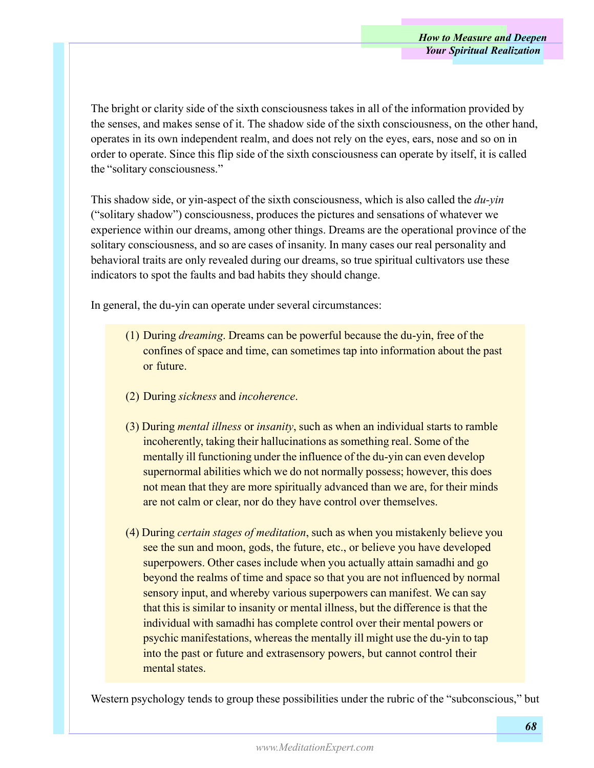The bright or clarity side of the sixth consciousness takes in all of the information provided by the senses, and makes sense of it. The shadow side of the sixth consciousness, on the other hand, operates in its own independent realm, and does not rely on the eyes, ears, nose and so on in order to operate. Since this flip side of the sixth consciousness can operate by itself, it is called the "solitary consciousness."

This shadow side, or yin-aspect of the sixth consciousness, which is also called the *du-yin* ("solitary shadow") consciousness, produces the pictures and sensations of whatever we experience within our dreams, among other things. Dreams are the operational province of the solitary consciousness, and so are cases of insanity. In many cases our real personality and behavioral traits are only revealed during our dreams, so true spiritual cultivators use these indicators to spot the faults and bad habits they should change.

In general, the du-yin can operate under several circumstances:

(1) During *dreaming*. Dreams can be powerful because the du-yin, free of the confines of space and time, can sometimes tap into information about the past or future.

(2) During *sickness* and *incoherence*.

(3) During *mental illness* or *insanity*, such as when an individual starts to ramble incoherently, taking their hallucinations as something real. Some of the mentally ill functioning under the influence of the du-yin can even develop supernormal abilities which we do not normally possess; however, this does not mean that they are more spiritually advanced than we are, for their minds are not calm or clear, nor do they have control over themselves.

(4) During *certain stages of meditation*, such as when you mistakenly believe you see the sun and moon, gods, the future, etc., or believe you have developed superpowers. Other cases include when you actually attain samadhi and go beyond the realms of time and space so that you are not influenced by normal sensory input, and whereby various superpowers can manifest. We can say that this is similar to insanity or mental illness, but the difference is that the individual with samadhi has complete control over their mental powers or psychic manifestations, whereas the mentally ill might use the du-yin to tap into the past or future and extrasensory powers, but cannot control their mental states.

Western psychology tends to group these possibilities under the rubric of the "subconscious," but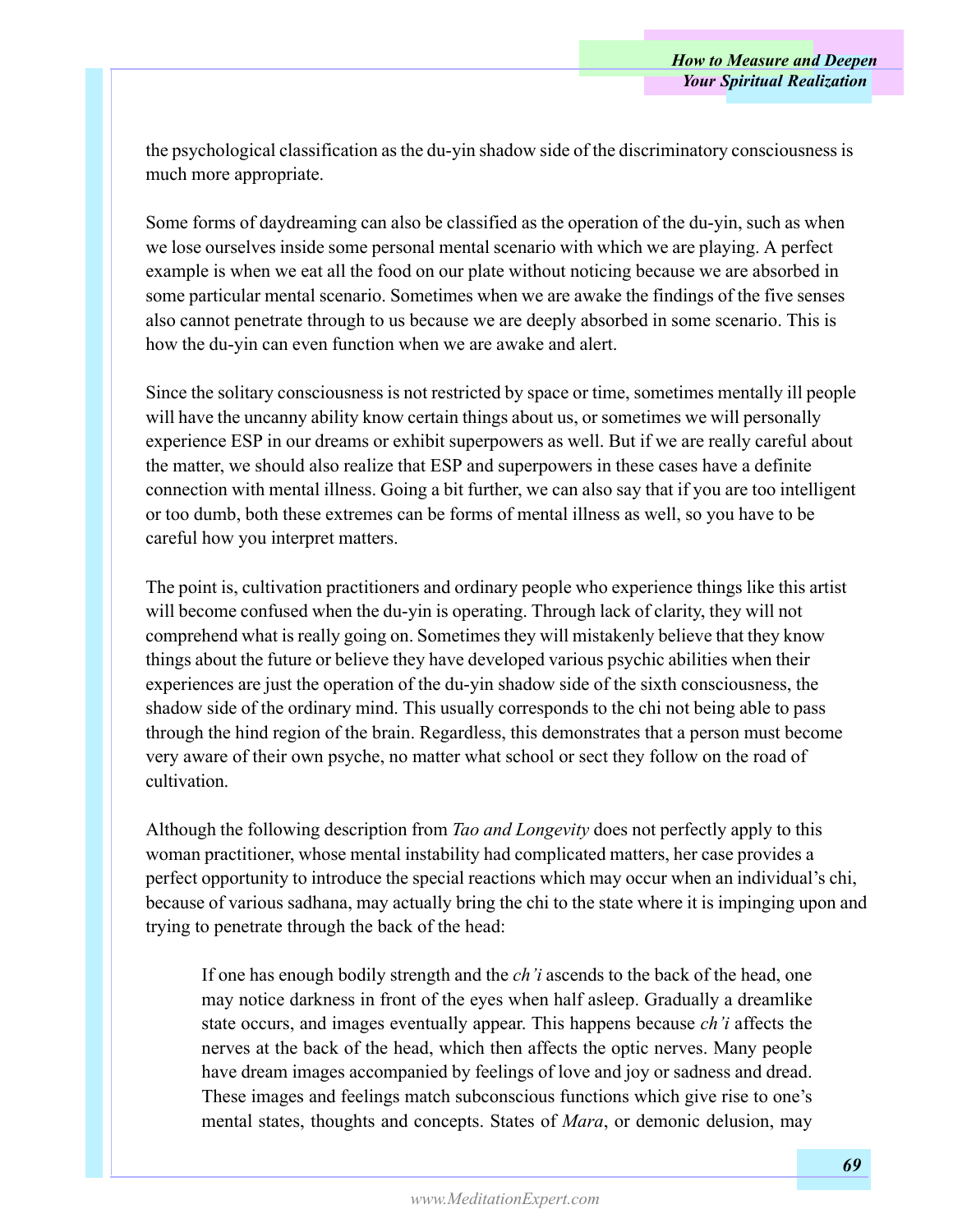the psychological classification as the du-yin shadow side of the discriminatory consciousness is much more appropriate.

Some forms of daydreaming can also be classified as the operation of the du-yin, such as when we lose ourselves inside some personal mental scenario with which we are playing. A perfect example is when we eat all the food on our plate without noticing because we are absorbed in some particular mental scenario. Sometimes when we are awake the findings of the five senses also cannot penetrate through to us because we are deeply absorbed in some scenario. This is how the du-yin can even function when we are awake and alert.

Since the solitary consciousness is not restricted by space or time, sometimes mentally ill people will have the uncanny ability know certain things about us, or sometimes we will personally experience ESP in our dreams or exhibit superpowers as well. But if we are really careful about the matter, we should also realize that ESP and superpowers in these cases have a definite connection with mental illness. Going a bit further, we can also say that if you are too intelligent or too dumb, both these extremes can be forms of mental illness as well, so you have to be careful how you interpret matters.

The point is, cultivation practitioners and ordinary people who experience things like this artist will become confused when the du-yin is operating. Through lack of clarity, they will not comprehend what is really going on. Sometimes they will mistakenly believe that they know things about the future or believe they have developed various psychic abilities when their experiences are just the operation of the du-yin shadow side of the sixth consciousness, the shadow side of the ordinary mind. This usually corresponds to the chi not being able to pass through the hind region of the brain. Regardless, this demonstrates that a person must become very aware of their own psyche, no matter what school or sect they follow on the road of cultivation.

Although the following description from *Tao and Longevity* does not perfectly apply to this woman practitioner, whose mental instability had complicated matters, her case provides a perfect opportunity to introduce the special reactions which may occur when an individual's chi, because of various sadhana, may actually bring the chi to the state where it is impinging upon and trying to penetrate through the back of the head:

> If one has enough bodily strength and the *ch'i* ascends to the back of the head, one may notice darkness in front of the eyes when half asleep. Gradually a dreamlike state occurs, and images eventually appear. This happens because *ch'i* affects the nerves at the back of the head, which then affects the optic nerves. Many people have dream images accompanied by feelings of love and joy or sadness and dread. These images and feelings match subconscious functions which give rise to one's mental states, thoughts and concepts. States of *Mara*, or demonic delusion, may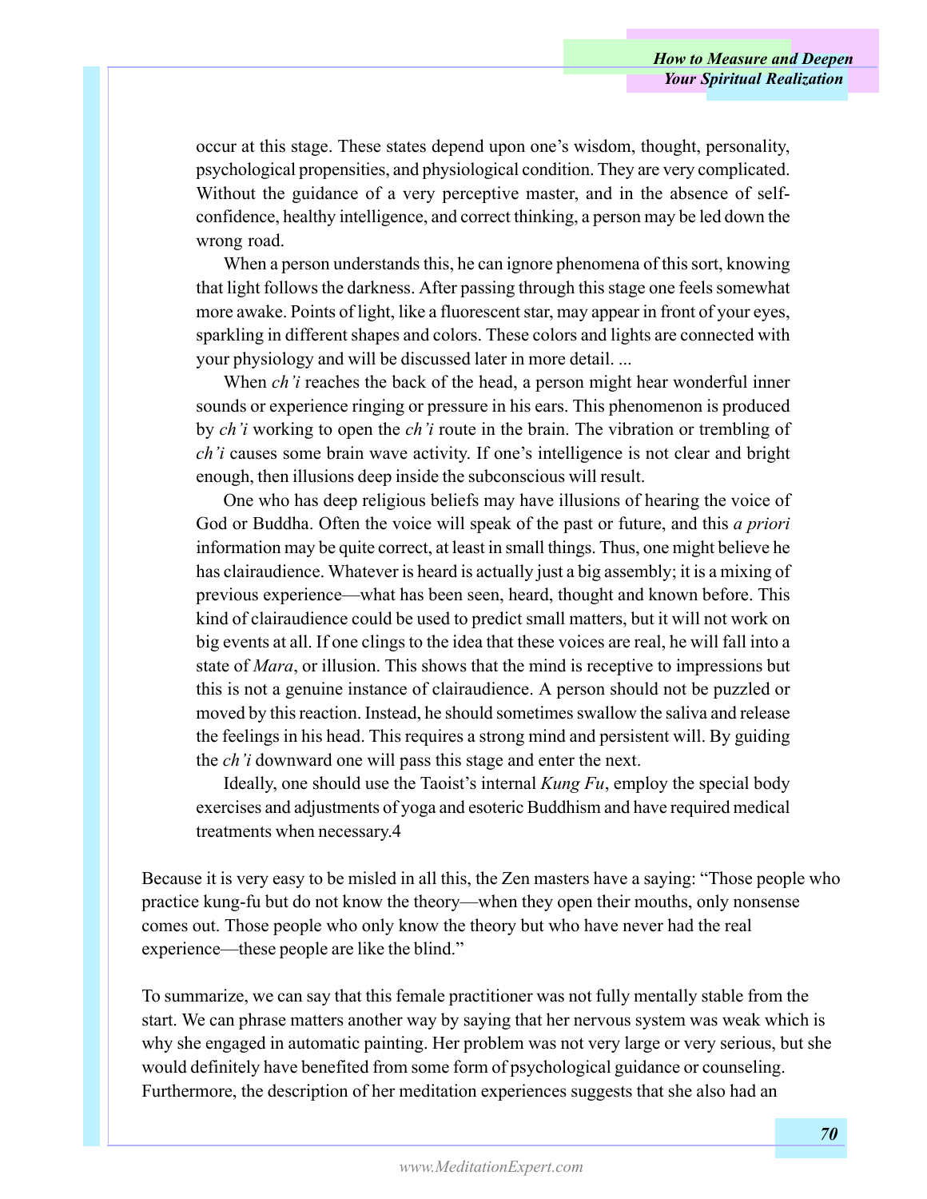> occur at this stage. These states depend upon one's wisdom, thought, personality, psychological propensities, and physiological condition. They are very complicated. Without the guidance of a very perceptive master, and in the absence of self-confidence, healthy intelligence, and correct thinking, a person may be led down the wrong road.
>
> When a person understands this, he can ignore phenomena of this sort, knowing that light follows the darkness. After passing through this stage one feels somewhat more awake. Points of light, like a fluorescent star, may appear in front of your eyes, sparkling in different shapes and colors. These colors and lights are connected with your physiology and will be discussed later in more detail. ...
>
> When *ch'i* reaches the back of the head, a person might hear wonderful inner sounds or experience ringing or pressure in his ears. This phenomenon is produced by *ch'i* working to open the *ch'i* route in the brain. The vibration or trembling of *ch'i* causes some brain wave activity. If one's intelligence is not clear and bright enough, then illusions deep inside the subconscious will result.
>
> One who has deep religious beliefs may have illusions of hearing the voice of God or Buddha. Often the voice will speak of the past or future, and this *a priori* information may be quite correct, at least in small things. Thus, one might believe he has clairaudience. Whatever is heard is actually just a big assembly; it is a mixing of previous experience—what has been seen, heard, thought and known before. This kind of clairaudience could be used to predict small matters, but it will not work on big events at all. If one clings to the idea that these voices are real, he will fall into a state of *Mara*, or illusion. This shows that the mind is receptive to impressions but this is not a genuine instance of clairaudience. A person should not be puzzled or moved by this reaction. Instead, he should sometimes swallow the saliva and release the feelings in his head. This requires a strong mind and persistent will. By guiding the *ch'i* downward one will pass this stage and enter the next.
>
> Ideally, one should use the Taoist's internal *Kung Fu*, employ the special body exercises and adjustments of yoga and esoteric Buddhism and have required medical treatments when necessary.4

Because it is very easy to be misled in all this, the Zen masters have a saying: "Those people who practice kung-fu but do not know the theory—when they open their mouths, only nonsense comes out. Those people who only know the theory but who have never had the real experience—these people are like the blind."

To summarize, we can say that this female practitioner was not fully mentally stable from the start. We can phrase matters another way by saying that her nervous system was weak which is why she engaged in automatic painting. Her problem was not very large or very serious, but she would definitely have benefited from some form of psychological guidance or counseling. Furthermore, the description of her meditation experiences suggests that she also had an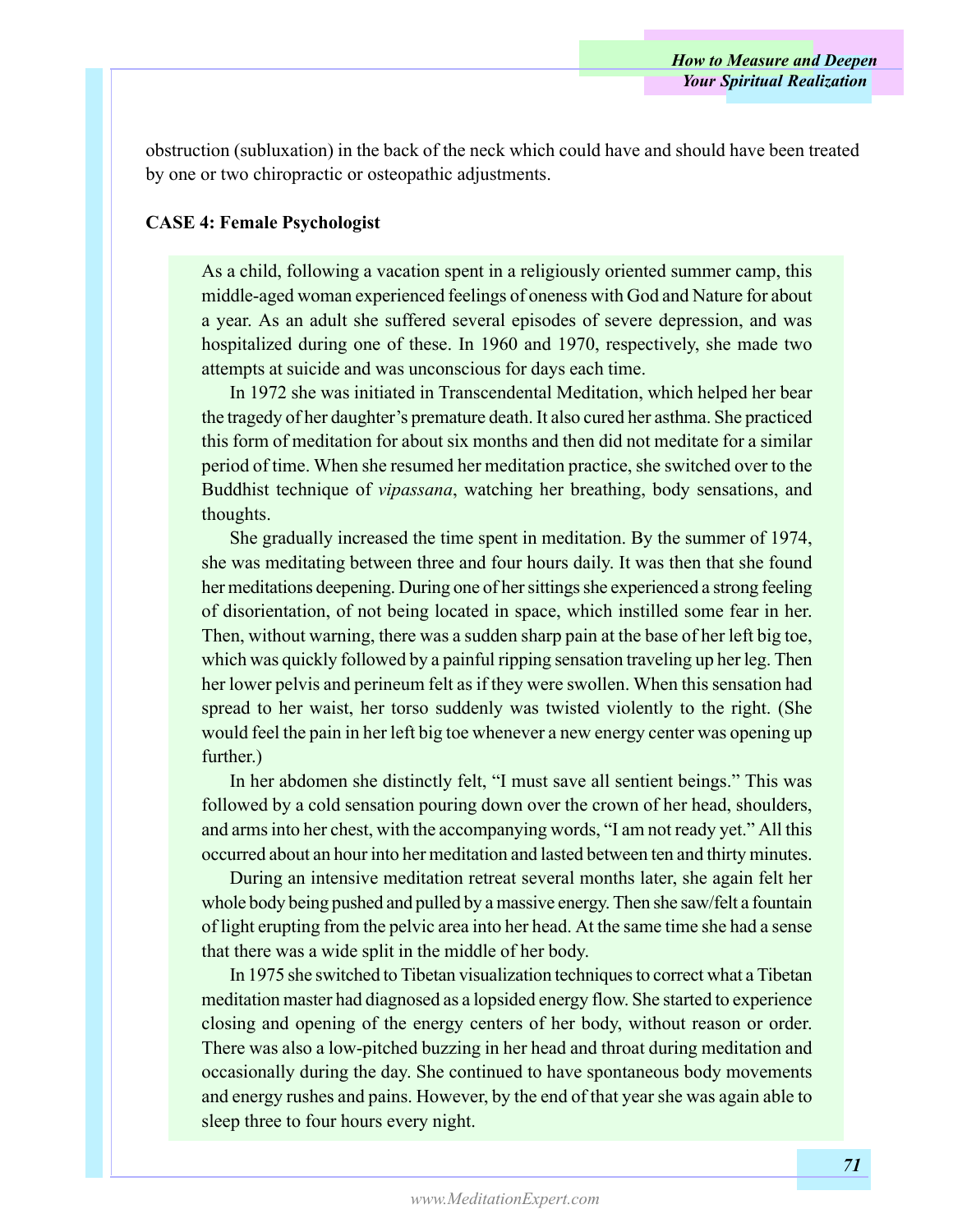obstruction (subluxation) in the back of the neck which could have and should have been treated by one or two chiropractic or osteopathic adjustments.

**CASE 4: Female Psychologist**

As a child, following a vacation spent in a religiously oriented summer camp, this middle-aged woman experienced feelings of oneness with God and Nature for about a year. As an adult she suffered several episodes of severe depression, and was hospitalized during one of these. In 1960 and 1970, respectively, she made two attempts at suicide and was unconscious for days each time.

In 1972 she was initiated in Transcendental Meditation, which helped her bear the tragedy of her daughter's premature death. It also cured her asthma. She practiced this form of meditation for about six months and then did not meditate for a similar period of time. When she resumed her meditation practice, she switched over to the Buddhist technique of *vipassana*, watching her breathing, body sensations, and thoughts.

She gradually increased the time spent in meditation. By the summer of 1974, she was meditating between three and four hours daily. It was then that she found her meditations deepening. During one of her sittings she experienced a strong feeling of disorientation, of not being located in space, which instilled some fear in her. Then, without warning, there was a sudden sharp pain at the base of her left big toe, which was quickly followed by a painful ripping sensation traveling up her leg. Then her lower pelvis and perineum felt as if they were swollen. When this sensation had spread to her waist, her torso suddenly was twisted violently to the right. (She would feel the pain in her left big toe whenever a new energy center was opening up further.)

In her abdomen she distinctly felt, "I must save all sentient beings." This was followed by a cold sensation pouring down over the crown of her head, shoulders, and arms into her chest, with the accompanying words, "I am not ready yet." All this occurred about an hour into her meditation and lasted between ten and thirty minutes.

During an intensive meditation retreat several months later, she again felt her whole body being pushed and pulled by a massive energy. Then she saw/felt a fountain of light erupting from the pelvic area into her head. At the same time she had a sense that there was a wide split in the middle of her body.

In 1975 she switched to Tibetan visualization techniques to correct what a Tibetan meditation master had diagnosed as a lopsided energy flow. She started to experience closing and opening of the energy centers of her body, without reason or order. There was also a low-pitched buzzing in her head and throat during meditation and occasionally during the day. She continued to have spontaneous body movements and energy rushes and pains. However, by the end of that year she was again able to sleep three to four hours every night.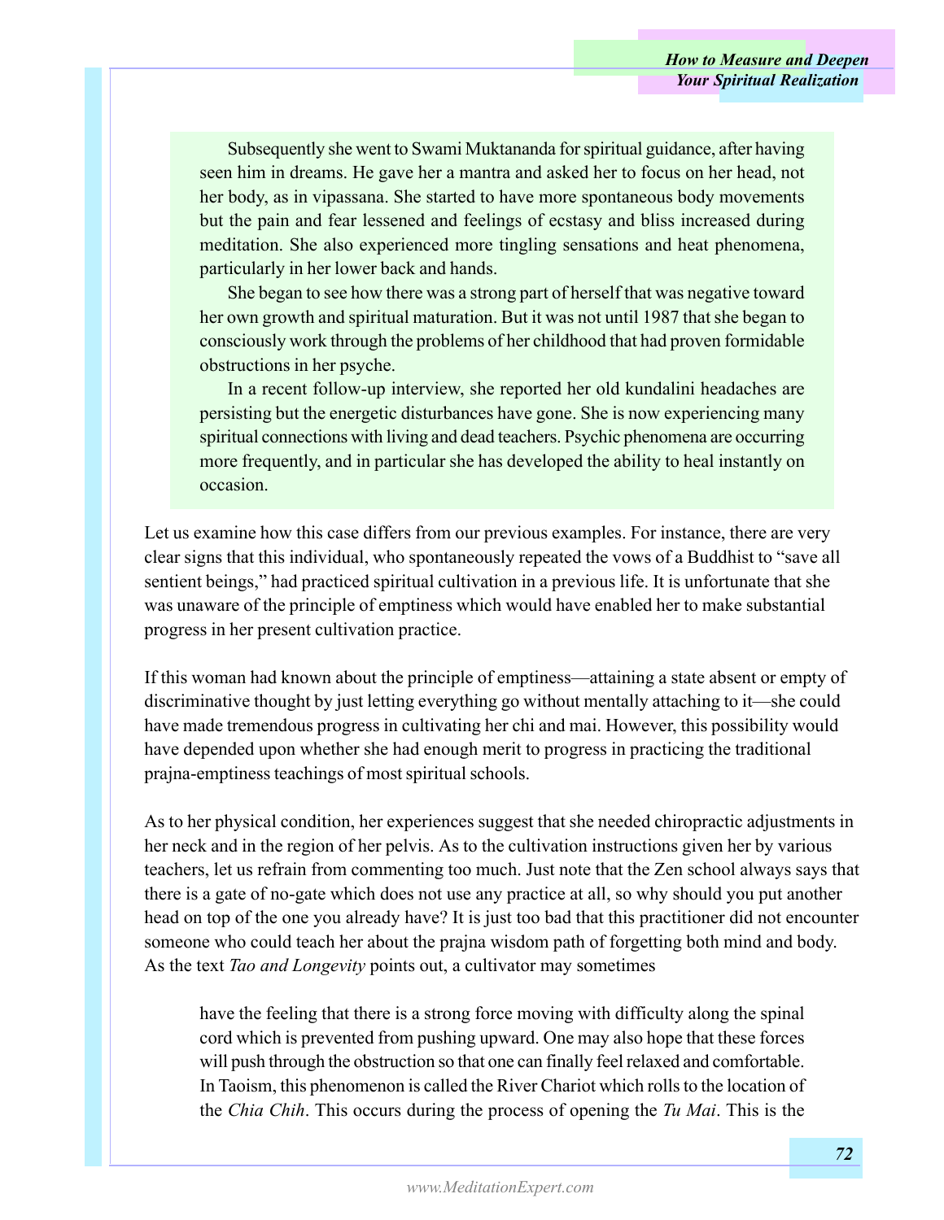> Subsequently she went to Swami Muktananda for spiritual guidance, after having seen him in dreams. He gave her a mantra and asked her to focus on her head, not her body, as in vipassana. She started to have more spontaneous body movements but the pain and fear lessened and feelings of ecstasy and bliss increased during meditation. She also experienced more tingling sensations and heat phenomena, particularly in her lower back and hands.
>
> She began to see how there was a strong part of herself that was negative toward her own growth and spiritual maturation. But it was not until 1987 that she began to consciously work through the problems of her childhood that had proven formidable obstructions in her psyche.
>
> In a recent follow-up interview, she reported her old kundalini headaches are persisting but the energetic disturbances have gone. She is now experiencing many spiritual connections with living and dead teachers. Psychic phenomena are occurring more frequently, and in particular she has developed the ability to heal instantly on occasion.

Let us examine how this case differs from our previous examples. For instance, there are very clear signs that this individual, who spontaneously repeated the vows of a Buddhist to "save all sentient beings," had practiced spiritual cultivation in a previous life. It is unfortunate that she was unaware of the principle of emptiness which would have enabled her to make substantial progress in her present cultivation practice.

If this woman had known about the principle of emptiness—attaining a state absent or empty of discriminative thought by just letting everything go without mentally attaching to it—she could have made tremendous progress in cultivating her chi and mai. However, this possibility would have depended upon whether she had enough merit to progress in practicing the traditional prajna-emptiness teachings of most spiritual schools.

As to her physical condition, her experiences suggest that she needed chiropractic adjustments in her neck and in the region of her pelvis. As to the cultivation instructions given her by various teachers, let us refrain from commenting too much. Just note that the Zen school always says that there is a gate of no-gate which does not use any practice at all, so why should you put another head on top of the one you already have? It is just too bad that this practitioner did not encounter someone who could teach her about the prajna wisdom path of forgetting both mind and body. As the text *Tao and Longevity* points out, a cultivator may sometimes

> have the feeling that there is a strong force moving with difficulty along the spinal cord which is prevented from pushing upward. One may also hope that these forces will push through the obstruction so that one can finally feel relaxed and comfortable. In Taoism, this phenomenon is called the River Chariot which rolls to the location of the *Chia Chih*. This occurs during the process of opening the *Tu Mai*. This is the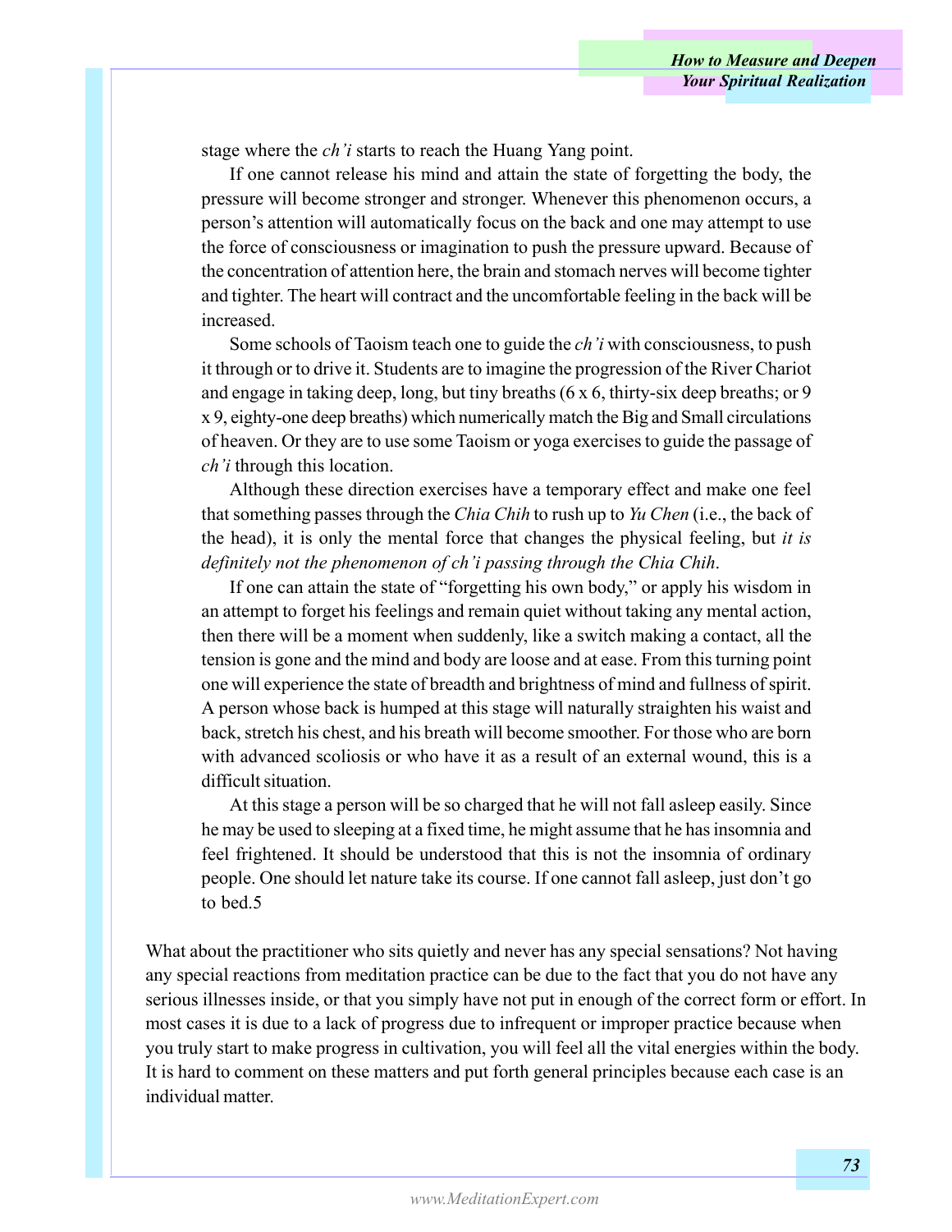> stage where the *ch'i* starts to reach the Huang Yang point.
>
> If one cannot release his mind and attain the state of forgetting the body, the pressure will become stronger and stronger. Whenever this phenomenon occurs, a person's attention will automatically focus on the back and one may attempt to use the force of consciousness or imagination to push the pressure upward. Because of the concentration of attention here, the brain and stomach nerves will become tighter and tighter. The heart will contract and the uncomfortable feeling in the back will be increased.
>
> Some schools of Taoism teach one to guide the *ch'i* with consciousness, to push it through or to drive it. Students are to imagine the progression of the River Chariot and engage in taking deep, long, but tiny breaths (6 x 6, thirty-six deep breaths; or 9 x 9, eighty-one deep breaths) which numerically match the Big and Small circulations of heaven. Or they are to use some Taoism or yoga exercises to guide the passage of *ch'i* through this location.
>
> Although these direction exercises have a temporary effect and make one feel that something passes through the *Chia Chih* to rush up to *Yu Chen* (i.e., the back of the head), it is only the mental force that changes the physical feeling, but *it is definitely not the phenomenon of ch'i passing through the Chia Chih*.
>
> If one can attain the state of "forgetting his own body," or apply his wisdom in an attempt to forget his feelings and remain quiet without taking any mental action, then there will be a moment when suddenly, like a switch making a contact, all the tension is gone and the mind and body are loose and at ease. From this turning point one will experience the state of breadth and brightness of mind and fullness of spirit. A person whose back is humped at this stage will naturally straighten his waist and back, stretch his chest, and his breath will become smoother. For those who are born with advanced scoliosis or who have it as a result of an external wound, this is a difficult situation.
>
> At this stage a person will be so charged that he will not fall asleep easily. Since he may be used to sleeping at a fixed time, he might assume that he has insomnia and feel frightened. It should be understood that this is not the insomnia of ordinary people. One should let nature take its course. If one cannot fall asleep, just don't go to bed.5

What about the practitioner who sits quietly and never has any special sensations? Not having any special reactions from meditation practice can be due to the fact that you do not have any serious illnesses inside, or that you simply have not put in enough of the correct form or effort. In most cases it is due to a lack of progress due to infrequent or improper practice because when you truly start to make progress in cultivation, you will feel all the vital energies within the body. It is hard to comment on these matters and put forth general principles because each case is an individual matter.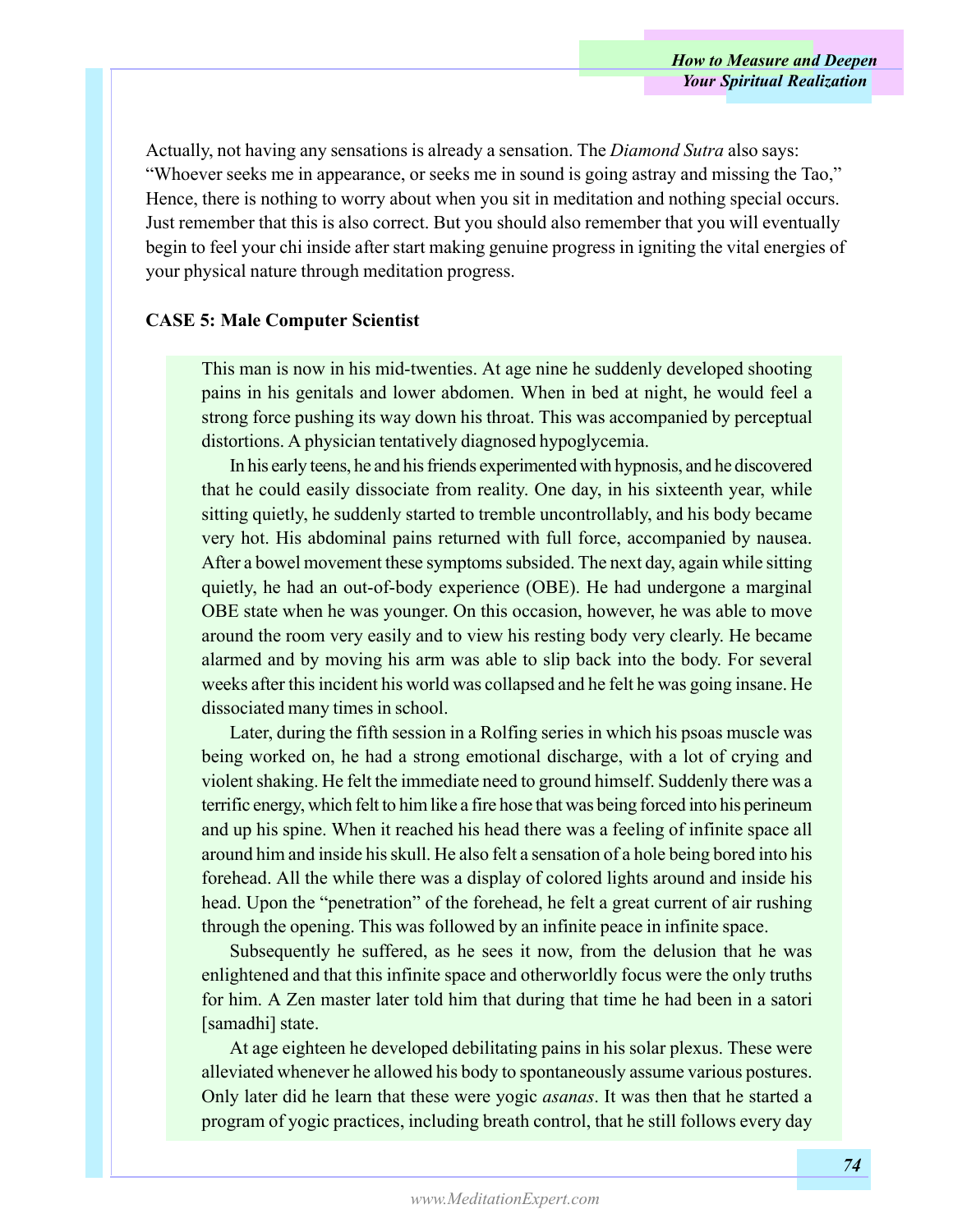Actually, not having any sensations is already a sensation. The *Diamond Sutra* also says: “Whoever seeks me in appearance, or seeks me in sound is going astray and missing the Tao,” Hence, there is nothing to worry about when you sit in meditation and nothing special occurs. Just remember that this is also correct. But you should also remember that you will eventually begin to feel your chi inside after start making genuine progress in igniting the vital energies of your physical nature through meditation progress.

**CASE 5: Male Computer Scientist**

> This man is now in his mid-twenties. At age nine he suddenly developed shooting pains in his genitals and lower abdomen. When in bed at night, he would feel a strong force pushing its way down his throat. This was accompanied by perceptual distortions. A physician tentatively diagnosed hypoglycemia.
>
> In his early teens, he and his friends experimented with hypnosis, and he discovered that he could easily dissociate from reality. One day, in his sixteenth year, while sitting quietly, he suddenly started to tremble uncontrollably, and his body became very hot. His abdominal pains returned with full force, accompanied by nausea. After a bowel movement these symptoms subsided. The next day, again while sitting quietly, he had an out-of-body experience (OBE). He had undergone a marginal OBE state when he was younger. On this occasion, however, he was able to move around the room very easily and to view his resting body very clearly. He became alarmed and by moving his arm was able to slip back into the body. For several weeks after this incident his world was collapsed and he felt he was going insane. He dissociated many times in school.
>
> Later, during the fifth session in a Rolfing series in which his psoas muscle was being worked on, he had a strong emotional discharge, with a lot of crying and violent shaking. He felt the immediate need to ground himself. Suddenly there was a terrific energy, which felt to him like a fire hose that was being forced into his perineum and up his spine. When it reached his head there was a feeling of infinite space all around him and inside his skull. He also felt a sensation of a hole being bored into his forehead. All the while there was a display of colored lights around and inside his head. Upon the “penetration” of the forehead, he felt a great current of air rushing through the opening. This was followed by an infinite peace in infinite space.
>
> Subsequently he suffered, as he sees it now, from the delusion that he was enlightened and that this infinite space and otherworldly focus were the only truths for him. A Zen master later told him that during that time he had been in a satori [samadhi] state.
>
> At age eighteen he developed debilitating pains in his solar plexus. These were alleviated whenever he allowed his body to spontaneously assume various postures. Only later did he learn that these were yogic *asanas*. It was then that he started a program of yogic practices, including breath control, that he still follows every day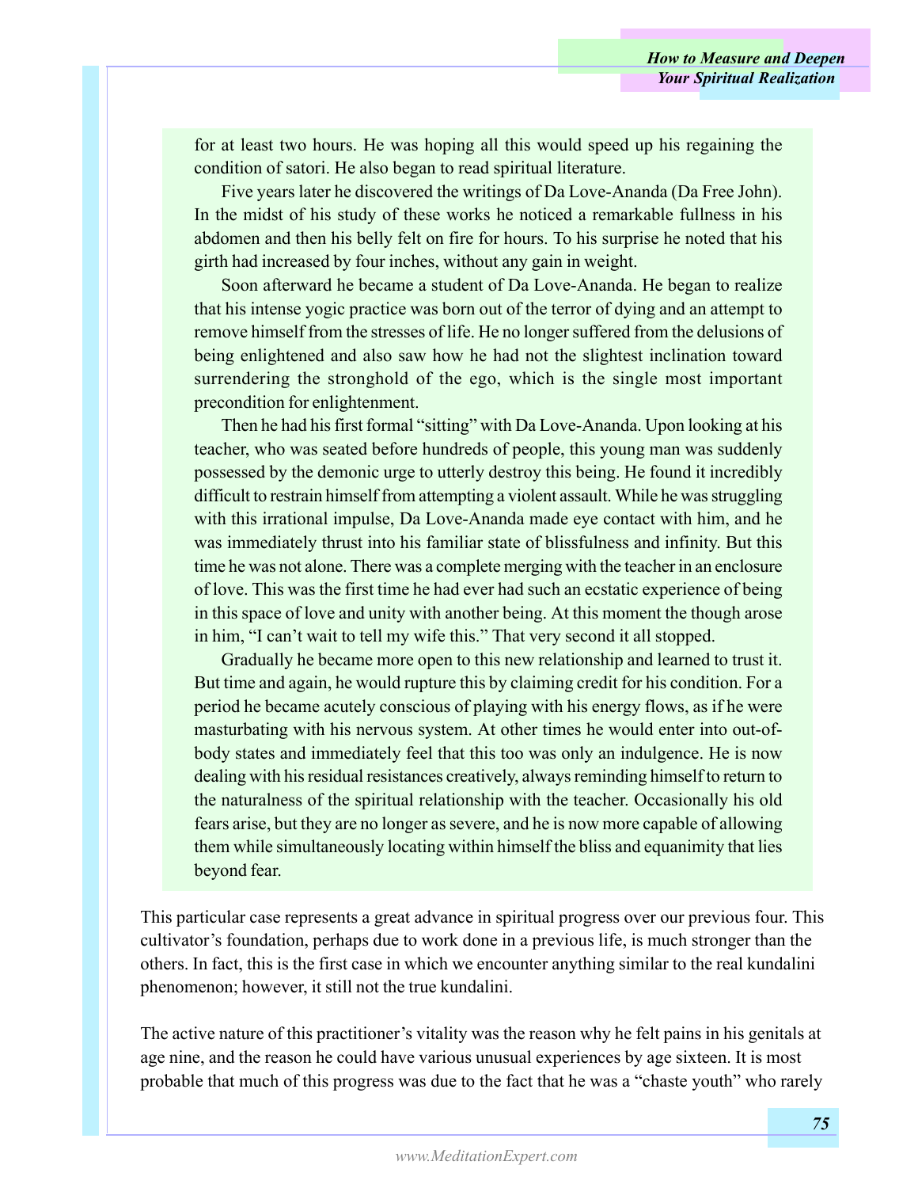for at least two hours. He was hoping all this would speed up his regaining the condition of satori. He also began to read spiritual literature.

Five years later he discovered the writings of Da Love-Ananda (Da Free John). In the midst of his study of these works he noticed a remarkable fullness in his abdomen and then his belly felt on fire for hours. To his surprise he noted that his girth had increased by four inches, without any gain in weight.

Soon afterward he became a student of Da Love-Ananda. He began to realize that his intense yogic practice was born out of the terror of dying and an attempt to remove himself from the stresses of life. He no longer suffered from the delusions of being enlightened and also saw how he had not the slightest inclination toward surrendering the stronghold of the ego, which is the single most important precondition for enlightenment.

Then he had his first formal "sitting" with Da Love-Ananda. Upon looking at his teacher, who was seated before hundreds of people, this young man was suddenly possessed by the demonic urge to utterly destroy this being. He found it incredibly difficult to restrain himself from attempting a violent assault. While he was struggling with this irrational impulse, Da Love-Ananda made eye contact with him, and he was immediately thrust into his familiar state of blissfulness and infinity. But this time he was not alone. There was a complete merging with the teacher in an enclosure of love. This was the first time he had ever had such an ecstatic experience of being in this space of love and unity with another being. At this moment the though arose in him, "I can't wait to tell my wife this." That very second it all stopped.

Gradually he became more open to this new relationship and learned to trust it. But time and again, he would rupture this by claiming credit for his condition. For a period he became acutely conscious of playing with his energy flows, as if he were masturbating with his nervous system. At other times he would enter into out-of-body states and immediately feel that this too was only an indulgence. He is now dealing with his residual resistances creatively, always reminding himself to return to the naturalness of the spiritual relationship with the teacher. Occasionally his old fears arise, but they are no longer as severe, and he is now more capable of allowing them while simultaneously locating within himself the bliss and equanimity that lies beyond fear.

This particular case represents a great advance in spiritual progress over our previous four. This cultivator's foundation, perhaps due to work done in a previous life, is much stronger than the others. In fact, this is the first case in which we encounter anything similar to the real kundalini phenomenon; however, it still not the true kundalini.

The active nature of this practitioner's vitality was the reason why he felt pains in his genitals at age nine, and the reason he could have various unusual experiences by age sixteen. It is most probable that much of this progress was due to the fact that he was a "chaste youth" who rarely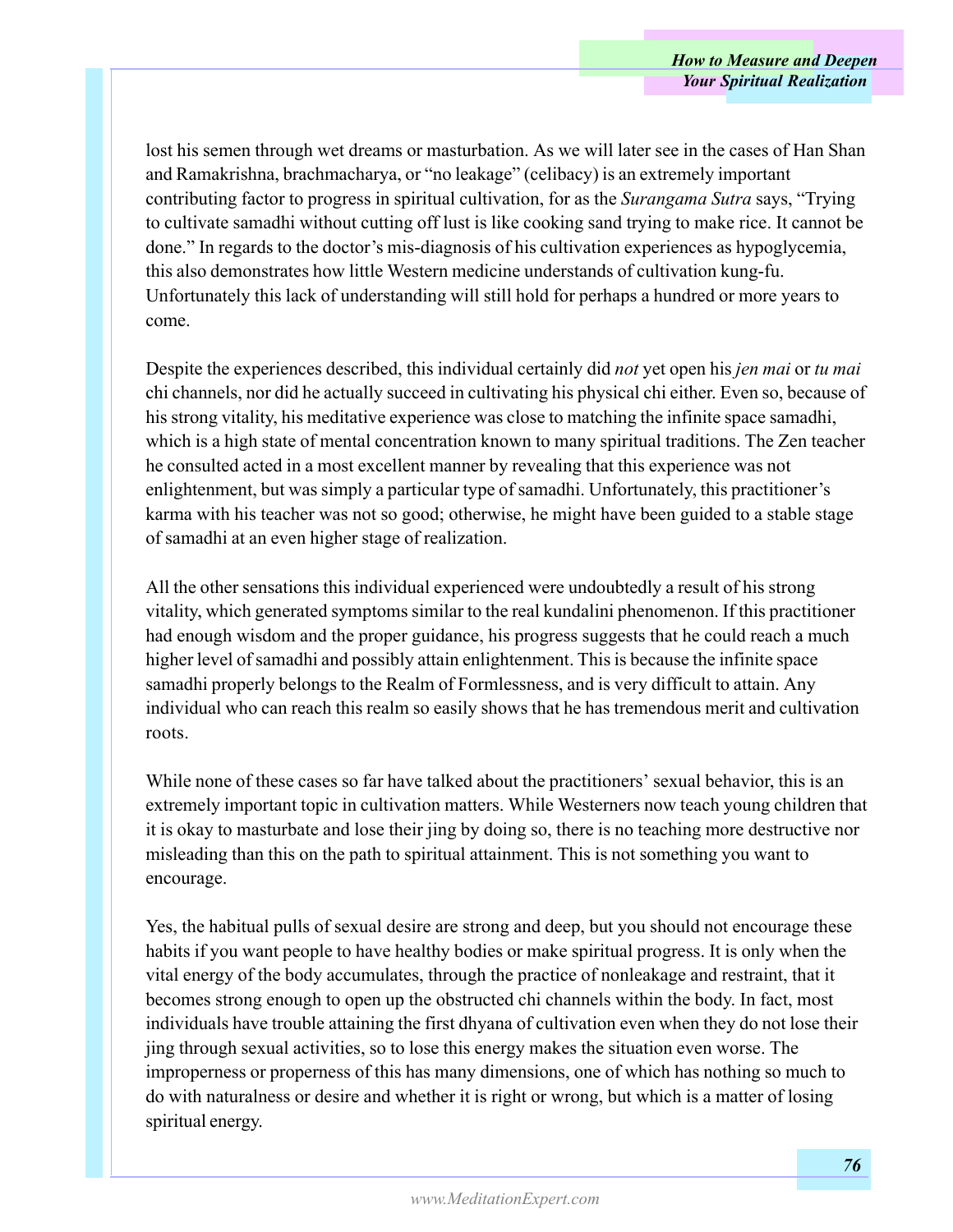lost his semen through wet dreams or masturbation. As we will later see in the cases of Han Shan and Ramakrishna, brachmacharya, or "no leakage" (celibacy) is an extremely important contributing factor to progress in spiritual cultivation, for as the *Surangama Sutra* says, "Trying to cultivate samadhi without cutting off lust is like cooking sand trying to make rice. It cannot be done." In regards to the doctor's mis-diagnosis of his cultivation experiences as hypoglycemia, this also demonstrates how little Western medicine understands of cultivation kung-fu. Unfortunately this lack of understanding will still hold for perhaps a hundred or more years to come.

Despite the experiences described, this individual certainly did *not* yet open his *jen mai* or *tu mai* chi channels, nor did he actually succeed in cultivating his physical chi either. Even so, because of his strong vitality, his meditative experience was close to matching the infinite space samadhi, which is a high state of mental concentration known to many spiritual traditions. The Zen teacher he consulted acted in a most excellent manner by revealing that this experience was not enlightenment, but was simply a particular type of samadhi. Unfortunately, this practitioner's karma with his teacher was not so good; otherwise, he might have been guided to a stable stage of samadhi at an even higher stage of realization.

All the other sensations this individual experienced were undoubtedly a result of his strong vitality, which generated symptoms similar to the real kundalini phenomenon. If this practitioner had enough wisdom and the proper guidance, his progress suggests that he could reach a much higher level of samadhi and possibly attain enlightenment. This is because the infinite space samadhi properly belongs to the Realm of Formlessness, and is very difficult to attain. Any individual who can reach this realm so easily shows that he has tremendous merit and cultivation roots.

While none of these cases so far have talked about the practitioners' sexual behavior, this is an extremely important topic in cultivation matters. While Westerners now teach young children that it is okay to masturbate and lose their jing by doing so, there is no teaching more destructive nor misleading than this on the path to spiritual attainment. This is not something you want to encourage.

Yes, the habitual pulls of sexual desire are strong and deep, but you should not encourage these habits if you want people to have healthy bodies or make spiritual progress. It is only when the vital energy of the body accumulates, through the practice of nonleakage and restraint, that it becomes strong enough to open up the obstructed chi channels within the body. In fact, most individuals have trouble attaining the first dhyana of cultivation even when they do not lose their jing through sexual activities, so to lose this energy makes the situation even worse. The improperness or properness of this has many dimensions, one of which has nothing so much to do with naturalness or desire and whether it is right or wrong, but which is a matter of losing spiritual energy.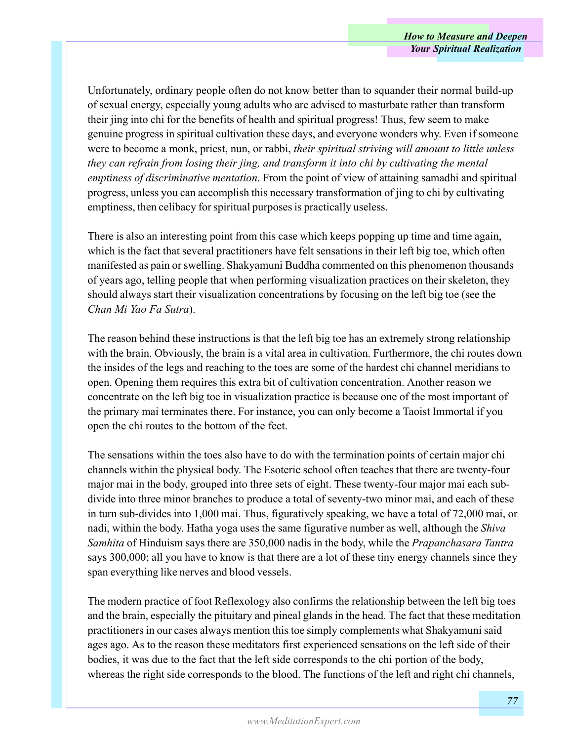Unfortunately, ordinary people often do not know better than to squander their normal build-up of sexual energy, especially young adults who are advised to masturbate rather than transform their jing into chi for the benefits of health and spiritual progress! Thus, few seem to make genuine progress in spiritual cultivation these days, and everyone wonders why. Even if someone were to become a monk, priest, nun, or rabbi, *their spiritual striving will amount to little unless they can refrain from losing their jing, and transform it into chi by cultivating the mental emptiness of discriminative mentation*. From the point of view of attaining samadhi and spiritual progress, unless you can accomplish this necessary transformation of jing to chi by cultivating emptiness, then celibacy for spiritual purposes is practically useless.

There is also an interesting point from this case which keeps popping up time and time again, which is the fact that several practitioners have felt sensations in their left big toe, which often manifested as pain or swelling. Shakyamuni Buddha commented on this phenomenon thousands of years ago, telling people that when performing visualization practices on their skeleton, they should always start their visualization concentrations by focusing on the left big toe (see the *Chan Mi Yao Fa Sutra*).

The reason behind these instructions is that the left big toe has an extremely strong relationship with the brain. Obviously, the brain is a vital area in cultivation. Furthermore, the chi routes down the insides of the legs and reaching to the toes are some of the hardest chi channel meridians to open. Opening them requires this extra bit of cultivation concentration. Another reason we concentrate on the left big toe in visualization practice is because one of the most important of the primary mai terminates there. For instance, you can only become a Taoist Immortal if you open the chi routes to the bottom of the feet.

The sensations within the toes also have to do with the termination points of certain major chi channels within the physical body. The Esoteric school often teaches that there are twenty-four major mai in the body, grouped into three sets of eight. These twenty-four major mai each sub-divide into three minor branches to produce a total of seventy-two minor mai, and each of these in turn sub-divides into 1,000 mai. Thus, figuratively speaking, we have a total of 72,000 mai, or nadi, within the body. Hatha yoga uses the same figurative number as well, although the *Shiva Samhita* of Hinduism says there are 350,000 nadis in the body, while the *Prapanchasara Tantra* says 300,000; all you have to know is that there are a lot of these tiny energy channels since they span everything like nerves and blood vessels.

The modern practice of foot Reflexology also confirms the relationship between the left big toes and the brain, especially the pituitary and pineal glands in the head. The fact that these meditation practitioners in our cases always mention this toe simply complements what Shakyamuni said ages ago. As to the reason these meditators first experienced sensations on the left side of their bodies, it was due to the fact that the left side corresponds to the chi portion of the body, whereas the right side corresponds to the blood. The functions of the left and right chi channels,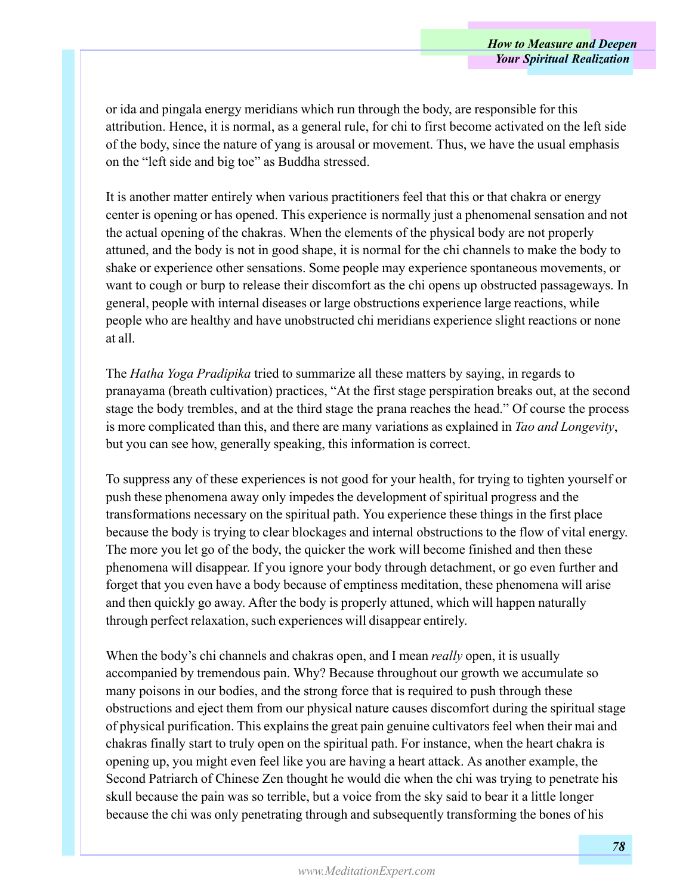or ida and pingala energy meridians which run through the body, are responsible for this attribution. Hence, it is normal, as a general rule, for chi to first become activated on the left side of the body, since the nature of yang is arousal or movement. Thus, we have the usual emphasis on the "left side and big toe" as Buddha stressed.

It is another matter entirely when various practitioners feel that this or that chakra or energy center is opening or has opened. This experience is normally just a phenomenal sensation and not the actual opening of the chakras. When the elements of the physical body are not properly attuned, and the body is not in good shape, it is normal for the chi channels to make the body to shake or experience other sensations. Some people may experience spontaneous movements, or want to cough or burp to release their discomfort as the chi opens up obstructed passageways. In general, people with internal diseases or large obstructions experience large reactions, while people who are healthy and have unobstructed chi meridians experience slight reactions or none at all.

The *Hatha Yoga Pradipika* tried to summarize all these matters by saying, in regards to pranayama (breath cultivation) practices, "At the first stage perspiration breaks out, at the second stage the body trembles, and at the third stage the prana reaches the head." Of course the process is more complicated than this, and there are many variations as explained in *Tao and Longevity*, but you can see how, generally speaking, this information is correct.

To suppress any of these experiences is not good for your health, for trying to tighten yourself or push these phenomena away only impedes the development of spiritual progress and the transformations necessary on the spiritual path. You experience these things in the first place because the body is trying to clear blockages and internal obstructions to the flow of vital energy. The more you let go of the body, the quicker the work will become finished and then these phenomena will disappear. If you ignore your body through detachment, or go even further and forget that you even have a body because of emptiness meditation, these phenomena will arise and then quickly go away. After the body is properly attuned, which will happen naturally through perfect relaxation, such experiences will disappear entirely.

When the body's chi channels and chakras open, and I mean *really* open, it is usually accompanied by tremendous pain. Why? Because throughout our growth we accumulate so many poisons in our bodies, and the strong force that is required to push through these obstructions and eject them from our physical nature causes discomfort during the spiritual stage of physical purification. This explains the great pain genuine cultivators feel when their mai and chakras finally start to truly open on the spiritual path. For instance, when the heart chakra is opening up, you might even feel like you are having a heart attack. As another example, the Second Patriarch of Chinese Zen thought he would die when the chi was trying to penetrate his skull because the pain was so terrible, but a voice from the sky said to bear it a little longer because the chi was only penetrating through and subsequently transforming the bones of his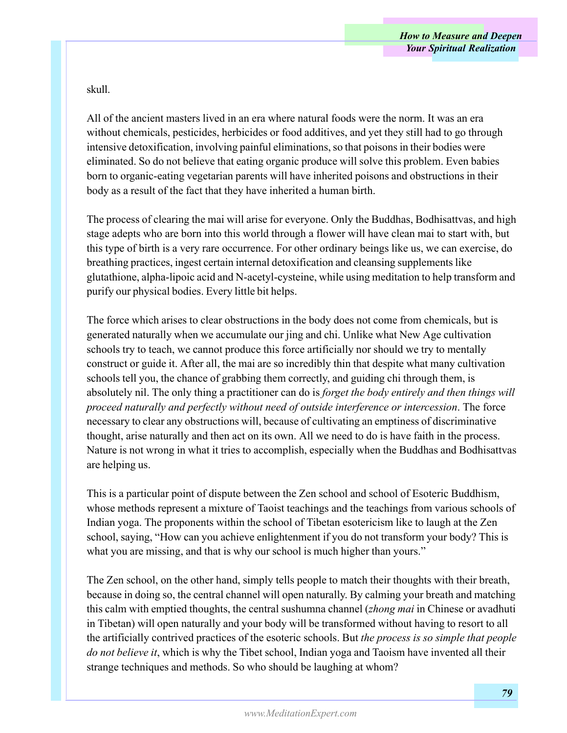skull.

All of the ancient masters lived in an era where natural foods were the norm. It was an era without chemicals, pesticides, herbicides or food additives, and yet they still had to go through intensive detoxification, involving painful eliminations, so that poisons in their bodies were eliminated. So do not believe that eating organic produce will solve this problem. Even babies born to organic-eating vegetarian parents will have inherited poisons and obstructions in their body as a result of the fact that they have inherited a human birth.

The process of clearing the mai will arise for everyone. Only the Buddhas, Bodhisattvas, and high stage adepts who are born into this world through a flower will have clean mai to start with, but this type of birth is a very rare occurrence. For other ordinary beings like us, we can exercise, do breathing practices, ingest certain internal detoxification and cleansing supplements like glutathione, alpha-lipoic acid and N-acetyl-cysteine, while using meditation to help transform and purify our physical bodies. Every little bit helps.

The force which arises to clear obstructions in the body does not come from chemicals, but is generated naturally when we accumulate our jing and chi. Unlike what New Age cultivation schools try to teach, we cannot produce this force artificially nor should we try to mentally construct or guide it. After all, the mai are so incredibly thin that despite what many cultivation schools tell you, the chance of grabbing them correctly, and guiding chi through them, is absolutely nil. The only thing a practitioner can do is *forget the body entirely and then things will proceed naturally and perfectly without need of outside interference or intercession*. The force necessary to clear any obstructions will, because of cultivating an emptiness of discriminative thought, arise naturally and then act on its own. All we need to do is have faith in the process. Nature is not wrong in what it tries to accomplish, especially when the Buddhas and Bodhisattvas are helping us.

This is a particular point of dispute between the Zen school and school of Esoteric Buddhism, whose methods represent a mixture of Taoist teachings and the teachings from various schools of Indian yoga. The proponents within the school of Tibetan esotericism like to laugh at the Zen school, saying, “How can you achieve enlightenment if you do not transform your body? This is what you are missing, and that is why our school is much higher than yours.”

The Zen school, on the other hand, simply tells people to match their thoughts with their breath, because in doing so, the central channel will open naturally. By calming your breath and matching this calm with emptied thoughts, the central sushumna channel (*zhong mai* in Chinese or avadhuti in Tibetan) will open naturally and your body will be transformed without having to resort to all the artificially contrived practices of the esoteric schools. But *the process is so simple that people do not believe it*, which is why the Tibet school, Indian yoga and Taoism have invented all their strange techniques and methods. So who should be laughing at whom?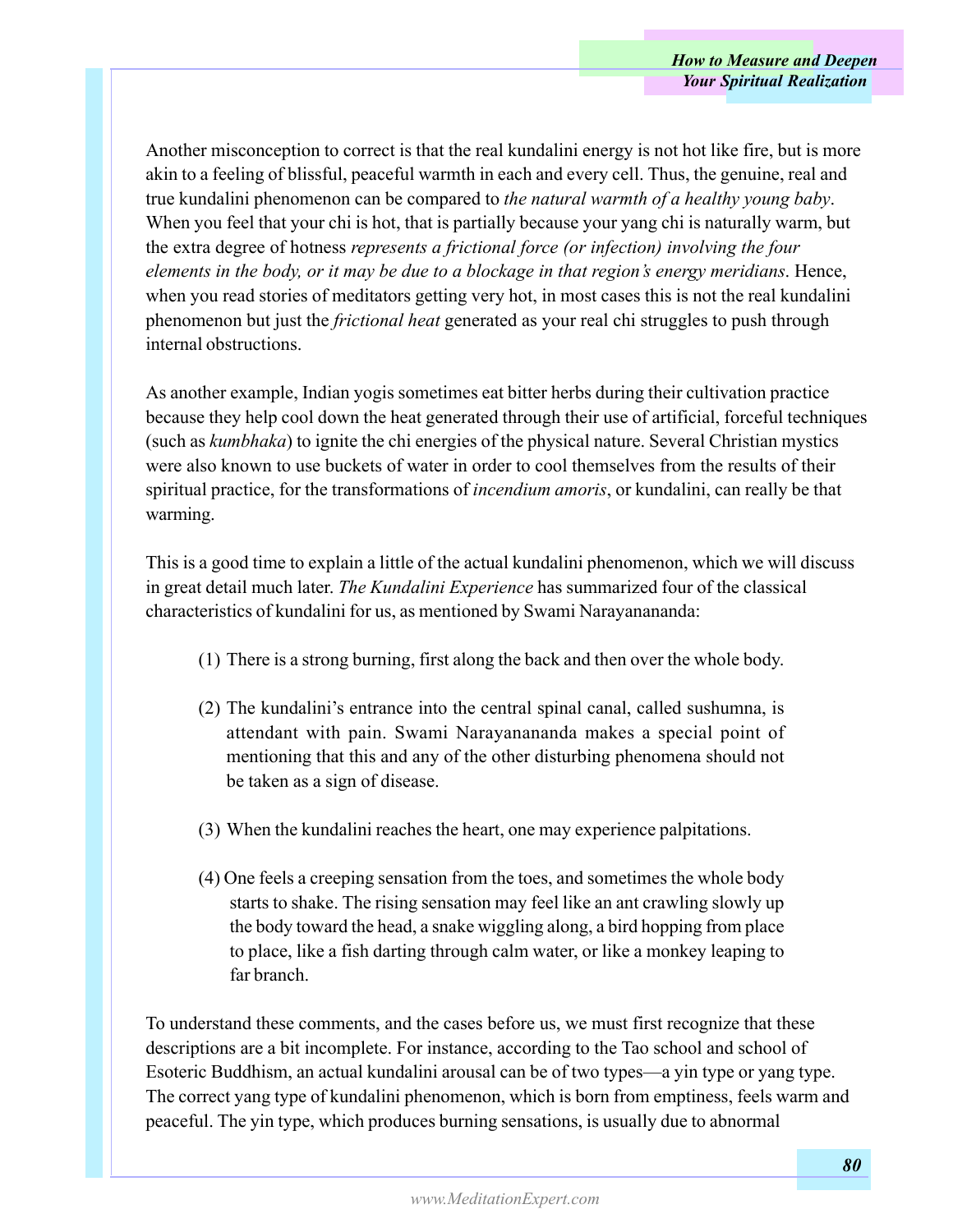Another misconception to correct is that the real kundalini energy is not hot like fire, but is more akin to a feeling of blissful, peaceful warmth in each and every cell. Thus, the genuine, real and true kundalini phenomenon can be compared to *the natural warmth of a healthy young baby*. When you feel that your chi is hot, that is partially because your yang chi is naturally warm, but the extra degree of hotness *represents a frictional force (or infection) involving the four elements in the body, or it may be due to a blockage in that region's energy meridians*. Hence, when you read stories of meditators getting very hot, in most cases this is not the real kundalini phenomenon but just the *frictional heat* generated as your real chi struggles to push through internal obstructions.

As another example, Indian yogis sometimes eat bitter herbs during their cultivation practice because they help cool down the heat generated through their use of artificial, forceful techniques (such as *kumbhaka*) to ignite the chi energies of the physical nature. Several Christian mystics were also known to use buckets of water in order to cool themselves from the results of their spiritual practice, for the transformations of *incendium amoris*, or kundalini, can really be that warming.

This is a good time to explain a little of the actual kundalini phenomenon, which we will discuss in great detail much later. *The Kundalini Experience* has summarized four of the classical characteristics of kundalini for us, as mentioned by Swami Narayanananda:

(1) There is a strong burning, first along the back and then over the whole body.

(2) The kundalini's entrance into the central spinal canal, called sushumna, is attendant with pain. Swami Narayanananda makes a special point of mentioning that this and any of the other disturbing phenomena should not be taken as a sign of disease.

(3) When the kundalini reaches the heart, one may experience palpitations.

(4) One feels a creeping sensation from the toes, and sometimes the whole body starts to shake. The rising sensation may feel like an ant crawling slowly up the body toward the head, a snake wiggling along, a bird hopping from place to place, like a fish darting through calm water, or like a monkey leaping to far branch.

To understand these comments, and the cases before us, we must first recognize that these descriptions are a bit incomplete. For instance, according to the Tao school and school of Esoteric Buddhism, an actual kundalini arousal can be of two types—a yin type or yang type. The correct yang type of kundalini phenomenon, which is born from emptiness, feels warm and peaceful. The yin type, which produces burning sensations, is usually due to abnormal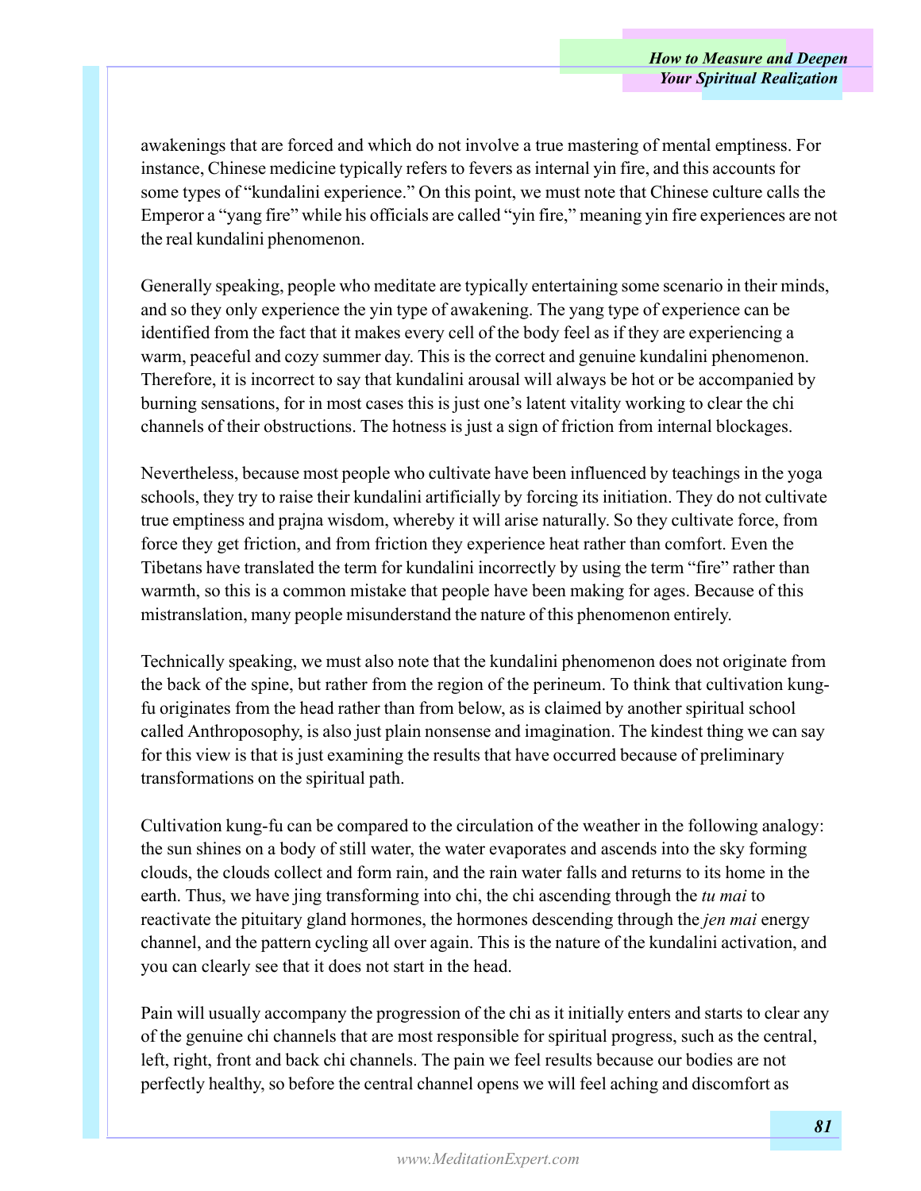awakenings that are forced and which do not involve a true mastering of mental emptiness. For instance, Chinese medicine typically refers to fevers as internal yin fire, and this accounts for some types of "kundalini experience." On this point, we must note that Chinese culture calls the Emperor a "yang fire" while his officials are called "yin fire," meaning yin fire experiences are not the real kundalini phenomenon.

Generally speaking, people who meditate are typically entertaining some scenario in their minds, and so they only experience the yin type of awakening. The yang type of experience can be identified from the fact that it makes every cell of the body feel as if they are experiencing a warm, peaceful and cozy summer day. This is the correct and genuine kundalini phenomenon. Therefore, it is incorrect to say that kundalini arousal will always be hot or be accompanied by burning sensations, for in most cases this is just one's latent vitality working to clear the chi channels of their obstructions. The hotness is just a sign of friction from internal blockages.

Nevertheless, because most people who cultivate have been influenced by teachings in the yoga schools, they try to raise their kundalini artificially by forcing its initiation. They do not cultivate true emptiness and prajna wisdom, whereby it will arise naturally. So they cultivate force, from force they get friction, and from friction they experience heat rather than comfort. Even the Tibetans have translated the term for kundalini incorrectly by using the term "fire" rather than warmth, so this is a common mistake that people have been making for ages. Because of this mistranslation, many people misunderstand the nature of this phenomenon entirely.

Technically speaking, we must also note that the kundalini phenomenon does not originate from the back of the spine, but rather from the region of the perineum. To think that cultivation kung-fu originates from the head rather than from below, as is claimed by another spiritual school called Anthroposophy, is also just plain nonsense and imagination. The kindest thing we can say for this view is that is just examining the results that have occurred because of preliminary transformations on the spiritual path.

Cultivation kung-fu can be compared to the circulation of the weather in the following analogy: the sun shines on a body of still water, the water evaporates and ascends into the sky forming clouds, the clouds collect and form rain, and the rain water falls and returns to its home in the earth. Thus, we have jing transforming into chi, the chi ascending through the *tu mai* to reactivate the pituitary gland hormones, the hormones descending through the *jen mai* energy channel, and the pattern cycling all over again. This is the nature of the kundalini activation, and you can clearly see that it does not start in the head.

Pain will usually accompany the progression of the chi as it initially enters and starts to clear any of the genuine chi channels that are most responsible for spiritual progress, such as the central, left, right, front and back chi channels. The pain we feel results because our bodies are not perfectly healthy, so before the central channel opens we will feel aching and discomfort as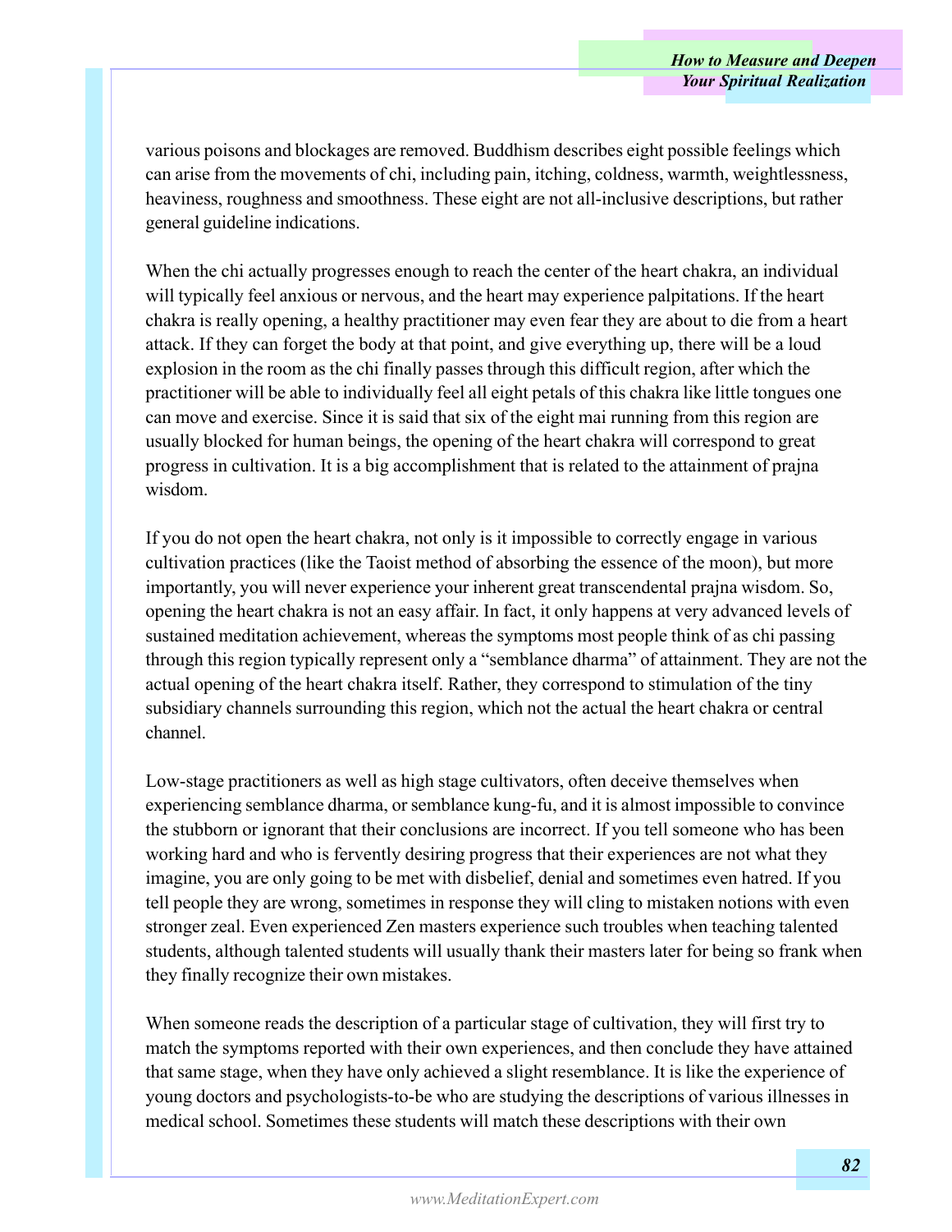various poisons and blockages are removed. Buddhism describes eight possible feelings which can arise from the movements of chi, including pain, itching, coldness, warmth, weightlessness, heaviness, roughness and smoothness. These eight are not all-inclusive descriptions, but rather general guideline indications.

When the chi actually progresses enough to reach the center of the heart chakra, an individual will typically feel anxious or nervous, and the heart may experience palpitations. If the heart chakra is really opening, a healthy practitioner may even fear they are about to die from a heart attack. If they can forget the body at that point, and give everything up, there will be a loud explosion in the room as the chi finally passes through this difficult region, after which the practitioner will be able to individually feel all eight petals of this chakra like little tongues one can move and exercise. Since it is said that six of the eight mai running from this region are usually blocked for human beings, the opening of the heart chakra will correspond to great progress in cultivation. It is a big accomplishment that is related to the attainment of prajna wisdom.

If you do not open the heart chakra, not only is it impossible to correctly engage in various cultivation practices (like the Taoist method of absorbing the essence of the moon), but more importantly, you will never experience your inherent great transcendental prajna wisdom. So, opening the heart chakra is not an easy affair. In fact, it only happens at very advanced levels of sustained meditation achievement, whereas the symptoms most people think of as chi passing through this region typically represent only a "semblance dharma" of attainment. They are not the actual opening of the heart chakra itself. Rather, they correspond to stimulation of the tiny subsidiary channels surrounding this region, which not the actual the heart chakra or central channel.

Low-stage practitioners as well as high stage cultivators, often deceive themselves when experiencing semblance dharma, or semblance kung-fu, and it is almost impossible to convince the stubborn or ignorant that their conclusions are incorrect. If you tell someone who has been working hard and who is fervently desiring progress that their experiences are not what they imagine, you are only going to be met with disbelief, denial and sometimes even hatred. If you tell people they are wrong, sometimes in response they will cling to mistaken notions with even stronger zeal. Even experienced Zen masters experience such troubles when teaching talented students, although talented students will usually thank their masters later for being so frank when they finally recognize their own mistakes.

When someone reads the description of a particular stage of cultivation, they will first try to match the symptoms reported with their own experiences, and then conclude they have attained that same stage, when they have only achieved a slight resemblance. It is like the experience of young doctors and psychologists-to-be who are studying the descriptions of various illnesses in medical school. Sometimes these students will match these descriptions with their own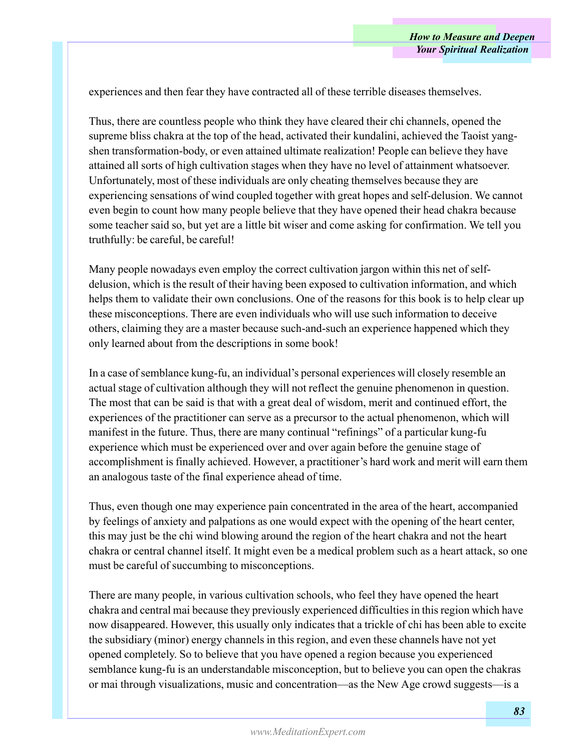experiences and then fear they have contracted all of these terrible diseases themselves.

Thus, there are countless people who think they have cleared their chi channels, opened the supreme bliss chakra at the top of the head, activated their kundalini, achieved the Taoist yang-shen transformation-body, or even attained ultimate realization! People can believe they have attained all sorts of high cultivation stages when they have no level of attainment whatsoever. Unfortunately, most of these individuals are only cheating themselves because they are experiencing sensations of wind coupled together with great hopes and self-delusion. We cannot even begin to count how many people believe that they have opened their head chakra because some teacher said so, but yet are a little bit wiser and come asking for confirmation. We tell you truthfully: be careful, be careful!

Many people nowadays even employ the correct cultivation jargon within this net of self-delusion, which is the result of their having been exposed to cultivation information, and which helps them to validate their own conclusions. One of the reasons for this book is to help clear up these misconceptions. There are even individuals who will use such information to deceive others, claiming they are a master because such-and-such an experience happened which they only learned about from the descriptions in some book!

In a case of semblance kung-fu, an individual's personal experiences will closely resemble an actual stage of cultivation although they will not reflect the genuine phenomenon in question. The most that can be said is that with a great deal of wisdom, merit and continued effort, the experiences of the practitioner can serve as a precursor to the actual phenomenon, which will manifest in the future. Thus, there are many continual "refinings" of a particular kung-fu experience which must be experienced over and over again before the genuine stage of accomplishment is finally achieved. However, a practitioner's hard work and merit will earn them an analogous taste of the final experience ahead of time.

Thus, even though one may experience pain concentrated in the area of the heart, accompanied by feelings of anxiety and palpations as one would expect with the opening of the heart center, this may just be the chi wind blowing around the region of the heart chakra and not the heart chakra or central channel itself. It might even be a medical problem such as a heart attack, so one must be careful of succumbing to misconceptions.

There are many people, in various cultivation schools, who feel they have opened the heart chakra and central mai because they previously experienced difficulties in this region which have now disappeared. However, this usually only indicates that a trickle of chi has been able to excite the subsidiary (minor) energy channels in this region, and even these channels have not yet opened completely. So to believe that you have opened a region because you experienced semblance kung-fu is an understandable misconception, but to believe you can open the chakras or mai through visualizations, music and concentration—as the New Age crowd suggests—is a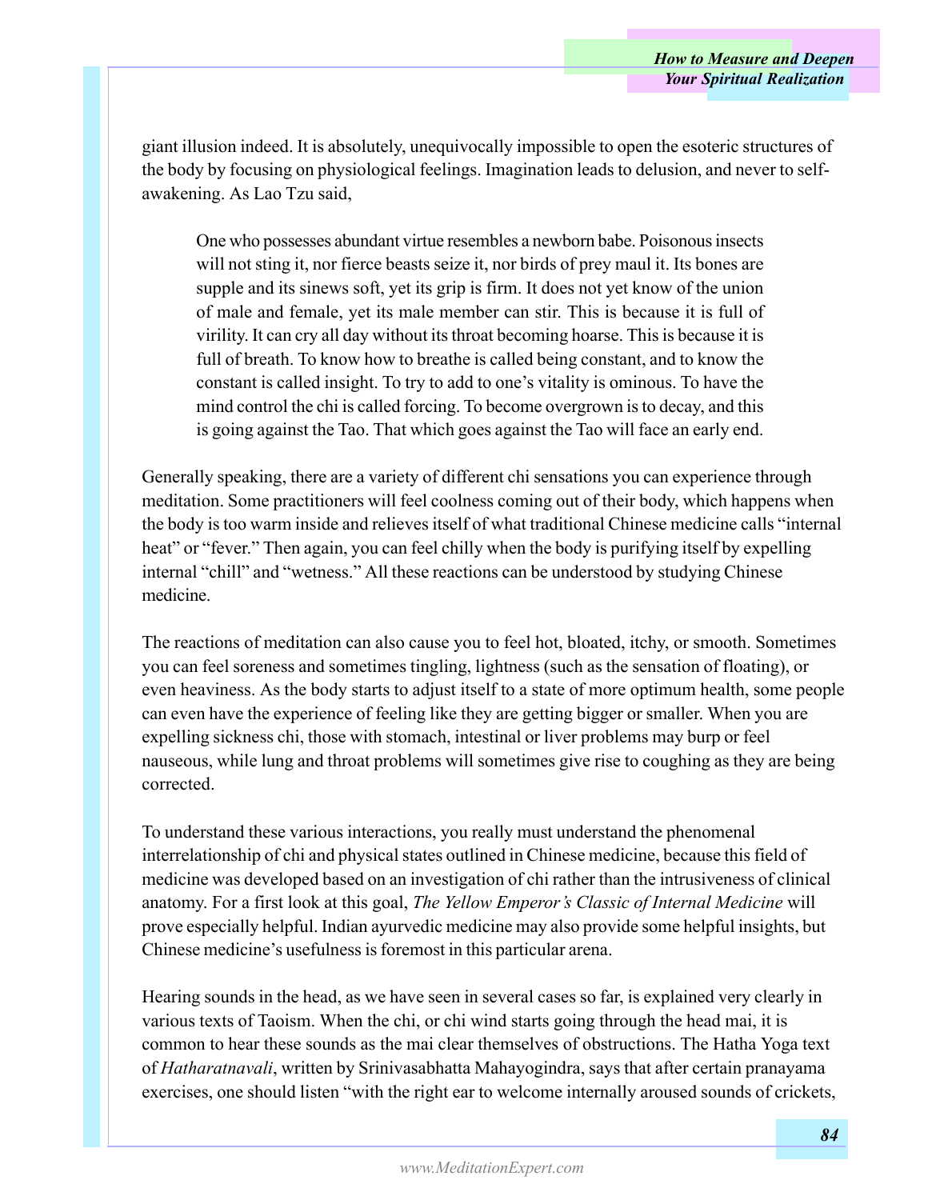giant illusion indeed. It is absolutely, unequivocally impossible to open the esoteric structures of the body by focusing on physiological feelings. Imagination leads to delusion, and never to self-awakening. As Lao Tzu said,

> One who possesses abundant virtue resembles a newborn babe. Poisonous insects will not sting it, nor fierce beasts seize it, nor birds of prey maul it. Its bones are supple and its sinews soft, yet its grip is firm. It does not yet know of the union of male and female, yet its male member can stir. This is because it is full of virility. It can cry all day without its throat becoming hoarse. This is because it is full of breath. To know how to breathe is called being constant, and to know the constant is called insight. To try to add to one's vitality is ominous. To have the mind control the chi is called forcing. To become overgrown is to decay, and this is going against the Tao. That which goes against the Tao will face an early end.

Generally speaking, there are a variety of different chi sensations you can experience through meditation. Some practitioners will feel coolness coming out of their body, which happens when the body is too warm inside and relieves itself of what traditional Chinese medicine calls "internal heat" or "fever." Then again, you can feel chilly when the body is purifying itself by expelling internal "chill" and "wetness." All these reactions can be understood by studying Chinese medicine.

The reactions of meditation can also cause you to feel hot, bloated, itchy, or smooth. Sometimes you can feel soreness and sometimes tingling, lightness (such as the sensation of floating), or even heaviness. As the body starts to adjust itself to a state of more optimum health, some people can even have the experience of feeling like they are getting bigger or smaller. When you are expelling sickness chi, those with stomach, intestinal or liver problems may burp or feel nauseous, while lung and throat problems will sometimes give rise to coughing as they are being corrected.

To understand these various interactions, you really must understand the phenomenal interrelationship of chi and physical states outlined in Chinese medicine, because this field of medicine was developed based on an investigation of chi rather than the intrusiveness of clinical anatomy. For a first look at this goal, *The Yellow Emperor's Classic of Internal Medicine* will prove especially helpful. Indian ayurvedic medicine may also provide some helpful insights, but Chinese medicine's usefulness is foremost in this particular arena.

Hearing sounds in the head, as we have seen in several cases so far, is explained very clearly in various texts of Taoism. When the chi, or chi wind starts going through the head mai, it is common to hear these sounds as the mai clear themselves of obstructions. The Hatha Yoga text of *Hatharatnavali*, written by Srinivasabhatta Mahayogindra, says that after certain pranayama exercises, one should listen "with the right ear to welcome internally aroused sounds of crickets,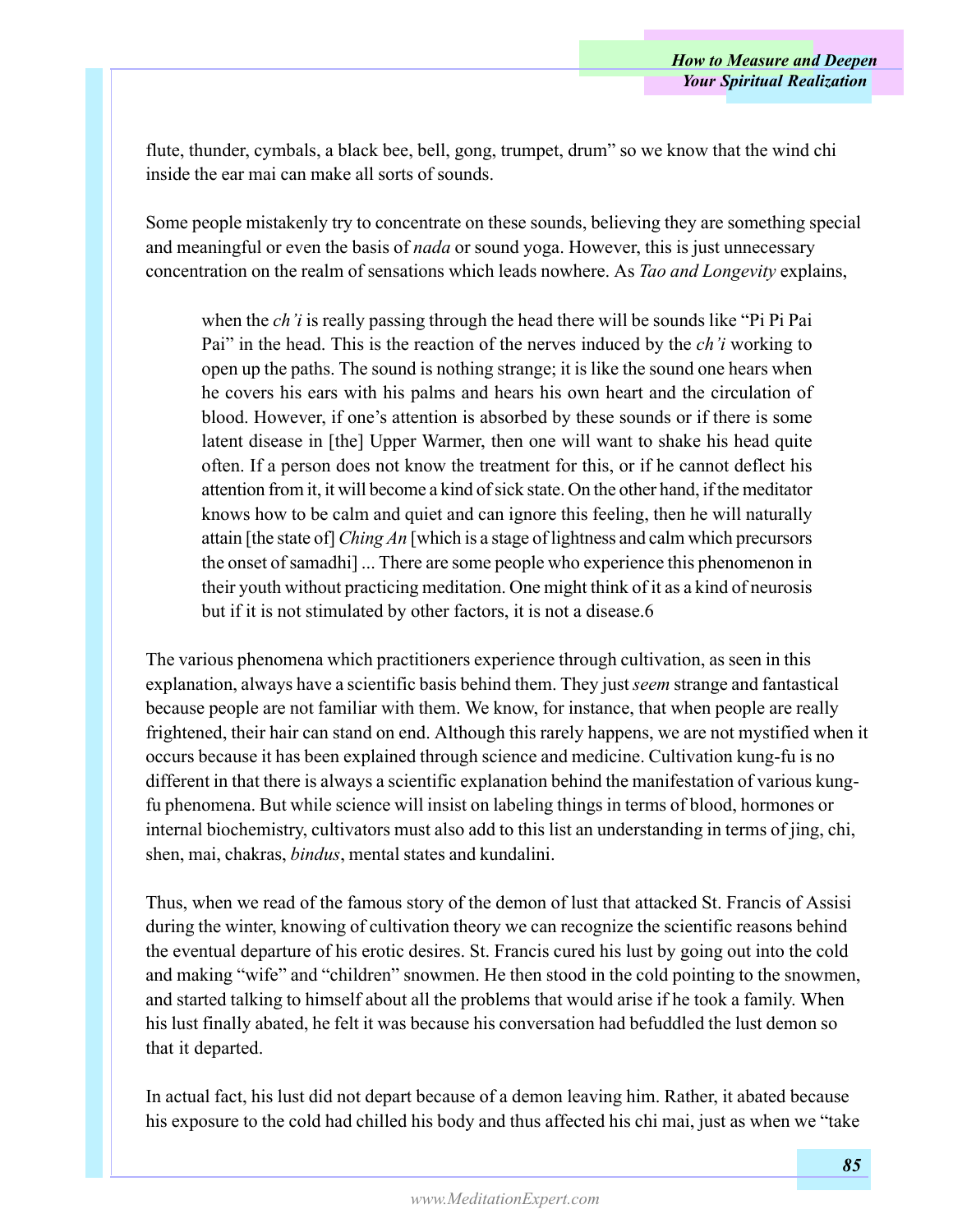flute, thunder, cymbals, a black bee, bell, gong, trumpet, drum" so we know that the wind chi inside the ear mai can make all sorts of sounds.

Some people mistakenly try to concentrate on these sounds, believing they are something special and meaningful or even the basis of *nada* or sound yoga. However, this is just unnecessary concentration on the realm of sensations which leads nowhere. As *Tao and Longevity* explains,

> when the *ch'i* is really passing through the head there will be sounds like "Pi Pi Pai Pai" in the head. This is the reaction of the nerves induced by the *ch'i* working to open up the paths. The sound is nothing strange; it is like the sound one hears when he covers his ears with his palms and hears his own heart and the circulation of blood. However, if one's attention is absorbed by these sounds or if there is some latent disease in [the] Upper Warmer, then one will want to shake his head quite often. If a person does not know the treatment for this, or if he cannot deflect his attention from it, it will become a kind of sick state. On the other hand, if the meditator knows how to be calm and quiet and can ignore this feeling, then he will naturally attain [the state of] *Ching An* [which is a stage of lightness and calm which precursors the onset of samadhi] ... There are some people who experience this phenomenon in their youth without practicing meditation. One might think of it as a kind of neurosis but if it is not stimulated by other factors, it is not a disease.6

The various phenomena which practitioners experience through cultivation, as seen in this explanation, always have a scientific basis behind them. They just *seem* strange and fantastical because people are not familiar with them. We know, for instance, that when people are really frightened, their hair can stand on end. Although this rarely happens, we are not mystified when it occurs because it has been explained through science and medicine. Cultivation kung-fu is no different in that there is always a scientific explanation behind the manifestation of various kung-fu phenomena. But while science will insist on labeling things in terms of blood, hormones or internal biochemistry, cultivators must also add to this list an understanding in terms of jing, chi, shen, mai, chakras, *bindus*, mental states and kundalini.

Thus, when we read of the famous story of the demon of lust that attacked St. Francis of Assisi during the winter, knowing of cultivation theory we can recognize the scientific reasons behind the eventual departure of his erotic desires. St. Francis cured his lust by going out into the cold and making "wife" and "children" snowmen. He then stood in the cold pointing to the snowmen, and started talking to himself about all the problems that would arise if he took a family. When his lust finally abated, he felt it was because his conversation had befuddled the lust demon so that it departed.

In actual fact, his lust did not depart because of a demon leaving him. Rather, it abated because his exposure to the cold had chilled his body and thus affected his chi mai, just as when we "take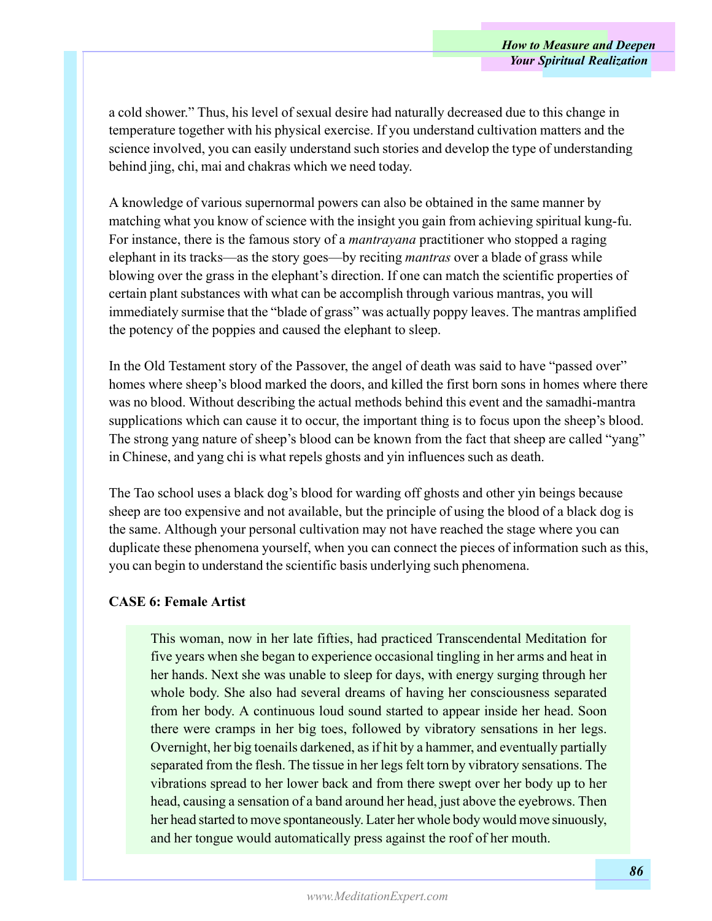a cold shower." Thus, his level of sexual desire had naturally decreased due to this change in temperature together with his physical exercise. If you understand cultivation matters and the science involved, you can easily understand such stories and develop the type of understanding behind jing, chi, mai and chakras which we need today.

A knowledge of various supernormal powers can also be obtained in the same manner by matching what you know of science with the insight you gain from achieving spiritual kung-fu. For instance, there is the famous story of a *mantrayana* practitioner who stopped a raging elephant in its tracks—as the story goes—by reciting *mantras* over a blade of grass while blowing over the grass in the elephant's direction. If one can match the scientific properties of certain plant substances with what can be accomplish through various mantras, you will immediately surmise that the "blade of grass" was actually poppy leaves. The mantras amplified the potency of the poppies and caused the elephant to sleep.

In the Old Testament story of the Passover, the angel of death was said to have "passed over" homes where sheep's blood marked the doors, and killed the first born sons in homes where there was no blood. Without describing the actual methods behind this event and the samadhi-mantra supplications which can cause it to occur, the important thing is to focus upon the sheep's blood. The strong yang nature of sheep's blood can be known from the fact that sheep are called "yang" in Chinese, and yang chi is what repels ghosts and yin influences such as death.

The Tao school uses a black dog's blood for warding off ghosts and other yin beings because sheep are too expensive and not available, but the principle of using the blood of a black dog is the same. Although your personal cultivation may not have reached the stage where you can duplicate these phenomena yourself, when you can connect the pieces of information such as this, you can begin to understand the scientific basis underlying such phenomena.

**CASE 6: Female Artist**

> This woman, now in her late fifties, had practiced Transcendental Meditation for five years when she began to experience occasional tingling in her arms and heat in her hands. Next she was unable to sleep for days, with energy surging through her whole body. She also had several dreams of having her consciousness separated from her body. A continuous loud sound started to appear inside her head. Soon there were cramps in her big toes, followed by vibratory sensations in her legs. Overnight, her big toenails darkened, as if hit by a hammer, and eventually partially separated from the flesh. The tissue in her legs felt torn by vibratory sensations. The vibrations spread to her lower back and from there swept over her body up to her head, causing a sensation of a band around her head, just above the eyebrows. Then her head started to move spontaneously. Later her whole body would move sinuously, and her tongue would automatically press against the roof of her mouth.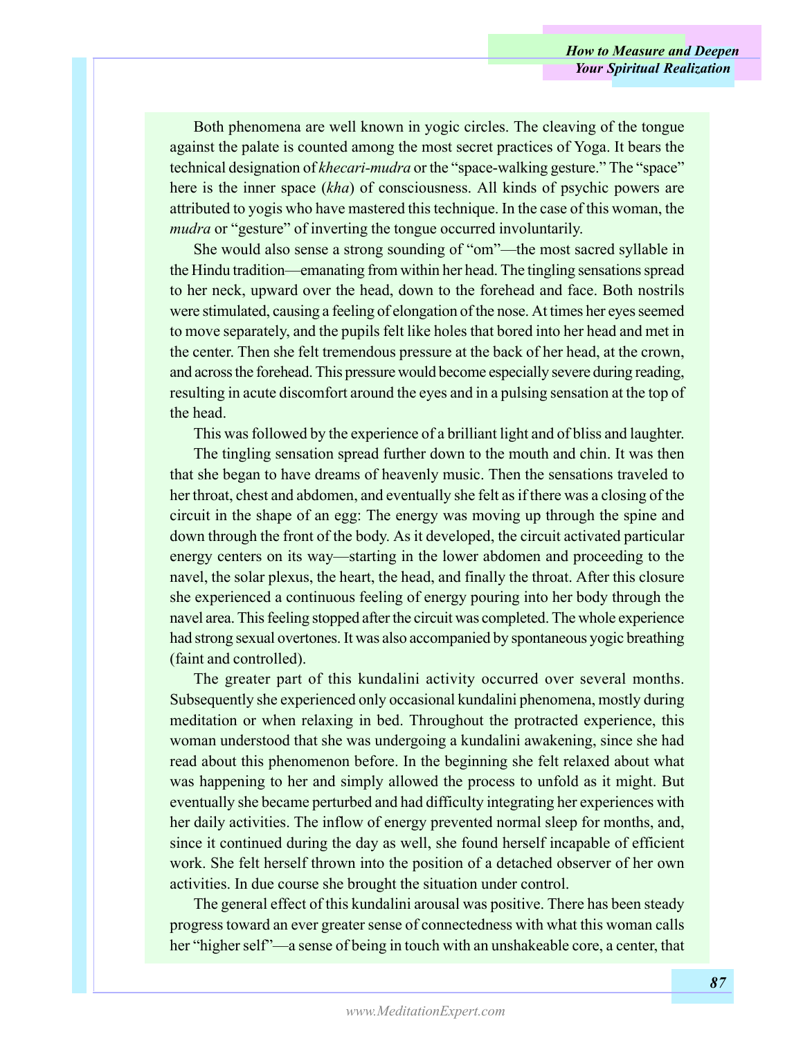Both phenomena are well known in yogic circles. The cleaving of the tongue against the palate is counted among the most secret practices of Yoga. It bears the technical designation of *khecari-mudra* or the "space-walking gesture." The "space" here is the inner space (*kha*) of consciousness. All kinds of psychic powers are attributed to yogis who have mastered this technique. In the case of this woman, the *mudra* or "gesture" of inverting the tongue occurred involuntarily.

She would also sense a strong sounding of "om"—the most sacred syllable in the Hindu tradition—emanating from within her head. The tingling sensations spread to her neck, upward over the head, down to the forehead and face. Both nostrils were stimulated, causing a feeling of elongation of the nose. At times her eyes seemed to move separately, and the pupils felt like holes that bored into her head and met in the center. Then she felt tremendous pressure at the back of her head, at the crown, and across the forehead. This pressure would become especially severe during reading, resulting in acute discomfort around the eyes and in a pulsing sensation at the top of the head.

This was followed by the experience of a brilliant light and of bliss and laughter.

The tingling sensation spread further down to the mouth and chin. It was then that she began to have dreams of heavenly music. Then the sensations traveled to her throat, chest and abdomen, and eventually she felt as if there was a closing of the circuit in the shape of an egg: The energy was moving up through the spine and down through the front of the body. As it developed, the circuit activated particular energy centers on its way—starting in the lower abdomen and proceeding to the navel, the solar plexus, the heart, the head, and finally the throat. After this closure she experienced a continuous feeling of energy pouring into her body through the navel area. This feeling stopped after the circuit was completed. The whole experience had strong sexual overtones. It was also accompanied by spontaneous yogic breathing (faint and controlled).

The greater part of this kundalini activity occurred over several months. Subsequently she experienced only occasional kundalini phenomena, mostly during meditation or when relaxing in bed. Throughout the protracted experience, this woman understood that she was undergoing a kundalini awakening, since she had read about this phenomenon before. In the beginning she felt relaxed about what was happening to her and simply allowed the process to unfold as it might. But eventually she became perturbed and had difficulty integrating her experiences with her daily activities. The inflow of energy prevented normal sleep for months, and, since it continued during the day as well, she found herself incapable of efficient work. She felt herself thrown into the position of a detached observer of her own activities. In due course she brought the situation under control.

The general effect of this kundalini arousal was positive. There has been steady progress toward an ever greater sense of connectedness with what this woman calls her "higher self"—a sense of being in touch with an unshakeable core, a center, that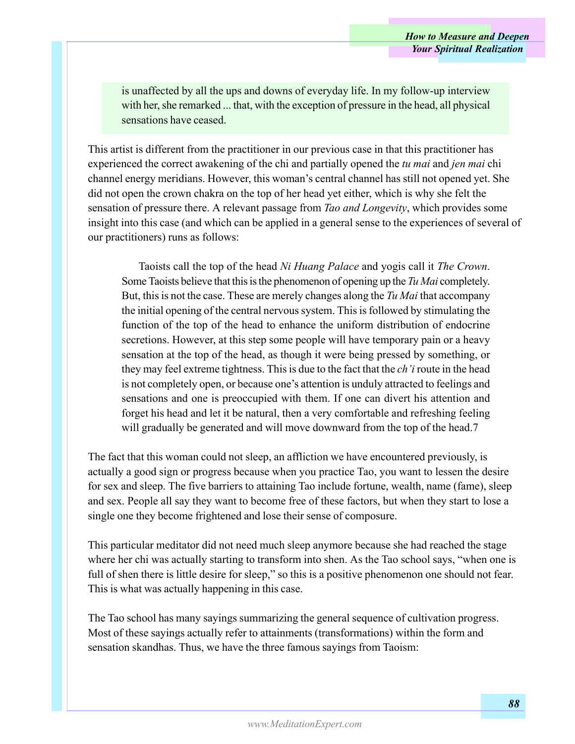> is unaffected by all the ups and downs of everyday life. In my follow-up interview with her, she remarked ... that, with the exception of pressure in the head, all physical sensations have ceased.

This artist is different from the practitioner in our previous case in that this practitioner has experienced the correct awakening of the chi and partially opened the *tu mai* and *jen mai* chi channel energy meridians. However, this woman's central channel has still not opened yet. She did not open the crown chakra on the top of her head yet either, which is why she felt the sensation of pressure there. A relevant passage from *Tao and Longevity*, which provides some insight into this case (and which can be applied in a general sense to the experiences of several of our practitioners) runs as follows:

> Taoists call the top of the head *Ni Huang Palace* and yogis call it *The Crown*. Some Taoists believe that this is the phenomenon of opening up the *Tu Mai* completely. But, this is not the case. These are merely changes along the *Tu Mai* that accompany the initial opening of the central nervous system. This is followed by stimulating the function of the top of the head to enhance the uniform distribution of endocrine secretions. However, at this step some people will have temporary pain or a heavy sensation at the top of the head, as though it were being pressed by something, or they may feel extreme tightness. This is due to the fact that the *ch'i* route in the head is not completely open, or because one's attention is unduly attracted to feelings and sensations and one is preoccupied with them. If one can divert his attention and forget his head and let it be natural, then a very comfortable and refreshing feeling will gradually be generated and will move downward from the top of the head.7

The fact that this woman could not sleep, an affliction we have encountered previously, is actually a good sign or progress because when you practice Tao, you want to lessen the desire for sex and sleep. The five barriers to attaining Tao include fortune, wealth, name (fame), sleep and sex. People all say they want to become free of these factors, but when they start to lose a single one they become frightened and lose their sense of composure.

This particular meditator did not need much sleep anymore because she had reached the stage where her chi was actually starting to transform into shen. As the Tao school says, "when one is full of shen there is little desire for sleep," so this is a positive phenomenon one should not fear. This is what was actually happening in this case.

The Tao school has many sayings summarizing the general sequence of cultivation progress. Most of these sayings actually refer to attainments (transformations) within the form and sensation skandhas. Thus, we have the three famous sayings from Taoism: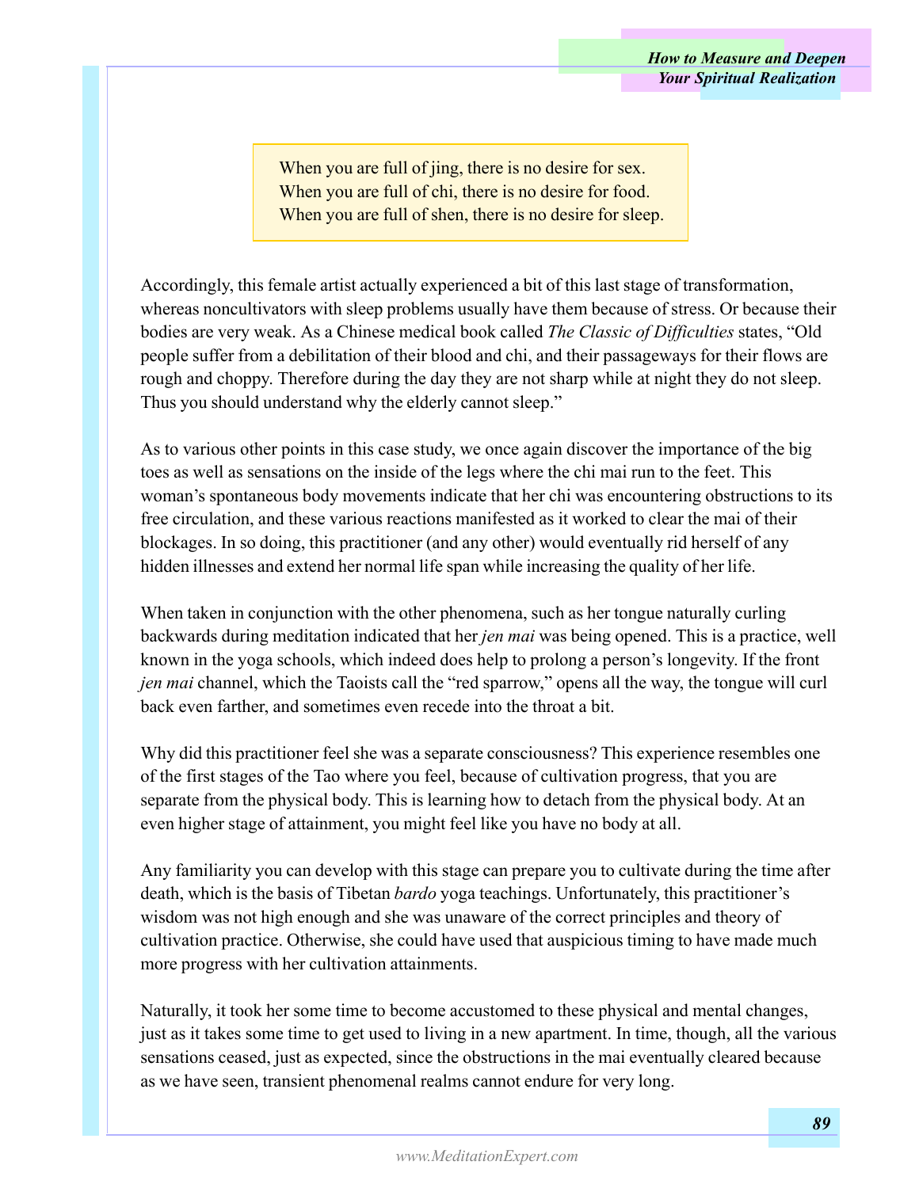> When you are full of jing, there is no desire for sex.
> When you are full of chi, there is no desire for food.
> When you are full of shen, there is no desire for sleep.

Accordingly, this female artist actually experienced a bit of this last stage of transformation, whereas noncultivators with sleep problems usually have them because of stress. Or because their bodies are very weak. As a Chinese medical book called *The Classic of Difficulties* states, "Old people suffer from a debilitation of their blood and chi, and their passageways for their flows are rough and choppy. Therefore during the day they are not sharp while at night they do not sleep. Thus you should understand why the elderly cannot sleep."

As to various other points in this case study, we once again discover the importance of the big toes as well as sensations on the inside of the legs where the chi mai run to the feet. This woman's spontaneous body movements indicate that her chi was encountering obstructions to its free circulation, and these various reactions manifested as it worked to clear the mai of their blockages. In so doing, this practitioner (and any other) would eventually rid herself of any hidden illnesses and extend her normal life span while increasing the quality of her life.

When taken in conjunction with the other phenomena, such as her tongue naturally curling backwards during meditation indicated that her *jen mai* was being opened. This is a practice, well known in the yoga schools, which indeed does help to prolong a person's longevity. If the front *jen mai* channel, which the Taoists call the "red sparrow," opens all the way, the tongue will curl back even farther, and sometimes even recede into the throat a bit.

Why did this practitioner feel she was a separate consciousness? This experience resembles one of the first stages of the Tao where you feel, because of cultivation progress, that you are separate from the physical body. This is learning how to detach from the physical body. At an even higher stage of attainment, you might feel like you have no body at all.

Any familiarity you can develop with this stage can prepare you to cultivate during the time after death, which is the basis of Tibetan *bardo* yoga teachings. Unfortunately, this practitioner's wisdom was not high enough and she was unaware of the correct principles and theory of cultivation practice. Otherwise, she could have used that auspicious timing to have made much more progress with her cultivation attainments.

Naturally, it took her some time to become accustomed to these physical and mental changes, just as it takes some time to get used to living in a new apartment. In time, though, all the various sensations ceased, just as expected, since the obstructions in the mai eventually cleared because as we have seen, transient phenomenal realms cannot endure for very long.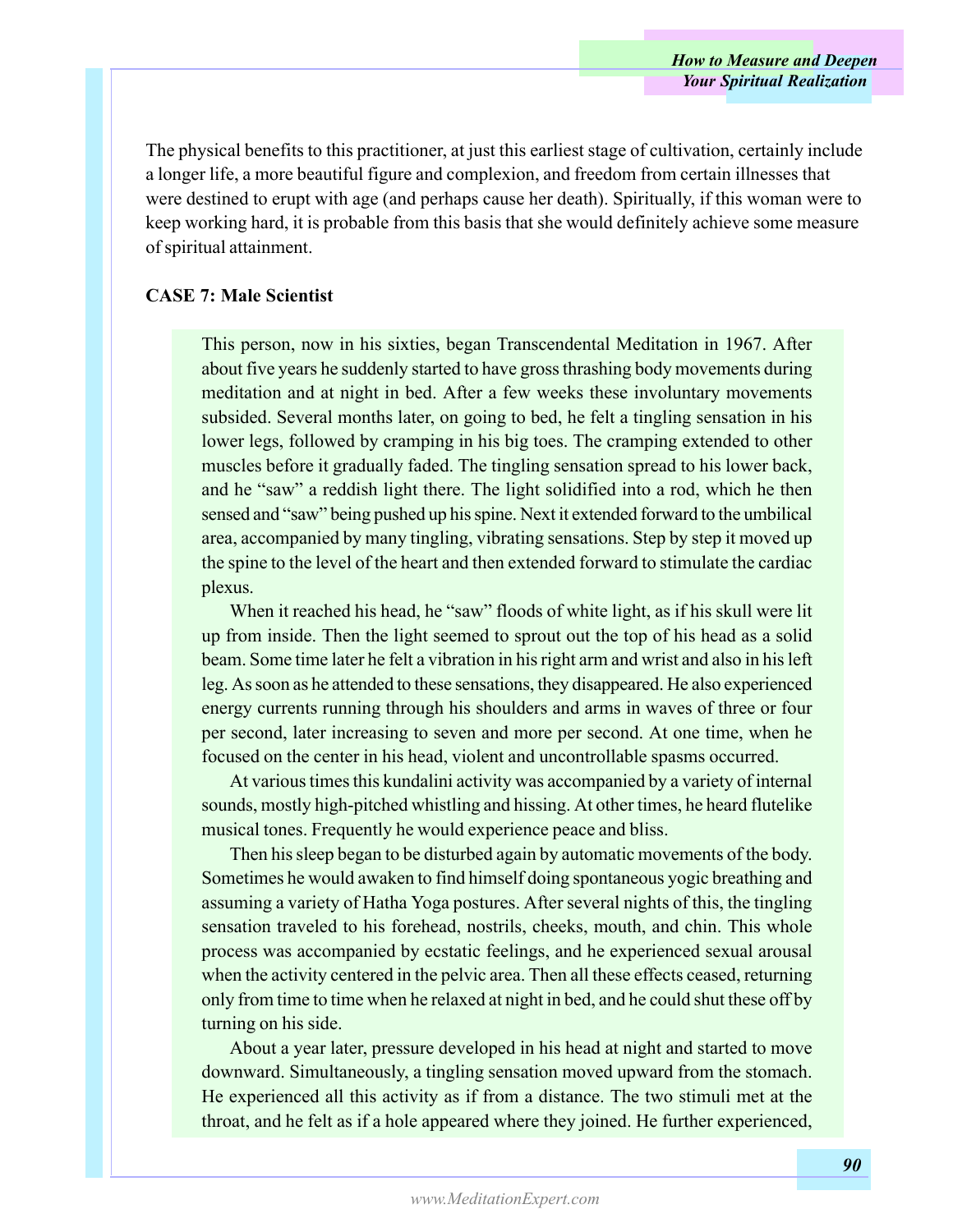The physical benefits to this practitioner, at just this earliest stage of cultivation, certainly include a longer life, a more beautiful figure and complexion, and freedom from certain illnesses that were destined to erupt with age (and perhaps cause her death). Spiritually, if this woman were to keep working hard, it is probable from this basis that she would definitely achieve some measure of spiritual attainment.

**CASE 7: Male Scientist**

This person, now in his sixties, began Transcendental Meditation in 1967. After about five years he suddenly started to have gross thrashing body movements during meditation and at night in bed. After a few weeks these involuntary movements subsided. Several months later, on going to bed, he felt a tingling sensation in his lower legs, followed by cramping in his big toes. The cramping extended to other muscles before it gradually faded. The tingling sensation spread to his lower back, and he "saw" a reddish light there. The light solidified into a rod, which he then sensed and "saw" being pushed up his spine. Next it extended forward to the umbilical area, accompanied by many tingling, vibrating sensations. Step by step it moved up the spine to the level of the heart and then extended forward to stimulate the cardiac plexus.

When it reached his head, he "saw" floods of white light, as if his skull were lit up from inside. Then the light seemed to sprout out the top of his head as a solid beam. Some time later he felt a vibration in his right arm and wrist and also in his left leg. As soon as he attended to these sensations, they disappeared. He also experienced energy currents running through his shoulders and arms in waves of three or four per second, later increasing to seven and more per second. At one time, when he focused on the center in his head, violent and uncontrollable spasms occurred.

At various times this kundalini activity was accompanied by a variety of internal sounds, mostly high-pitched whistling and hissing. At other times, he heard flutelike musical tones. Frequently he would experience peace and bliss.

Then his sleep began to be disturbed again by automatic movements of the body. Sometimes he would awaken to find himself doing spontaneous yogic breathing and assuming a variety of Hatha Yoga postures. After several nights of this, the tingling sensation traveled to his forehead, nostrils, cheeks, mouth, and chin. This whole process was accompanied by ecstatic feelings, and he experienced sexual arousal when the activity centered in the pelvic area. Then all these effects ceased, returning only from time to time when he relaxed at night in bed, and he could shut these off by turning on his side.

About a year later, pressure developed in his head at night and started to move downward. Simultaneously, a tingling sensation moved upward from the stomach. He experienced all this activity as if from a distance. The two stimuli met at the throat, and he felt as if a hole appeared where they joined. He further experienced,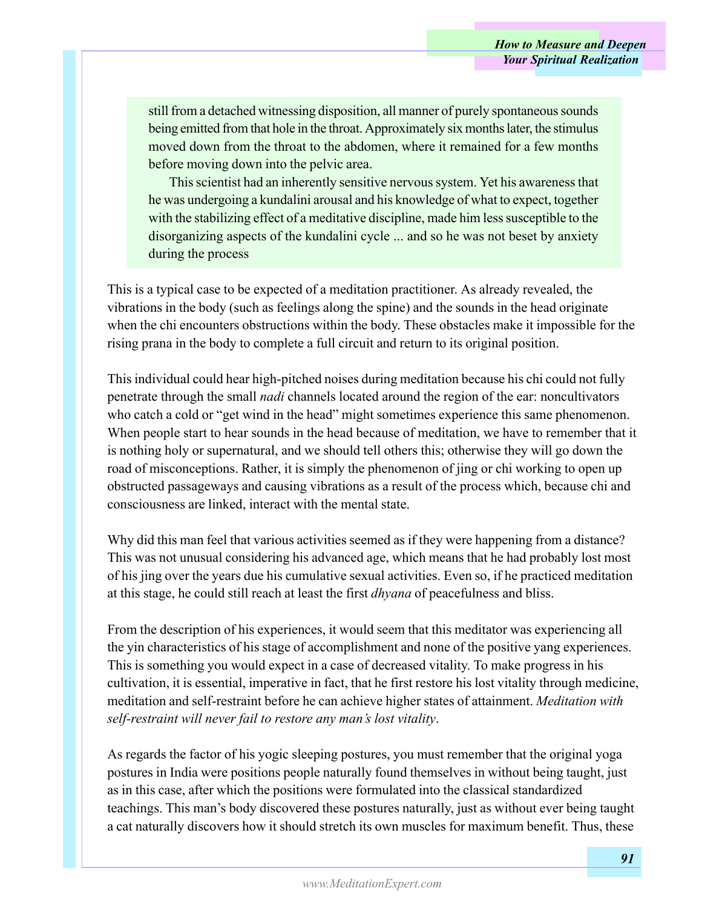> still from a detached witnessing disposition, all manner of purely spontaneous sounds being emitted from that hole in the throat. Approximately six months later, the stimulus moved down from the throat to the abdomen, where it remained for a few months before moving down into the pelvic area.
>
> This scientist had an inherently sensitive nervous system. Yet his awareness that he was undergoing a kundalini arousal and his knowledge of what to expect, together with the stabilizing effect of a meditative discipline, made him less susceptible to the disorganizing aspects of the kundalini cycle ... and so he was not beset by anxiety during the process

This is a typical case to be expected of a meditation practitioner. As already revealed, the vibrations in the body (such as feelings along the spine) and the sounds in the head originate when the chi encounters obstructions within the body. These obstacles make it impossible for the rising prana in the body to complete a full circuit and return to its original position.

This individual could hear high-pitched noises during meditation because his chi could not fully penetrate through the small *nadi* channels located around the region of the ear: noncultivators who catch a cold or "get wind in the head" might sometimes experience this same phenomenon. When people start to hear sounds in the head because of meditation, we have to remember that it is nothing holy or supernatural, and we should tell others this; otherwise they will go down the road of misconceptions. Rather, it is simply the phenomenon of jing or chi working to open up obstructed passageways and causing vibrations as a result of the process which, because chi and consciousness are linked, interact with the mental state.

Why did this man feel that various activities seemed as if they were happening from a distance? This was not unusual considering his advanced age, which means that he had probably lost most of his jing over the years due his cumulative sexual activities. Even so, if he practiced meditation at this stage, he could still reach at least the first *dhyana* of peacefulness and bliss.

From the description of his experiences, it would seem that this meditator was experiencing all the yin characteristics of his stage of accomplishment and none of the positive yang experiences. This is something you would expect in a case of decreased vitality. To make progress in his cultivation, it is essential, imperative in fact, that he first restore his lost vitality through medicine, meditation and self-restraint before he can achieve higher states of attainment. *Meditation with self-restraint will never fail to restore any man's lost vitality*.

As regards the factor of his yogic sleeping postures, you must remember that the original yoga postures in India were positions people naturally found themselves in without being taught, just as in this case, after which the positions were formulated into the classical standardized teachings. This man's body discovered these postures naturally, just as without ever being taught a cat naturally discovers how it should stretch its own muscles for maximum benefit. Thus, these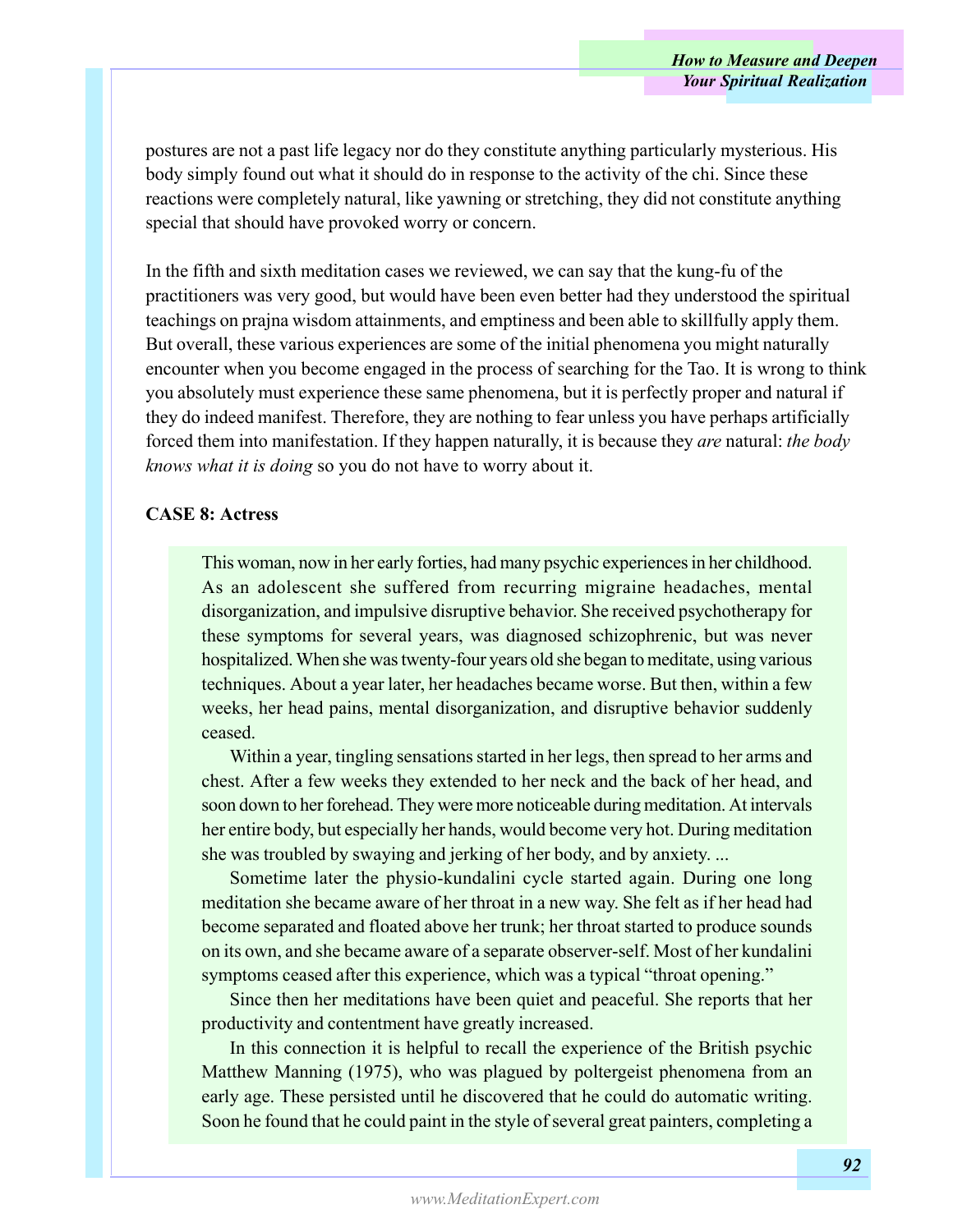postures are not a past life legacy nor do they constitute anything particularly mysterious. His body simply found out what it should do in response to the activity of the chi. Since these reactions were completely natural, like yawning or stretching, they did not constitute anything special that should have provoked worry or concern.

In the fifth and sixth meditation cases we reviewed, we can say that the kung-fu of the practitioners was very good, but would have been even better had they understood the spiritual teachings on prajna wisdom attainments, and emptiness and been able to skillfully apply them. But overall, these various experiences are some of the initial phenomena you might naturally encounter when you become engaged in the process of searching for the Tao. It is wrong to think you absolutely must experience these same phenomena, but it is perfectly proper and natural if they do indeed manifest. Therefore, they are nothing to fear unless you have perhaps artificially forced them into manifestation. If they happen naturally, it is because they *are* natural: *the body knows what it is doing* so you do not have to worry about it.

**CASE 8: Actress**

> This woman, now in her early forties, had many psychic experiences in her childhood. As an adolescent she suffered from recurring migraine headaches, mental disorganization, and impulsive disruptive behavior. She received psychotherapy for these symptoms for several years, was diagnosed schizophrenic, but was never hospitalized. When she was twenty-four years old she began to meditate, using various techniques. About a year later, her headaches became worse. But then, within a few weeks, her head pains, mental disorganization, and disruptive behavior suddenly ceased.
>
> Within a year, tingling sensations started in her legs, then spread to her arms and chest. After a few weeks they extended to her neck and the back of her head, and soon down to her forehead. They were more noticeable during meditation. At intervals her entire body, but especially her hands, would become very hot. During meditation she was troubled by swaying and jerking of her body, and by anxiety. ...
>
> Sometime later the physio-kundalini cycle started again. During one long meditation she became aware of her throat in a new way. She felt as if her head had become separated and floated above her trunk; her throat started to produce sounds on its own, and she became aware of a separate observer-self. Most of her kundalini symptoms ceased after this experience, which was a typical "throat opening."
>
> Since then her meditations have been quiet and peaceful. She reports that her productivity and contentment have greatly increased.
>
> In this connection it is helpful to recall the experience of the British psychic Matthew Manning (1975), who was plagued by poltergeist phenomena from an early age. These persisted until he discovered that he could do automatic writing. Soon he found that he could paint in the style of several great painters, completing a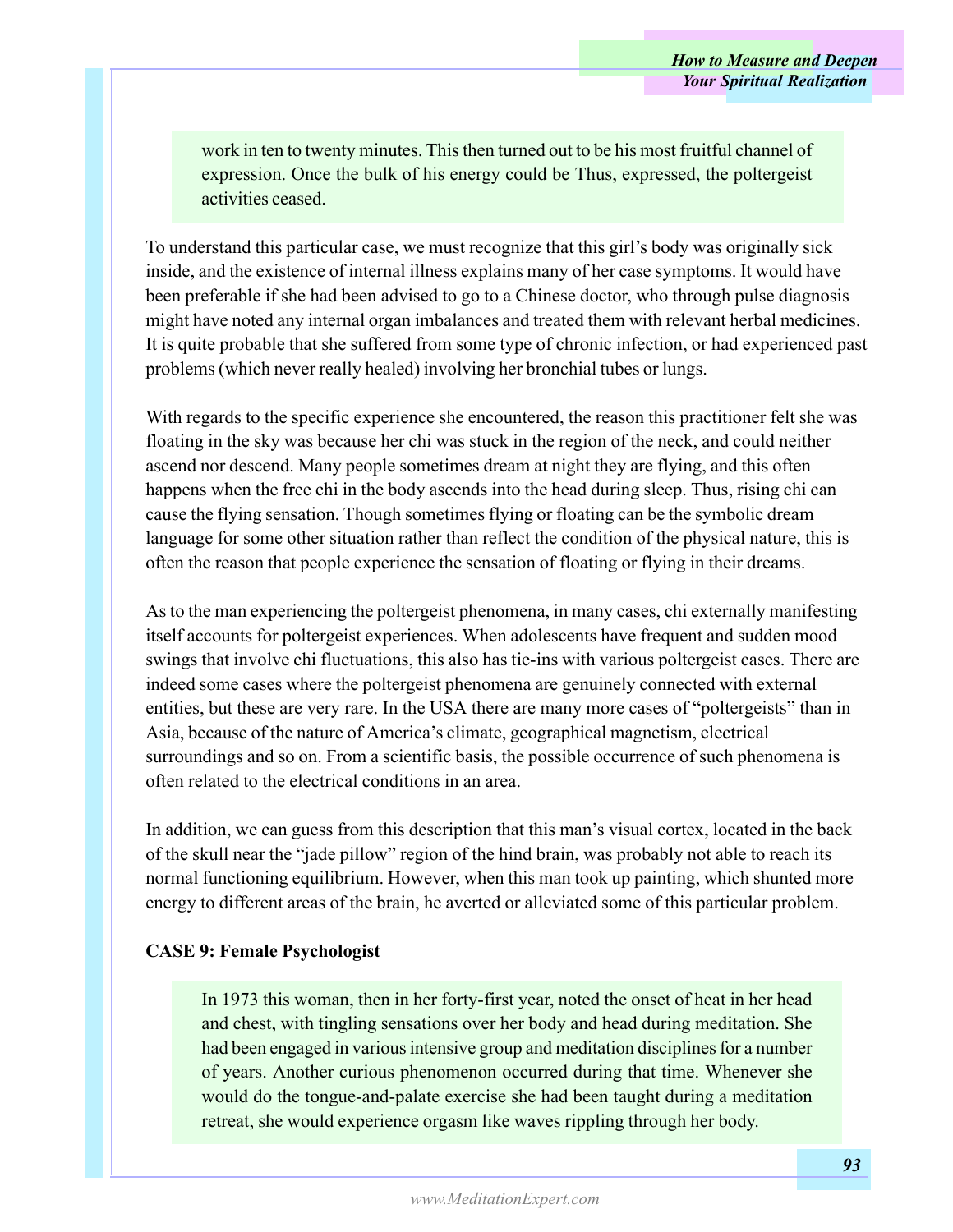> work in ten to twenty minutes. This then turned out to be his most fruitful channel of expression. Once the bulk of his energy could be Thus, expressed, the poltergeist activities ceased.

To understand this particular case, we must recognize that this girl's body was originally sick inside, and the existence of internal illness explains many of her case symptoms. It would have been preferable if she had been advised to go to a Chinese doctor, who through pulse diagnosis might have noted any internal organ imbalances and treated them with relevant herbal medicines. It is quite probable that she suffered from some type of chronic infection, or had experienced past problems (which never really healed) involving her bronchial tubes or lungs.

With regards to the specific experience she encountered, the reason this practitioner felt she was floating in the sky was because her chi was stuck in the region of the neck, and could neither ascend nor descend. Many people sometimes dream at night they are flying, and this often happens when the free chi in the body ascends into the head during sleep. Thus, rising chi can cause the flying sensation. Though sometimes flying or floating can be the symbolic dream language for some other situation rather than reflect the condition of the physical nature, this is often the reason that people experience the sensation of floating or flying in their dreams.

As to the man experiencing the poltergeist phenomena, in many cases, chi externally manifesting itself accounts for poltergeist experiences. When adolescents have frequent and sudden mood swings that involve chi fluctuations, this also has tie-ins with various poltergeist cases. There are indeed some cases where the poltergeist phenomena are genuinely connected with external entities, but these are very rare. In the USA there are many more cases of "poltergeists" than in Asia, because of the nature of America's climate, geographical magnetism, electrical surroundings and so on. From a scientific basis, the possible occurrence of such phenomena is often related to the electrical conditions in an area.

In addition, we can guess from this description that this man's visual cortex, located in the back of the skull near the "jade pillow" region of the hind brain, was probably not able to reach its normal functioning equilibrium. However, when this man took up painting, which shunted more energy to different areas of the brain, he averted or alleviated some of this particular problem.

**CASE 9: Female Psychologist**

> In 1973 this woman, then in her forty-first year, noted the onset of heat in her head and chest, with tingling sensations over her body and head during meditation. She had been engaged in various intensive group and meditation disciplines for a number of years. Another curious phenomenon occurred during that time. Whenever she would do the tongue-and-palate exercise she had been taught during a meditation retreat, she would experience orgasm like waves rippling through her body.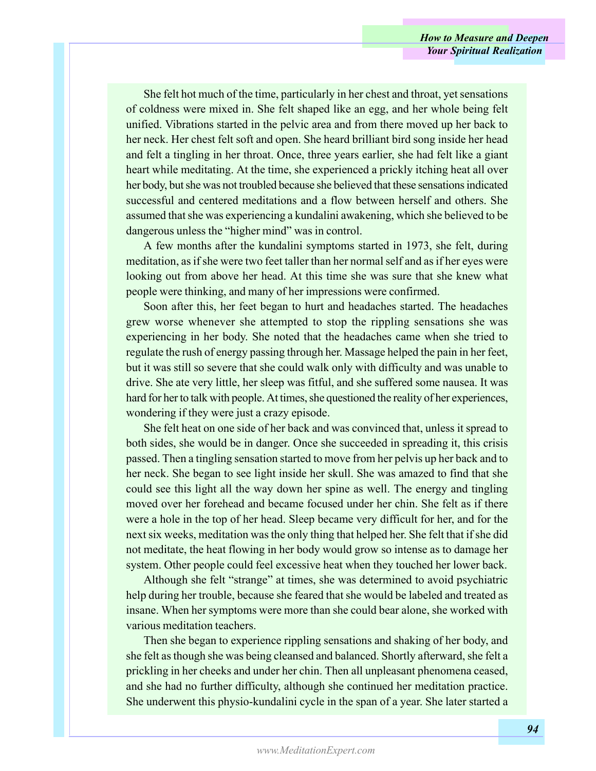She felt hot much of the time, particularly in her chest and throat, yet sensations of coldness were mixed in. She felt shaped like an egg, and her whole being felt unified. Vibrations started in the pelvic area and from there moved up her back to her neck. Her chest felt soft and open. She heard brilliant bird song inside her head and felt a tingling in her throat. Once, three years earlier, she had felt like a giant heart while meditating. At the time, she experienced a prickly itching heat all over her body, but she was not troubled because she believed that these sensations indicated successful and centered meditations and a flow between herself and others. She assumed that she was experiencing a kundalini awakening, which she believed to be dangerous unless the "higher mind" was in control.

A few months after the kundalini symptoms started in 1973, she felt, during meditation, as if she were two feet taller than her normal self and as if her eyes were looking out from above her head. At this time she was sure that she knew what people were thinking, and many of her impressions were confirmed.

Soon after this, her feet began to hurt and headaches started. The headaches grew worse whenever she attempted to stop the rippling sensations she was experiencing in her body. She noted that the headaches came when she tried to regulate the rush of energy passing through her. Massage helped the pain in her feet, but it was still so severe that she could walk only with difficulty and was unable to drive. She ate very little, her sleep was fitful, and she suffered some nausea. It was hard for her to talk with people. At times, she questioned the reality of her experiences, wondering if they were just a crazy episode.

She felt heat on one side of her back and was convinced that, unless it spread to both sides, she would be in danger. Once she succeeded in spreading it, this crisis passed. Then a tingling sensation started to move from her pelvis up her back and to her neck. She began to see light inside her skull. She was amazed to find that she could see this light all the way down her spine as well. The energy and tingling moved over her forehead and became focused under her chin. She felt as if there were a hole in the top of her head. Sleep became very difficult for her, and for the next six weeks, meditation was the only thing that helped her. She felt that if she did not meditate, the heat flowing in her body would grow so intense as to damage her system. Other people could feel excessive heat when they touched her lower back.

Although she felt "strange" at times, she was determined to avoid psychiatric help during her trouble, because she feared that she would be labeled and treated as insane. When her symptoms were more than she could bear alone, she worked with various meditation teachers.

Then she began to experience rippling sensations and shaking of her body, and she felt as though she was being cleansed and balanced. Shortly afterward, she felt a prickling in her cheeks and under her chin. Then all unpleasant phenomena ceased, and she had no further difficulty, although she continued her meditation practice. She underwent this physio-kundalini cycle in the span of a year. She later started a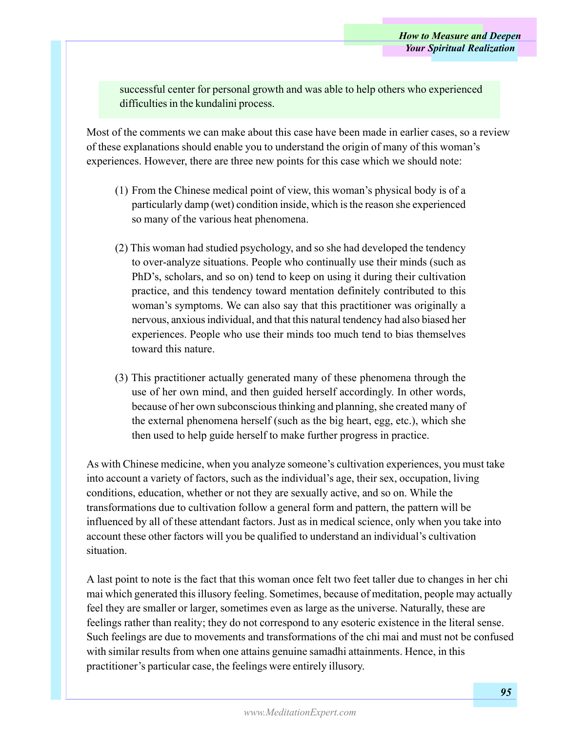successful center for personal growth and was able to help others who experienced difficulties in the kundalini process.

Most of the comments we can make about this case have been made in earlier cases, so a review of these explanations should enable you to understand the origin of many of this woman's experiences. However, there are three new points for this case which we should note:

(1) From the Chinese medical point of view, this woman's physical body is of a particularly damp (wet) condition inside, which is the reason she experienced so many of the various heat phenomena.

(2) This woman had studied psychology, and so she had developed the tendency to over-analyze situations. People who continually use their minds (such as PhD's, scholars, and so on) tend to keep on using it during their cultivation practice, and this tendency toward mentation definitely contributed to this woman's symptoms. We can also say that this practitioner was originally a nervous, anxious individual, and that this natural tendency had also biased her experiences. People who use their minds too much tend to bias themselves toward this nature.

(3) This practitioner actually generated many of these phenomena through the use of her own mind, and then guided herself accordingly. In other words, because of her own subconscious thinking and planning, she created many of the external phenomena herself (such as the big heart, egg, etc.), which she then used to help guide herself to make further progress in practice.

As with Chinese medicine, when you analyze someone's cultivation experiences, you must take into account a variety of factors, such as the individual's age, their sex, occupation, living conditions, education, whether or not they are sexually active, and so on. While the transformations due to cultivation follow a general form and pattern, the pattern will be influenced by all of these attendant factors. Just as in medical science, only when you take into account these other factors will you be qualified to understand an individual's cultivation situation.

A last point to note is the fact that this woman once felt two feet taller due to changes in her chi mai which generated this illusory feeling. Sometimes, because of meditation, people may actually feel they are smaller or larger, sometimes even as large as the universe. Naturally, these are feelings rather than reality; they do not correspond to any esoteric existence in the literal sense. Such feelings are due to movements and transformations of the chi mai and must not be confused with similar results from when one attains genuine samadhi attainments. Hence, in this practitioner's particular case, the feelings were entirely illusory.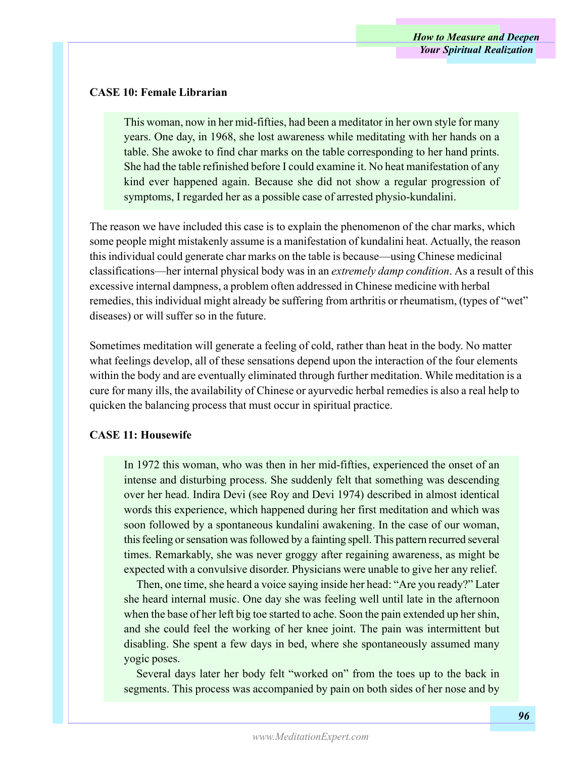### CASE 10: Female Librarian

> This woman, now in her mid-fifties, had been a meditator in her own style for many years. One day, in 1968, she lost awareness while meditating with her hands on a table. She awoke to find char marks on the table corresponding to her hand prints. She had the table refinished before I could examine it. No heat manifestation of any kind ever happened again. Because she did not show a regular progression of symptoms, I regarded her as a possible case of arrested physio-kundalini.

The reason we have included this case is to explain the phenomenon of the char marks, which some people might mistakenly assume is a manifestation of kundalini heat. Actually, the reason this individual could generate char marks on the table is because—using Chinese medicinal classifications—her internal physical body was in an *extremely damp condition*. As a result of this excessive internal dampness, a problem often addressed in Chinese medicine with herbal remedies, this individual might already be suffering from arthritis or rheumatism, (types of "wet" diseases) or will suffer so in the future.

Sometimes meditation will generate a feeling of cold, rather than heat in the body. No matter what feelings develop, all of these sensations depend upon the interaction of the four elements within the body and are eventually eliminated through further meditation. While meditation is a cure for many ills, the availability of Chinese or ayurvedic herbal remedies is also a real help to quicken the balancing process that must occur in spiritual practice.

### CASE 11: Housewife

> In 1972 this woman, who was then in her mid-fifties, experienced the onset of an intense and disturbing process. She suddenly felt that something was descending over her head. Indira Devi (see Roy and Devi 1974) described in almost identical words this experience, which happened during her first meditation and which was soon followed by a spontaneous kundalini awakening. In the case of our woman, this feeling or sensation was followed by a fainting spell. This pattern recurred several times. Remarkably, she was never groggy after regaining awareness, as might be expected with a convulsive disorder. Physicians were unable to give her any relief.
>
> Then, one time, she heard a voice saying inside her head: "Are you ready?" Later she heard internal music. One day she was feeling well until late in the afternoon when the base of her left big toe started to ache. Soon the pain extended up her shin, and she could feel the working of her knee joint. The pain was intermittent but disabling. She spent a few days in bed, where she spontaneously assumed many yogic poses.
>
> Several days later her body felt "worked on" from the toes up to the back in segments. This process was accompanied by pain on both sides of her nose and by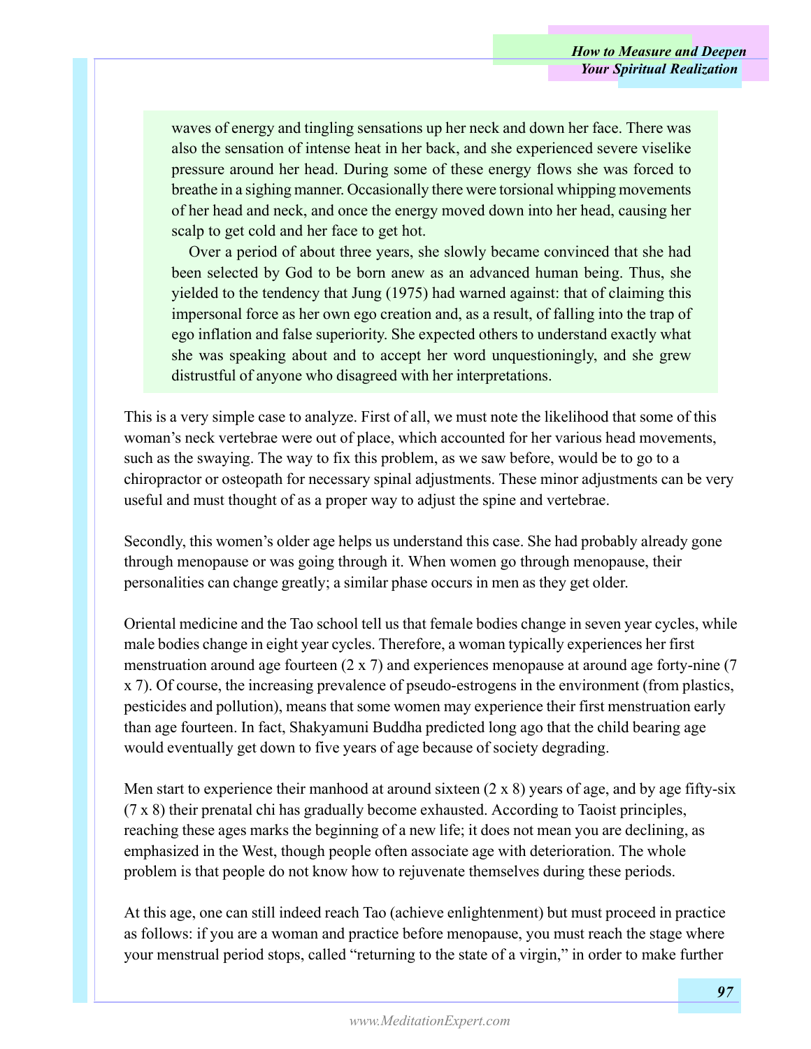> waves of energy and tingling sensations up her neck and down her face. There was also the sensation of intense heat in her back, and she experienced severe viselike pressure around her head. During some of these energy flows she was forced to breathe in a sighing manner. Occasionally there were torsional whipping movements of her head and neck, and once the energy moved down into her head, causing her scalp to get cold and her face to get hot.
>
> Over a period of about three years, she slowly became convinced that she had been selected by God to be born anew as an advanced human being. Thus, she yielded to the tendency that Jung (1975) had warned against: that of claiming this impersonal force as her own ego creation and, as a result, of falling into the trap of ego inflation and false superiority. She expected others to understand exactly what she was speaking about and to accept her word unquestioningly, and she grew distrustful of anyone who disagreed with her interpretations.

This is a very simple case to analyze. First of all, we must note the likelihood that some of this woman's neck vertebrae were out of place, which accounted for her various head movements, such as the swaying. The way to fix this problem, as we saw before, would be to go to a chiropractor or osteopath for necessary spinal adjustments. These minor adjustments can be very useful and must thought of as a proper way to adjust the spine and vertebrae.

Secondly, this women's older age helps us understand this case. She had probably already gone through menopause or was going through it. When women go through menopause, their personalities can change greatly; a similar phase occurs in men as they get older.

Oriental medicine and the Tao school tell us that female bodies change in seven year cycles, while male bodies change in eight year cycles. Therefore, a woman typically experiences her first menstruation around age fourteen (2 x 7) and experiences menopause at around age forty-nine (7 x 7). Of course, the increasing prevalence of pseudo-estrogens in the environment (from plastics, pesticides and pollution), means that some women may experience their first menstruation early than age fourteen. In fact, Shakyamuni Buddha predicted long ago that the child bearing age would eventually get down to five years of age because of society degrading.

Men start to experience their manhood at around sixteen (2 x 8) years of age, and by age fifty-six (7 x 8) their prenatal chi has gradually become exhausted. According to Taoist principles, reaching these ages marks the beginning of a new life; it does not mean you are declining, as emphasized in the West, though people often associate age with deterioration. The whole problem is that people do not know how to rejuvenate themselves during these periods.

At this age, one can still indeed reach Tao (achieve enlightenment) but must proceed in practice as follows: if you are a woman and practice before menopause, you must reach the stage where your menstrual period stops, called "returning to the state of a virgin," in order to make further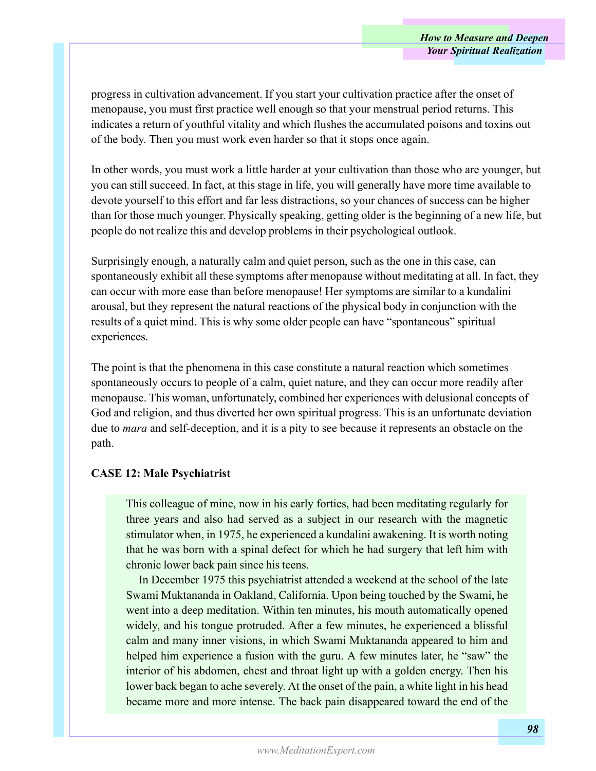progress in cultivation advancement. If you start your cultivation practice after the onset of menopause, you must first practice well enough so that your menstrual period returns. This indicates a return of youthful vitality and which flushes the accumulated poisons and toxins out of the body. Then you must work even harder so that it stops once again.

In other words, you must work a little harder at your cultivation than those who are younger, but you can still succeed. In fact, at this stage in life, you will generally have more time available to devote yourself to this effort and far less distractions, so your chances of success can be higher than for those much younger. Physically speaking, getting older is the beginning of a new life, but people do not realize this and develop problems in their psychological outlook.

Surprisingly enough, a naturally calm and quiet person, such as the one in this case, can spontaneously exhibit all these symptoms after menopause without meditating at all. In fact, they can occur with more ease than before menopause! Her symptoms are similar to a kundalini arousal, but they represent the natural reactions of the physical body in conjunction with the results of a quiet mind. This is why some older people can have "spontaneous" spiritual experiences.

The point is that the phenomena in this case constitute a natural reaction which sometimes spontaneously occurs to people of a calm, quiet nature, and they can occur more readily after menopause. This woman, unfortunately, combined her experiences with delusional concepts of God and religion, and thus diverted her own spiritual progress. This is an unfortunate deviation due to *mara* and self-deception, and it is a pity to see because it represents an obstacle on the path.

**CASE 12: Male Psychiatrist**

> This colleague of mine, now in his early forties, had been meditating regularly for three years and also had served as a subject in our research with the magnetic stimulator when, in 1975, he experienced a kundalini awakening. It is worth noting that he was born with a spinal defect for which he had surgery that left him with chronic lower back pain since his teens.
>
> In December 1975 this psychiatrist attended a weekend at the school of the late Swami Muktananda in Oakland, California. Upon being touched by the Swami, he went into a deep meditation. Within ten minutes, his mouth automatically opened widely, and his tongue protruded. After a few minutes, he experienced a blissful calm and many inner visions, in which Swami Muktananda appeared to him and helped him experience a fusion with the guru. A few minutes later, he "saw" the interior of his abdomen, chest and throat light up with a golden energy. Then his lower back began to ache severely. At the onset of the pain, a white light in his head became more and more intense. The back pain disappeared toward the end of the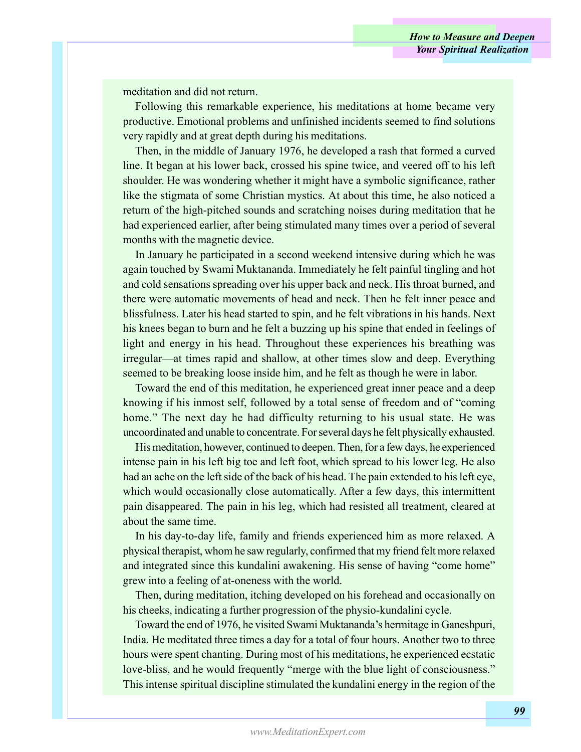meditation and did not return.

Following this remarkable experience, his meditations at home became very productive. Emotional problems and unfinished incidents seemed to find solutions very rapidly and at great depth during his meditations.

Then, in the middle of January 1976, he developed a rash that formed a curved line. It began at his lower back, crossed his spine twice, and veered off to his left shoulder. He was wondering whether it might have a symbolic significance, rather like the stigmata of some Christian mystics. At about this time, he also noticed a return of the high-pitched sounds and scratching noises during meditation that he had experienced earlier, after being stimulated many times over a period of several months with the magnetic device.

In January he participated in a second weekend intensive during which he was again touched by Swami Muktananda. Immediately he felt painful tingling and hot and cold sensations spreading over his upper back and neck. His throat burned, and there were automatic movements of head and neck. Then he felt inner peace and blissfulness. Later his head started to spin, and he felt vibrations in his hands. Next his knees began to burn and he felt a buzzing up his spine that ended in feelings of light and energy in his head. Throughout these experiences his breathing was irregular—at times rapid and shallow, at other times slow and deep. Everything seemed to be breaking loose inside him, and he felt as though he were in labor.

Toward the end of this meditation, he experienced great inner peace and a deep knowing if his inmost self, followed by a total sense of freedom and of "coming home." The next day he had difficulty returning to his usual state. He was uncoordinated and unable to concentrate. For several days he felt physically exhausted.

His meditation, however, continued to deepen. Then, for a few days, he experienced intense pain in his left big toe and left foot, which spread to his lower leg. He also had an ache on the left side of the back of his head. The pain extended to his left eye, which would occasionally close automatically. After a few days, this intermittent pain disappeared. The pain in his leg, which had resisted all treatment, cleared at about the same time.

In his day-to-day life, family and friends experienced him as more relaxed. A physical therapist, whom he saw regularly, confirmed that my friend felt more relaxed and integrated since this kundalini awakening. His sense of having "come home" grew into a feeling of at-oneness with the world.

Then, during meditation, itching developed on his forehead and occasionally on his cheeks, indicating a further progression of the physio-kundalini cycle.

Toward the end of 1976, he visited Swami Muktananda's hermitage in Ganeshpuri, India. He meditated three times a day for a total of four hours. Another two to three hours were spent chanting. During most of his meditations, he experienced ecstatic love-bliss, and he would frequently "merge with the blue light of consciousness." This intense spiritual discipline stimulated the kundalini energy in the region of the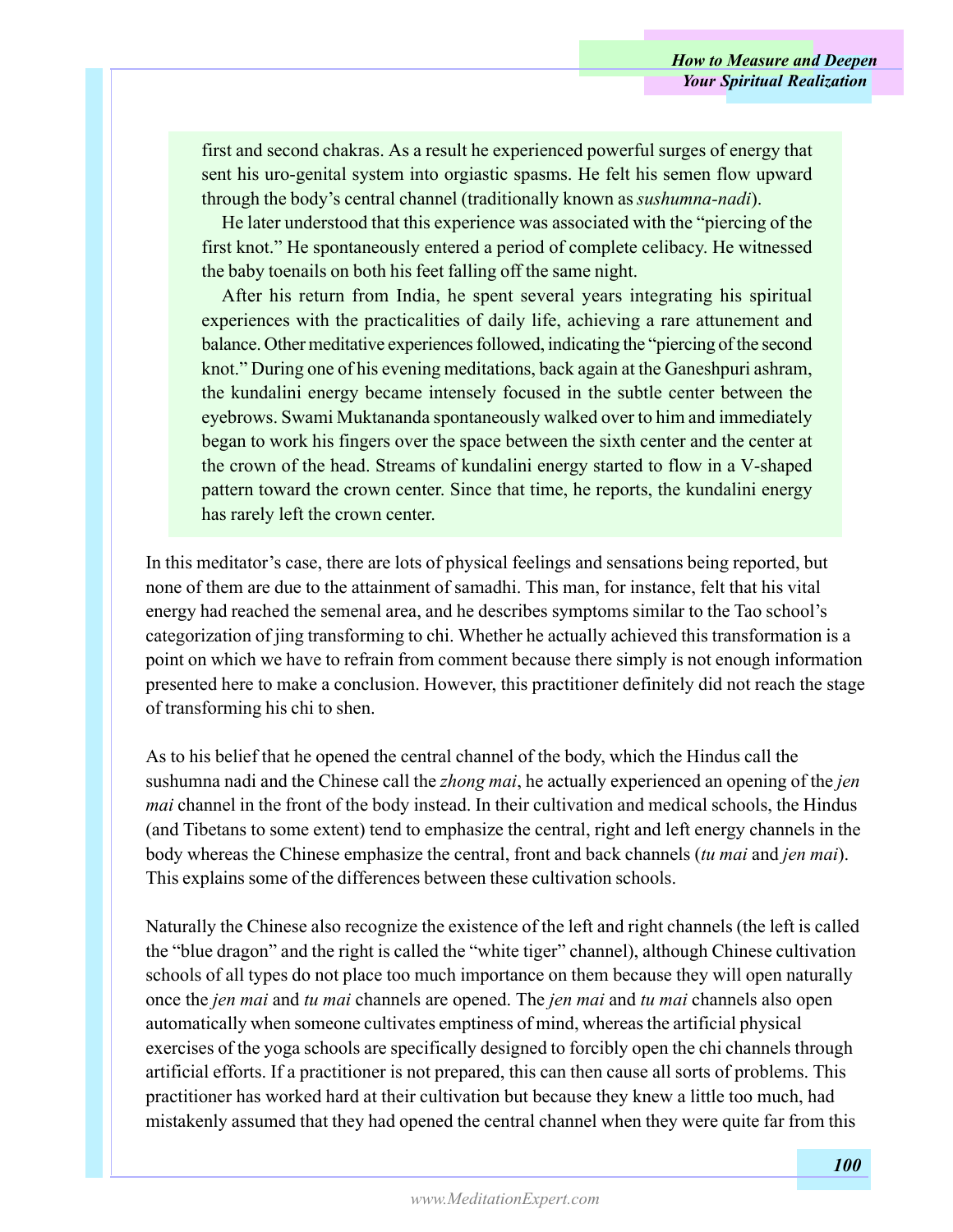> first and second chakras. As a result he experienced powerful surges of energy that sent his uro-genital system into orgiastic spasms. He felt his semen flow upward through the body's central channel (traditionally known as *sushumna-nadi*).
>
> He later understood that this experience was associated with the "piercing of the first knot." He spontaneously entered a period of complete celibacy. He witnessed the baby toenails on both his feet falling off the same night.
>
> After his return from India, he spent several years integrating his spiritual experiences with the practicalities of daily life, achieving a rare attunement and balance. Other meditative experiences followed, indicating the "piercing of the second knot." During one of his evening meditations, back again at the Ganeshpuri ashram, the kundalini energy became intensely focused in the subtle center between the eyebrows. Swami Muktananda spontaneously walked over to him and immediately began to work his fingers over the space between the sixth center and the center at the crown of the head. Streams of kundalini energy started to flow in a V-shaped pattern toward the crown center. Since that time, he reports, the kundalini energy has rarely left the crown center.

In this meditator's case, there are lots of physical feelings and sensations being reported, but none of them are due to the attainment of samadhi. This man, for instance, felt that his vital energy had reached the semenal area, and he describes symptoms similar to the Tao school's categorization of jing transforming to chi. Whether he actually achieved this transformation is a point on which we have to refrain from comment because there simply is not enough information presented here to make a conclusion. However, this practitioner definitely did not reach the stage of transforming his chi to shen.

As to his belief that he opened the central channel of the body, which the Hindus call the sushumna nadi and the Chinese call the *zhong mai*, he actually experienced an opening of the *jen mai* channel in the front of the body instead. In their cultivation and medical schools, the Hindus (and Tibetans to some extent) tend to emphasize the central, right and left energy channels in the body whereas the Chinese emphasize the central, front and back channels (*tu mai* and *jen mai*). This explains some of the differences between these cultivation schools.

Naturally the Chinese also recognize the existence of the left and right channels (the left is called the "blue dragon" and the right is called the "white tiger" channel), although Chinese cultivation schools of all types do not place too much importance on them because they will open naturally once the *jen mai* and *tu mai* channels are opened. The *jen mai* and *tu mai* channels also open automatically when someone cultivates emptiness of mind, whereas the artificial physical exercises of the yoga schools are specifically designed to forcibly open the chi channels through artificial efforts. If a practitioner is not prepared, this can then cause all sorts of problems. This practitioner has worked hard at their cultivation but because they knew a little too much, had mistakenly assumed that they had opened the central channel when they were quite far from this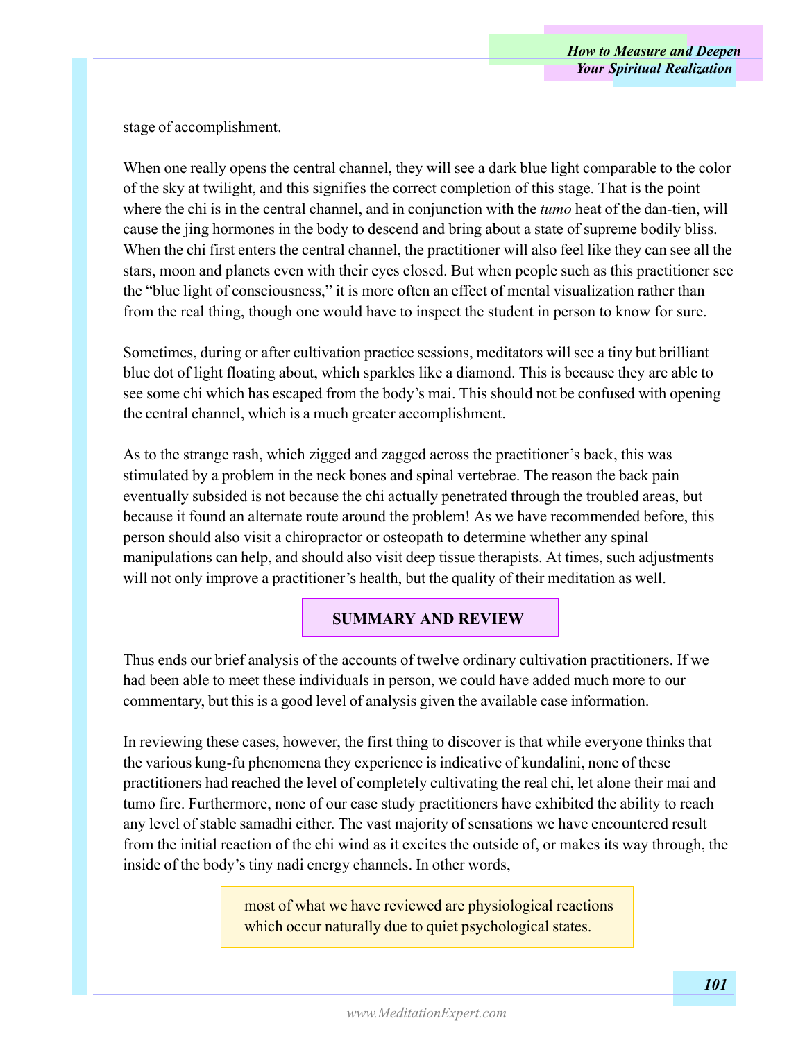stage of accomplishment.

When one really opens the central channel, they will see a dark blue light comparable to the color of the sky at twilight, and this signifies the correct completion of this stage. That is the point where the chi is in the central channel, and in conjunction with the *tumo* heat of the dan-tien, will cause the jing hormones in the body to descend and bring about a state of supreme bodily bliss. When the chi first enters the central channel, the practitioner will also feel like they can see all the stars, moon and planets even with their eyes closed. But when people such as this practitioner see the "blue light of consciousness," it is more often an effect of mental visualization rather than from the real thing, though one would have to inspect the student in person to know for sure.

Sometimes, during or after cultivation practice sessions, meditators will see a tiny but brilliant blue dot of light floating about, which sparkles like a diamond. This is because they are able to see some chi which has escaped from the body's mai. This should not be confused with opening the central channel, which is a much greater accomplishment.

As to the strange rash, which zigged and zagged across the practitioner's back, this was stimulated by a problem in the neck bones and spinal vertebrae. The reason the back pain eventually subsided is not because the chi actually penetrated through the troubled areas, but because it found an alternate route around the problem! As we have recommended before, this person should also visit a chiropractor or osteopath to determine whether any spinal manipulations can help, and should also visit deep tissue therapists. At times, such adjustments will not only improve a practitioner's health, but the quality of their meditation as well.

## SUMMARY AND REVIEW

Thus ends our brief analysis of the accounts of twelve ordinary cultivation practitioners. If we had been able to meet these individuals in person, we could have added much more to our commentary, but this is a good level of analysis given the available case information.

In reviewing these cases, however, the first thing to discover is that while everyone thinks that the various kung-fu phenomena they experience is indicative of kundalini, none of these practitioners had reached the level of completely cultivating the real chi, let alone their mai and tumo fire. Furthermore, none of our case study practitioners have exhibited the ability to reach any level of stable samadhi either. The vast majority of sensations we have encountered result from the initial reaction of the chi wind as it excites the outside of, or makes its way through, the inside of the body's tiny nadi energy channels. In other words,

> most of what we have reviewed are physiological reactions which occur naturally due to quiet psychological states.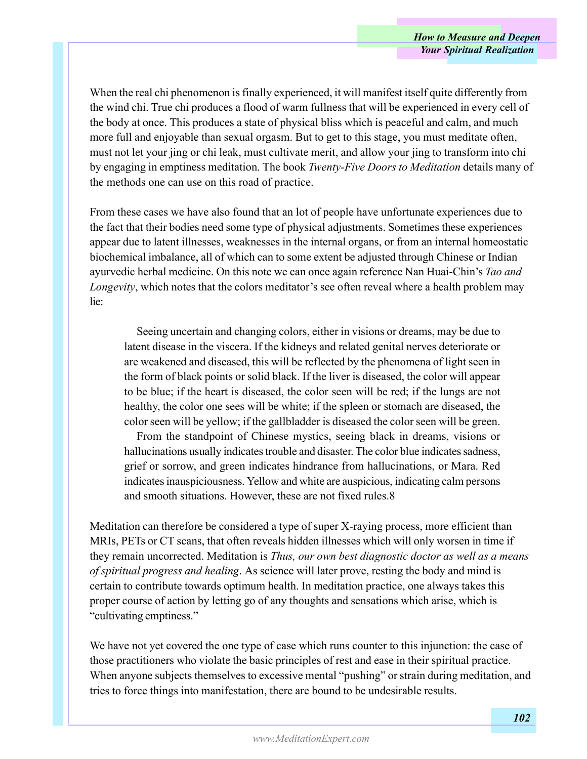When the real chi phenomenon is finally experienced, it will manifest itself quite differently from the wind chi. True chi produces a flood of warm fullness that will be experienced in every cell of the body at once. This produces a state of physical bliss which is peaceful and calm, and much more full and enjoyable than sexual orgasm. But to get to this stage, you must meditate often, must not let your jing or chi leak, must cultivate merit, and allow your jing to transform into chi by engaging in emptiness meditation. The book *Twenty-Five Doors to Meditation* details many of the methods one can use on this road of practice.

From these cases we have also found that an lot of people have unfortunate experiences due to the fact that their bodies need some type of physical adjustments. Sometimes these experiences appear due to latent illnesses, weaknesses in the internal organs, or from an internal homeostatic biochemical imbalance, all of which can to some extent be adjusted through Chinese or Indian ayurvedic herbal medicine. On this note we can once again reference Nan Huai-Chin's *Tao and Longevity*, which notes that the colors meditator's see often reveal where a health problem may lie:

> Seeing uncertain and changing colors, either in visions or dreams, may be due to latent disease in the viscera. If the kidneys and related genital nerves deteriorate or are weakened and diseased, this will be reflected by the phenomena of light seen in the form of black points or solid black. If the liver is diseased, the color will appear to be blue; if the heart is diseased, the color seen will be red; if the lungs are not healthy, the color one sees will be white; if the spleen or stomach are diseased, the color seen will be yellow; if the gallbladder is diseased the color seen will be green.
>
> From the standpoint of Chinese mystics, seeing black in dreams, visions or hallucinations usually indicates trouble and disaster. The color blue indicates sadness, grief or sorrow, and green indicates hindrance from hallucinations, or Mara. Red indicates inauspiciousness. Yellow and white are auspicious, indicating calm persons and smooth situations. However, these are not fixed rules.8

Meditation can therefore be considered a type of super X-raying process, more efficient than MRIs, PETs or CT scans, that often reveals hidden illnesses which will only worsen in time if they remain uncorrected. Meditation is *Thus, our own best diagnostic doctor as well as a means of spiritual progress and healing*. As science will later prove, resting the body and mind is certain to contribute towards optimum health. In meditation practice, one always takes this proper course of action by letting go of any thoughts and sensations which arise, which is "cultivating emptiness."

We have not yet covered the one type of case which runs counter to this injunction: the case of those practitioners who violate the basic principles of rest and ease in their spiritual practice. When anyone subjects themselves to excessive mental "pushing" or strain during meditation, and tries to force things into manifestation, there are bound to be undesirable results.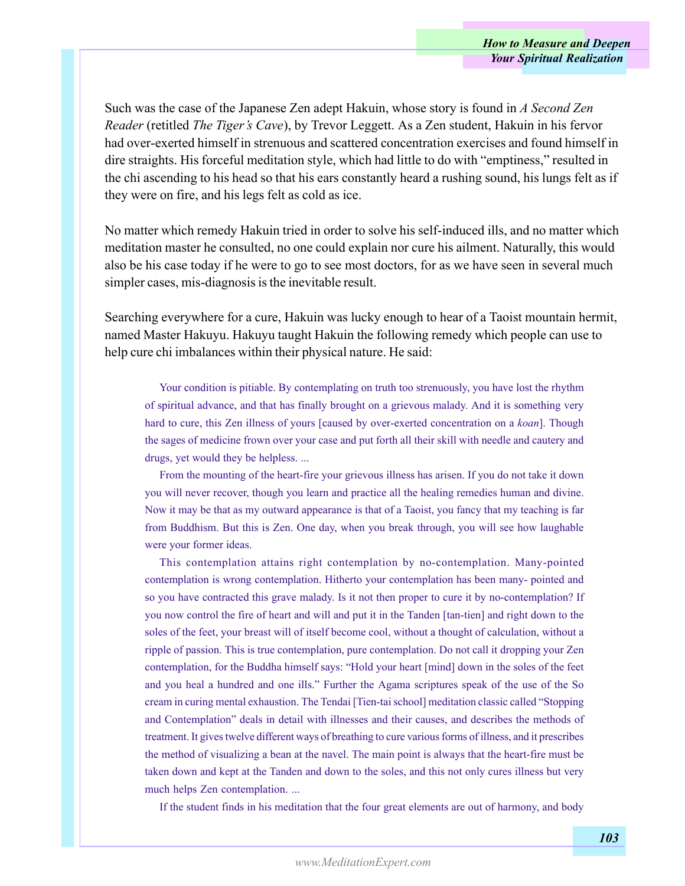Such was the case of the Japanese Zen adept Hakuin, whose story is found in *A Second Zen Reader* (retitled *The Tiger's Cave*), by Trevor Leggett. As a Zen student, Hakuin in his fervor had over-exerted himself in strenuous and scattered concentration exercises and found himself in dire straights. His forceful meditation style, which had little to do with "emptiness," resulted in the chi ascending to his head so that his ears constantly heard a rushing sound, his lungs felt as if they were on fire, and his legs felt as cold as ice.

No matter which remedy Hakuin tried in order to solve his self-induced ills, and no matter which meditation master he consulted, no one could explain nor cure his ailment. Naturally, this would also be his case today if he were to go to see most doctors, for as we have seen in several much simpler cases, mis-diagnosis is the inevitable result.

Searching everywhere for a cure, Hakuin was lucky enough to hear of a Taoist mountain hermit, named Master Hakuyu. Hakuyu taught Hakuin the following remedy which people can use to help cure chi imbalances within their physical nature. He said:

> Your condition is pitiable. By contemplating on truth too strenuously, you have lost the rhythm of spiritual advance, and that has finally brought on a grievous malady. And it is something very hard to cure, this Zen illness of yours [caused by over-exerted concentration on a *koan*]. Though the sages of medicine frown over your case and put forth all their skill with needle and cautery and drugs, yet would they be helpless. ...
>
> From the mounting of the heart-fire your grievous illness has arisen. If you do not take it down you will never recover, though you learn and practice all the healing remedies human and divine. Now it may be that as my outward appearance is that of a Taoist, you fancy that my teaching is far from Buddhism. But this is Zen. One day, when you break through, you will see how laughable were your former ideas.
>
> This contemplation attains right contemplation by no-contemplation. Many-pointed contemplation is wrong contemplation. Hitherto your contemplation has been many- pointed and so you have contracted this grave malady. Is it not then proper to cure it by no-contemplation? If you now control the fire of heart and will and put it in the Tanden [tan-tien] and right down to the soles of the feet, your breast will of itself become cool, without a thought of calculation, without a ripple of passion. This is true contemplation, pure contemplation. Do not call it dropping your Zen contemplation, for the Buddha himself says: "Hold your heart [mind] down in the soles of the feet and you heal a hundred and one ills." Further the Agama scriptures speak of the use of the So cream in curing mental exhaustion. The Tendai [Tien-tai school] meditation classic called "Stopping and Contemplation" deals in detail with illnesses and their causes, and describes the methods of treatment. It gives twelve different ways of breathing to cure various forms of illness, and it prescribes the method of visualizing a bean at the navel. The main point is always that the heart-fire must be taken down and kept at the Tanden and down to the soles, and this not only cures illness but very much helps Zen contemplation. ...
>
> If the student finds in his meditation that the four great elements are out of harmony, and body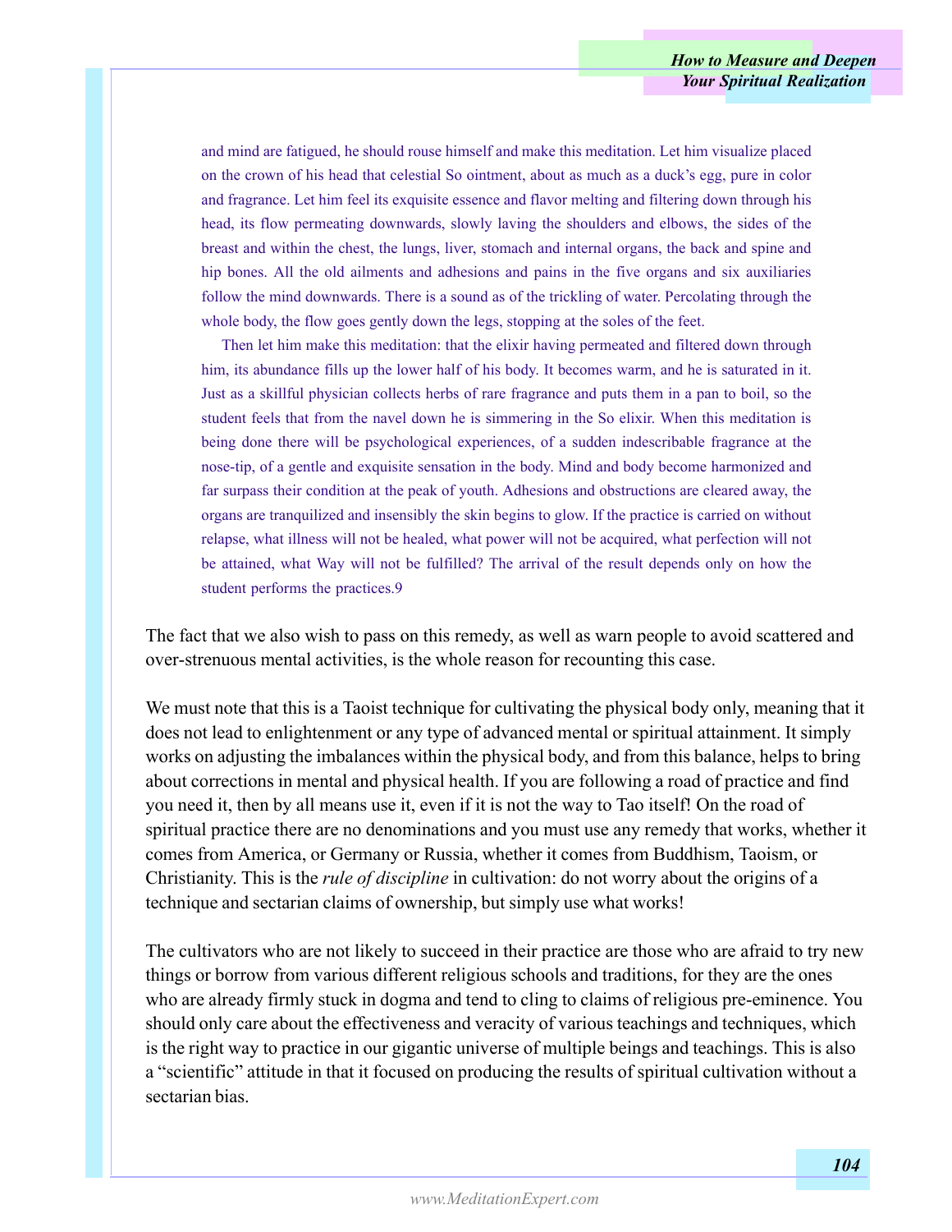> and mind are fatigued, he should rouse himself and make this meditation. Let him visualize placed on the crown of his head that celestial So ointment, about as much as a duck's egg, pure in color and fragrance. Let him feel its exquisite essence and flavor melting and filtering down through his head, its flow permeating downwards, slowly laving the shoulders and elbows, the sides of the breast and within the chest, the lungs, liver, stomach and internal organs, the back and spine and hip bones. All the old ailments and adhesions and pains in the five organs and six auxiliaries follow the mind downwards. There is a sound as of the trickling of water. Percolating through the whole body, the flow goes gently down the legs, stopping at the soles of the feet.
>
> Then let him make this meditation: that the elixir having permeated and filtered down through him, its abundance fills up the lower half of his body. It becomes warm, and he is saturated in it. Just as a skillful physician collects herbs of rare fragrance and puts them in a pan to boil, so the student feels that from the navel down he is simmering in the So elixir. When this meditation is being done there will be psychological experiences, of a sudden indescribable fragrance at the nose-tip, of a gentle and exquisite sensation in the body. Mind and body become harmonized and far surpass their condition at the peak of youth. Adhesions and obstructions are cleared away, the organs are tranquilized and insensibly the skin begins to glow. If the practice is carried on without relapse, what illness will not be healed, what power will not be acquired, what perfection will not be attained, what Way will not be fulfilled? The arrival of the result depends only on how the student performs the practices.[9]

The fact that we also wish to pass on this remedy, as well as warn people to avoid scattered and over-strenuous mental activities, is the whole reason for recounting this case.

We must note that this is a Taoist technique for cultivating the physical body only, meaning that it does not lead to enlightenment or any type of advanced mental or spiritual attainment. It simply works on adjusting the imbalances within the physical body, and from this balance, helps to bring about corrections in mental and physical health. If you are following a road of practice and find you need it, then by all means use it, even if it is not the way to Tao itself! On the road of spiritual practice there are no denominations and you must use any remedy that works, whether it comes from America, or Germany or Russia, whether it comes from Buddhism, Taoism, or Christianity. This is the *rule of discipline* in cultivation: do not worry about the origins of a technique and sectarian claims of ownership, but simply use what works!

The cultivators who are not likely to succeed in their practice are those who are afraid to try new things or borrow from various different religious schools and traditions, for they are the ones who are already firmly stuck in dogma and tend to cling to claims of religious pre-eminence. You should only care about the effectiveness and veracity of various teachings and techniques, which is the right way to practice in our gigantic universe of multiple beings and teachings. This is also a "scientific" attitude in that it focused on producing the results of spiritual cultivation without a sectarian bias.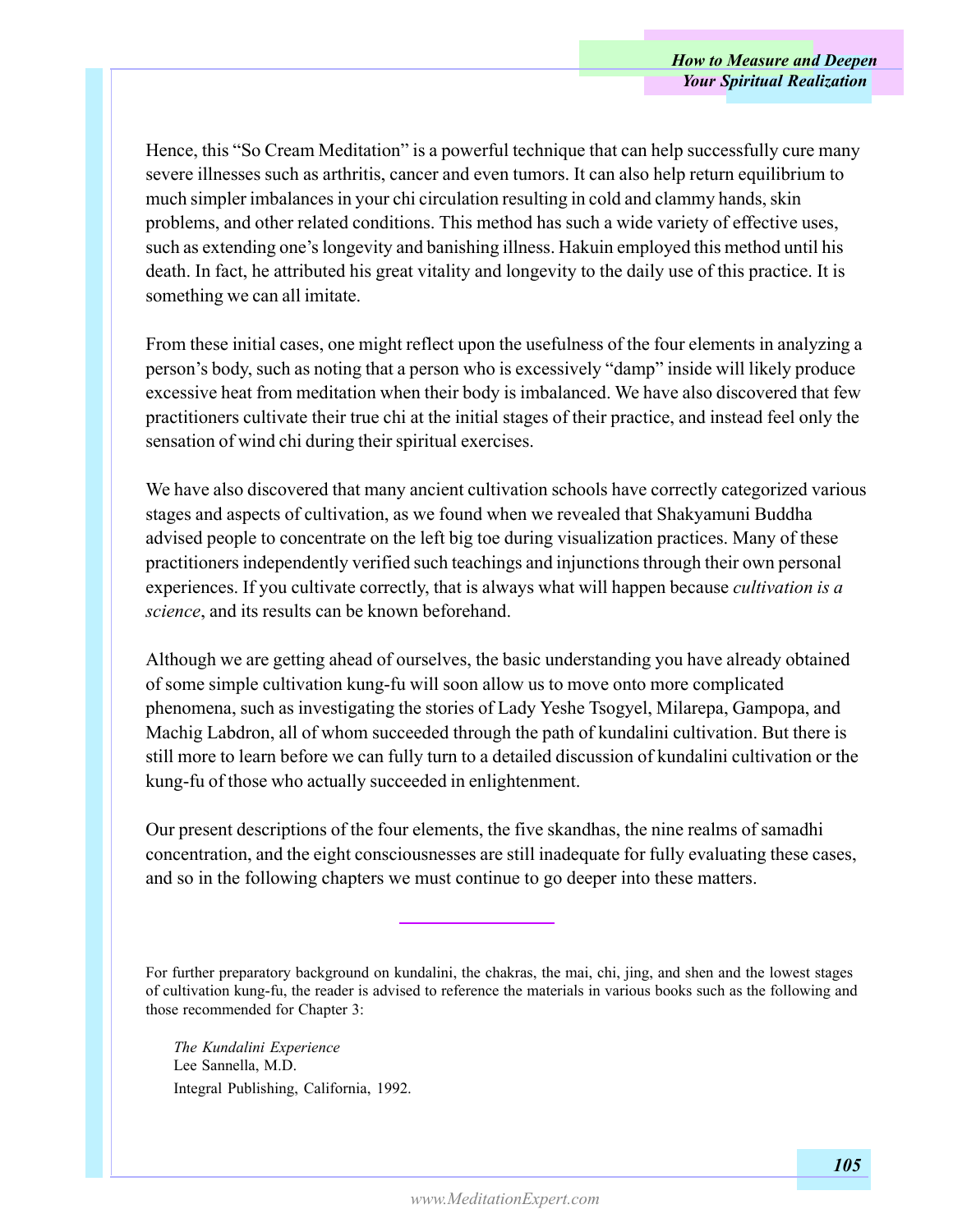Hence, this "So Cream Meditation" is a powerful technique that can help successfully cure many severe illnesses such as arthritis, cancer and even tumors. It can also help return equilibrium to much simpler imbalances in your chi circulation resulting in cold and clammy hands, skin problems, and other related conditions. This method has such a wide variety of effective uses, such as extending one's longevity and banishing illness. Hakuin employed this method until his death. In fact, he attributed his great vitality and longevity to the daily use of this practice. It is something we can all imitate.

From these initial cases, one might reflect upon the usefulness of the four elements in analyzing a person's body, such as noting that a person who is excessively "damp" inside will likely produce excessive heat from meditation when their body is imbalanced. We have also discovered that few practitioners cultivate their true chi at the initial stages of their practice, and instead feel only the sensation of wind chi during their spiritual exercises.

We have also discovered that many ancient cultivation schools have correctly categorized various stages and aspects of cultivation, as we found when we revealed that Shakyamuni Buddha advised people to concentrate on the left big toe during visualization practices. Many of these practitioners independently verified such teachings and injunctions through their own personal experiences. If you cultivate correctly, that is always what will happen because *cultivation is a science*, and its results can be known beforehand.

Although we are getting ahead of ourselves, the basic understanding you have already obtained of some simple cultivation kung-fu will soon allow us to move onto more complicated phenomena, such as investigating the stories of Lady Yeshe Tsogyel, Milarepa, Gampopa, and Machig Labdron, all of whom succeeded through the path of kundalini cultivation. But there is still more to learn before we can fully turn to a detailed discussion of kundalini cultivation or the kung-fu of those who actually succeeded in enlightenment.

Our present descriptions of the four elements, the five skandhas, the nine realms of samadhi concentration, and the eight consciousnesses are still inadequate for fully evaluating these cases, and so in the following chapters we must continue to go deeper into these matters.

---

For further preparatory background on kundalini, the chakras, the mai, chi, jing, and shen and the lowest stages of cultivation kung-fu, the reader is advised to reference the materials in various books such as the following and those recommended for Chapter 3:

*The Kundalini Experience*
Lee Sannella, M.D.
Integral Publishing, California, 1992.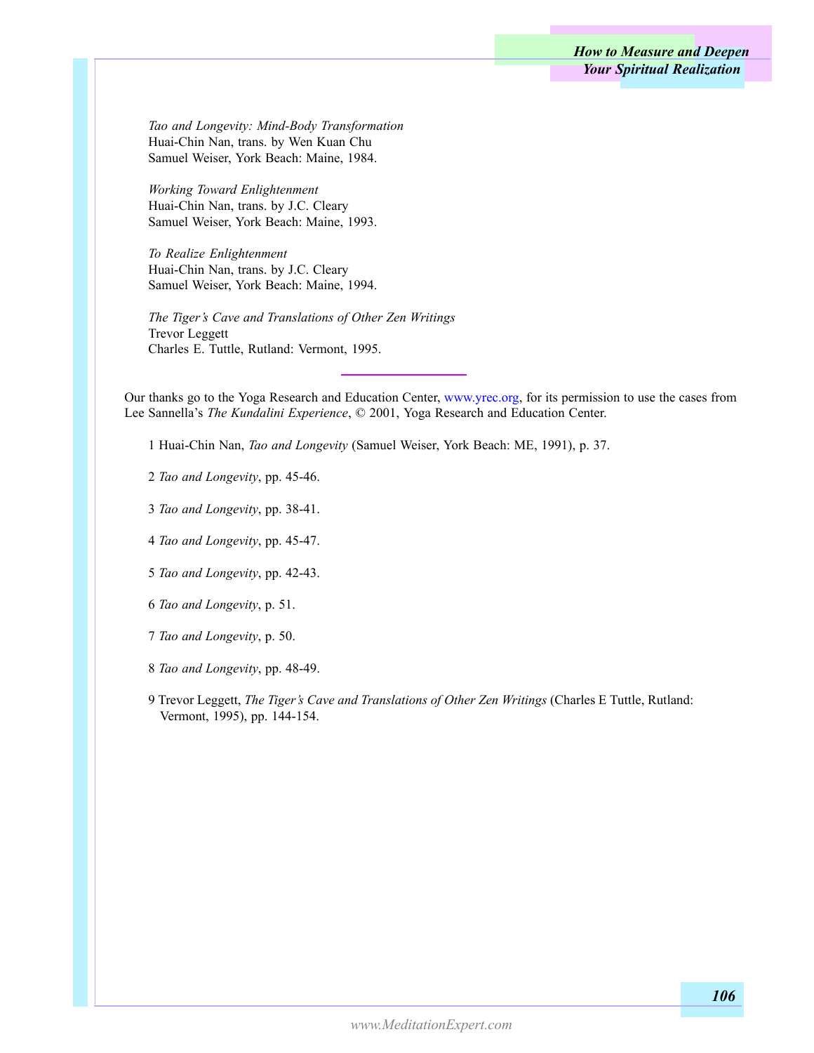*Tao and Longevity: Mind-Body Transformation*
Huai-Chin Nan, trans. by Wen Kuan Chu
Samuel Weiser, York Beach: Maine, 1984.

*Working Toward Enlightenment*
Huai-Chin Nan, trans. by J.C. Cleary
Samuel Weiser, York Beach: Maine, 1993.

*To Realize Enlightenment*
Huai-Chin Nan, trans. by J.C. Cleary
Samuel Weiser, York Beach: Maine, 1994.

*The Tiger's Cave and Translations of Other Zen Writings*
Trevor Leggett
Charles E. Tuttle, Rutland: Vermont, 1995.

---

Our thanks go to the Yoga Research and Education Center, www.yrec.org, for its permission to use the cases from Lee Sannella's *The Kundalini Experience*, © 2001, Yoga Research and Education Center.

1 Huai-Chin Nan, *Tao and Longevity* (Samuel Weiser, York Beach: ME, 1991), p. 37.

2 *Tao and Longevity*, pp. 45-46.

3 *Tao and Longevity*, pp. 38-41.

4 *Tao and Longevity*, pp. 45-47.

5 *Tao and Longevity*, pp. 42-43.

6 *Tao and Longevity*, p. 51.

7 *Tao and Longevity*, p. 50.

8 *Tao and Longevity*, pp. 48-49.

9 Trevor Leggett, *The Tiger's Cave and Translations of Other Zen Writings* (Charles E Tuttle, Rutland: Vermont, 1995), pp. 144-154.